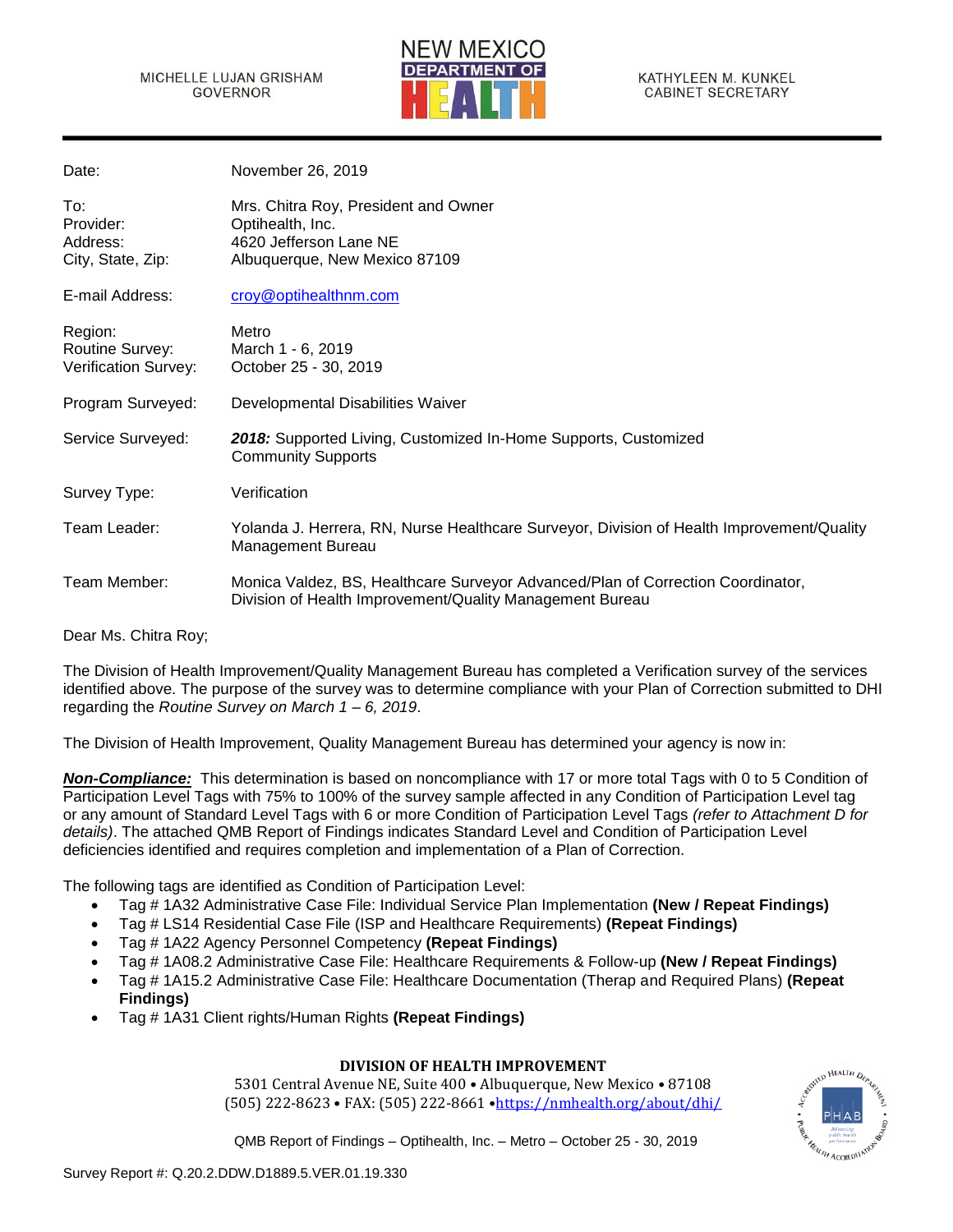MICHELLE LUJAN GRISHAM
GOVERNOR

NEW MEXICO DEPARTMENT OF HEALTH

KATHYLEEN M. KUNKEL
CABINET SECRETARY

| | |
|---|---|
| Date: | November 26, 2019 |
| To: | Mrs. Chitra Roy, President and Owner |
| Provider: | Optihealth, Inc. |
| Address: | 4620 Jefferson Lane NE |
| City, State, Zip: | Albuquerque, New Mexico 87109 |
| E-mail Address: | croy@optihealthnm.com |
| Region: | Metro |
| Routine Survey: | March 1 - 6, 2019 |
| Verification Survey: | October 25 - 30, 2019 |
| Program Surveyed: | Developmental Disabilities Waiver |
| Service Surveyed: | ***2018:*** Supported Living, Customized In-Home Supports, Customized Community Supports |
| Survey Type: | Verification |
| Team Leader: | Yolanda J. Herrera, RN, Nurse Healthcare Surveyor, Division of Health Improvement/Quality Management Bureau |
| Team Member: | Monica Valdez, BS, Healthcare Surveyor Advanced/Plan of Correction Coordinator, Division of Health Improvement/Quality Management Bureau |

Dear Ms. Chitra Roy;

The Division of Health Improvement/Quality Management Bureau has completed a Verification survey of the services identified above. The purpose of the survey was to determine compliance with your Plan of Correction submitted to DHI regarding the *Routine Survey on March 1 – 6, 2019*.

The Division of Health Improvement, Quality Management Bureau has determined your agency is now in:

***Non-Compliance:*** This determination is based on noncompliance with 17 or more total Tags with 0 to 5 Condition of Participation Level Tags with 75% to 100% of the survey sample affected in any Condition of Participation Level tag or any amount of Standard Level Tags with 6 or more Condition of Participation Level Tags *(refer to Attachment D for details)*. The attached QMB Report of Findings indicates Standard Level and Condition of Participation Level deficiencies identified and requires completion and implementation of a Plan of Correction.

The following tags are identified as Condition of Participation Level:

- Tag # 1A32 Administrative Case File: Individual Service Plan Implementation **(New / Repeat Findings)**
- Tag # LS14 Residential Case File (ISP and Healthcare Requirements) **(Repeat Findings)**
- Tag # 1A22 Agency Personnel Competency **(Repeat Findings)**
- Tag # 1A08.2 Administrative Case File: Healthcare Requirements & Follow-up **(New / Repeat Findings)**
- Tag # 1A15.2 Administrative Case File: Healthcare Documentation (Therap and Required Plans) **(Repeat Findings)**
- Tag # 1A31 Client rights/Human Rights **(Repeat Findings)**

**DIVISION OF HEALTH IMPROVEMENT**
5301 Central Avenue NE, Suite 400 • Albuquerque, New Mexico • 87108
(505) 222-8623 • FAX: (505) 222-8661 • https://nmhealth.org/about/dhi/

QMB Report of Findings – Optihealth, Inc. – Metro – October 25 - 30, 2019

Survey Report #: Q.20.2.DDW.D1889.5.VER.01.19.330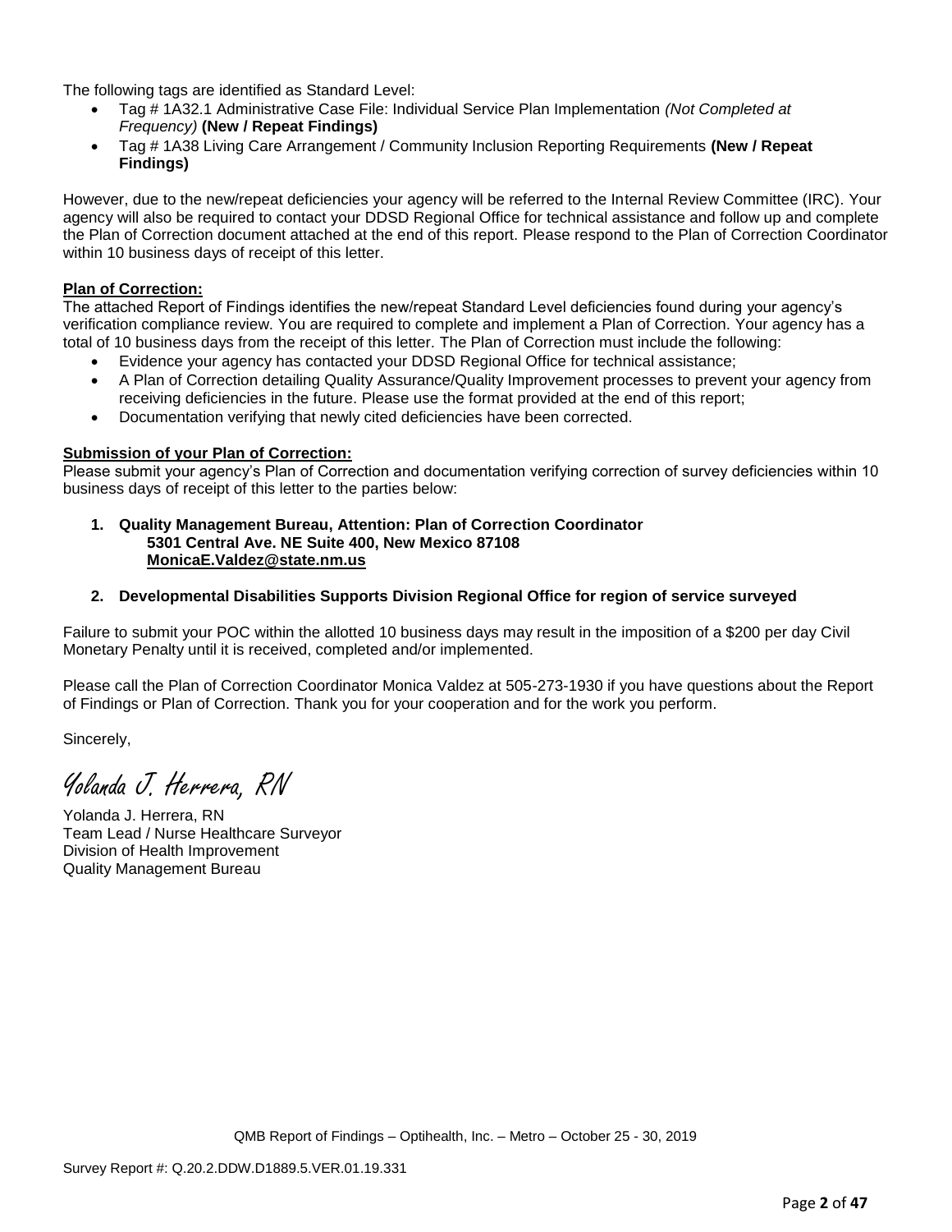The following tags are identified as Standard Level:

- Tag # 1A32.1 Administrative Case File: Individual Service Plan Implementation *(Not Completed at Frequency)* **(New / Repeat Findings)**
- Tag # 1A38 Living Care Arrangement / Community Inclusion Reporting Requirements **(New / Repeat Findings)**

However, due to the new/repeat deficiencies your agency will be referred to the Internal Review Committee (IRC). Your agency will also be required to contact your DDSD Regional Office for technical assistance and follow up and complete the Plan of Correction document attached at the end of this report. Please respond to the Plan of Correction Coordinator within 10 business days of receipt of this letter.

**Plan of Correction:**

The attached Report of Findings identifies the new/repeat Standard Level deficiencies found during your agency's verification compliance review. You are required to complete and implement a Plan of Correction. Your agency has a total of 10 business days from the receipt of this letter. The Plan of Correction must include the following:

- Evidence your agency has contacted your DDSD Regional Office for technical assistance;
- A Plan of Correction detailing Quality Assurance/Quality Improvement processes to prevent your agency from receiving deficiencies in the future. Please use the format provided at the end of this report;
- Documentation verifying that newly cited deficiencies have been corrected.

**Submission of your Plan of Correction:**

Please submit your agency's Plan of Correction and documentation verifying correction of survey deficiencies within 10 business days of receipt of this letter to the parties below:

1. **Quality Management Bureau, Attention: Plan of Correction Coordinator**
   **5301 Central Ave. NE Suite 400, New Mexico 87108**
   **MonicaE.Valdez@state.nm.us**

2. **Developmental Disabilities Supports Division Regional Office for region of service surveyed**

Failure to submit your POC within the allotted 10 business days may result in the imposition of a $200 per day Civil Monetary Penalty until it is received, completed and/or implemented.

Please call the Plan of Correction Coordinator Monica Valdez at 505-273-1930 if you have questions about the Report of Findings or Plan of Correction. Thank you for your cooperation and for the work you perform.

Sincerely,

*Yolanda J. Herrera, RN*

Yolanda J. Herrera, RN
Team Lead / Nurse Healthcare Surveyor
Division of Health Improvement
Quality Management Bureau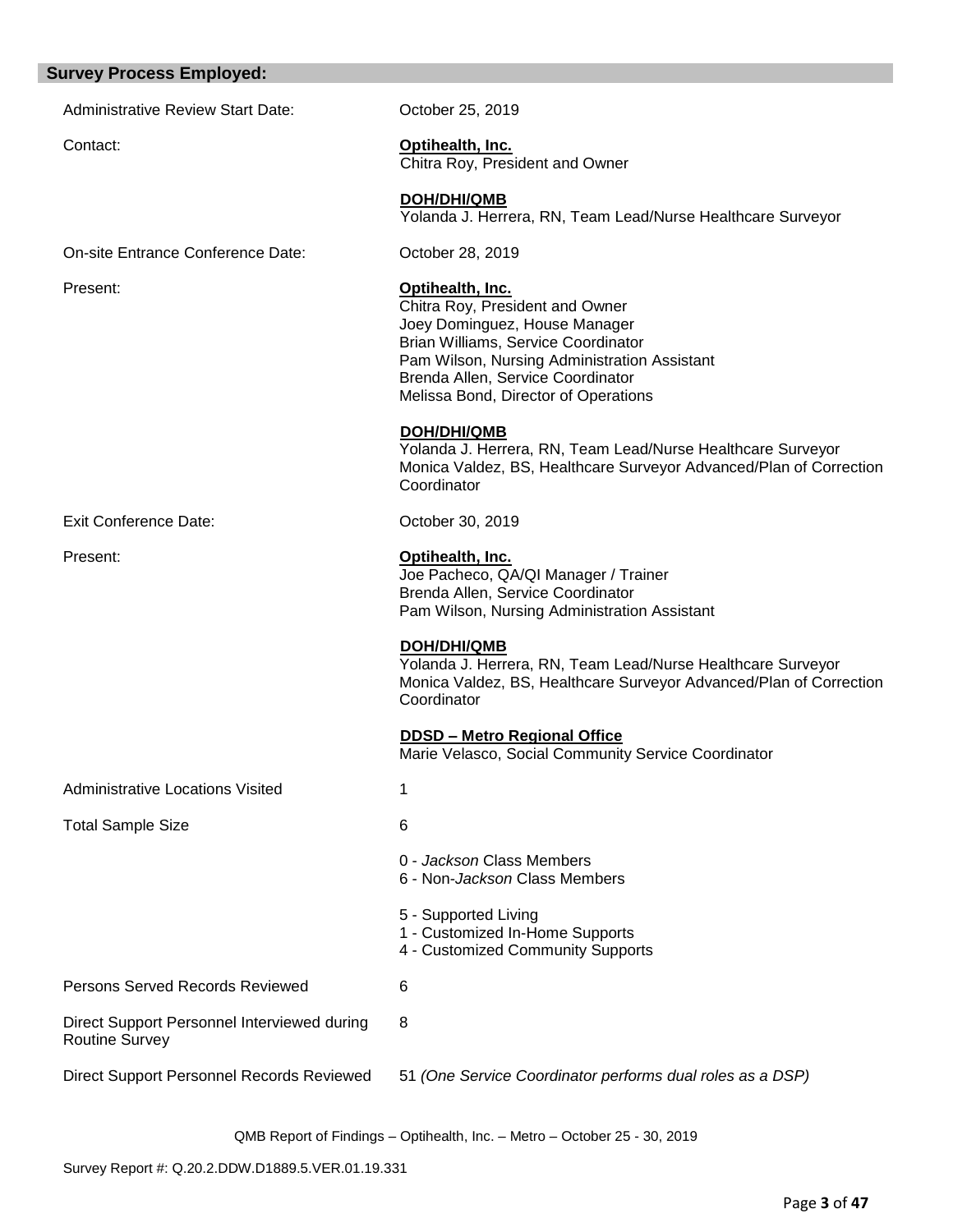## Survey Process Employed:

Administrative Review Start Date: October 25, 2019

Contact:

**Optihealth, Inc.**
Chitra Roy, President and Owner

**DOH/DHI/QMB**
Yolanda J. Herrera, RN, Team Lead/Nurse Healthcare Surveyor

On-site Entrance Conference Date: October 28, 2019

Present:

**Optihealth, Inc.**
Chitra Roy, President and Owner
Joey Dominguez, House Manager
Brian Williams, Service Coordinator
Pam Wilson, Nursing Administration Assistant
Brenda Allen, Service Coordinator
Melissa Bond, Director of Operations

**DOH/DHI/QMB**
Yolanda J. Herrera, RN, Team Lead/Nurse Healthcare Surveyor
Monica Valdez, BS, Healthcare Surveyor Advanced/Plan of Correction Coordinator

Exit Conference Date: October 30, 2019

Present:

**Optihealth, Inc.**
Joe Pacheco, QA/QI Manager / Trainer
Brenda Allen, Service Coordinator
Pam Wilson, Nursing Administration Assistant

**DOH/DHI/QMB**
Yolanda J. Herrera, RN, Team Lead/Nurse Healthcare Surveyor
Monica Valdez, BS, Healthcare Surveyor Advanced/Plan of Correction Coordinator

**DDSD – Metro Regional Office**
Marie Velasco, Social Community Service Coordinator

Administrative Locations Visited: 1

Total Sample Size: 6

0 - *Jackson* Class Members
6 - Non-*Jackson* Class Members

5 - Supported Living
1 - Customized In-Home Supports
4 - Customized Community Supports

Persons Served Records Reviewed: 6

Direct Support Personnel Interviewed during Routine Survey: 8

Direct Support Personnel Records Reviewed: 51 *(One Service Coordinator performs dual roles as a DSP)*

QMB Report of Findings – Optihealth, Inc. – Metro – October 25 - 30, 2019

Survey Report #: Q.20.2.DDW.D1889.5.VER.01.19.331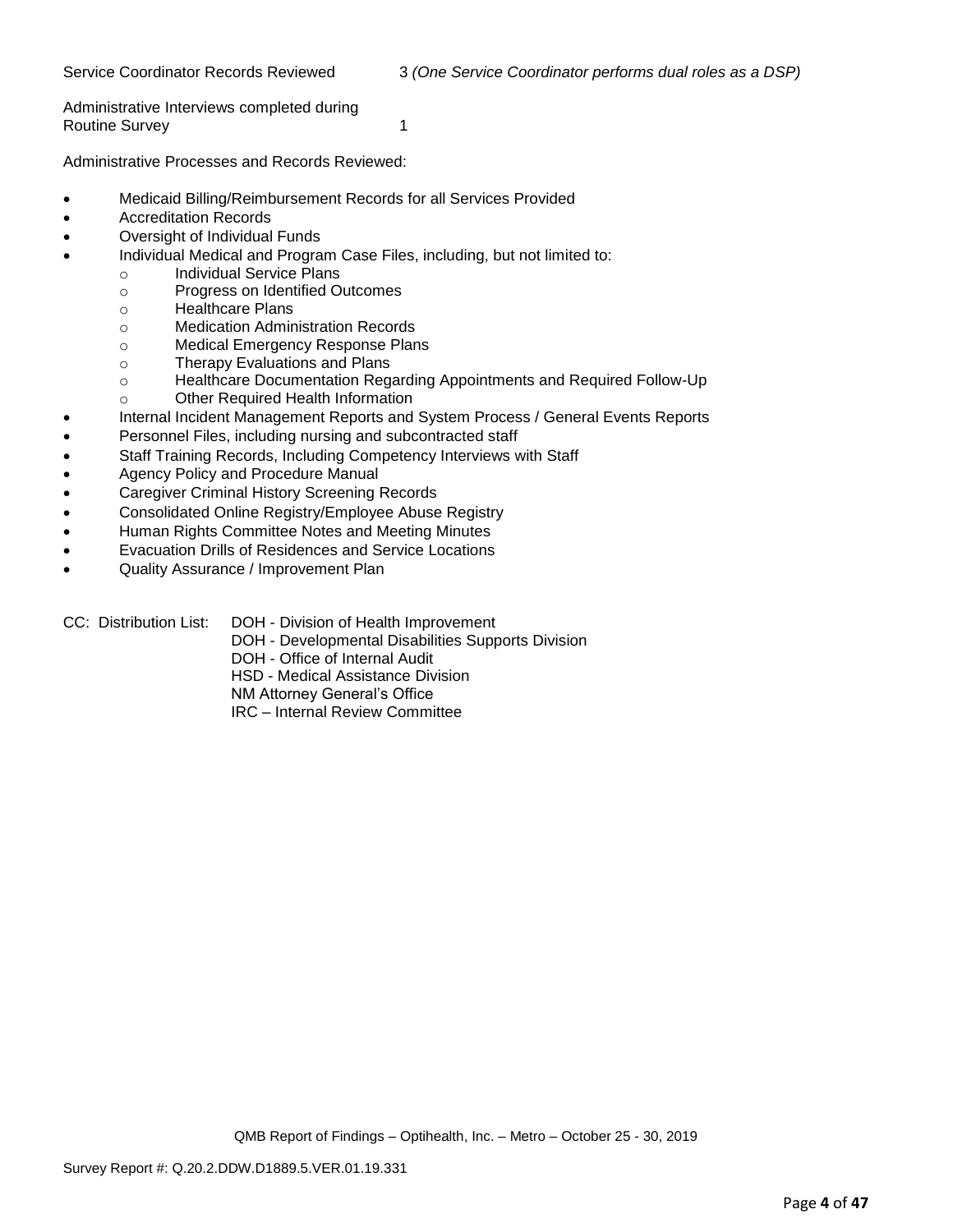Service Coordinator Records Reviewed 3 *(One Service Coordinator performs dual roles as a DSP)*

Administrative Interviews completed during Routine Survey 1

Administrative Processes and Records Reviewed:

- Medicaid Billing/Reimbursement Records for all Services Provided
- Accreditation Records
- Oversight of Individual Funds
- Individual Medical and Program Case Files, including, but not limited to:
  - Individual Service Plans
  - Progress on Identified Outcomes
  - Healthcare Plans
  - Medication Administration Records
  - Medical Emergency Response Plans
  - Therapy Evaluations and Plans
  - Healthcare Documentation Regarding Appointments and Required Follow-Up
  - Other Required Health Information
- Internal Incident Management Reports and System Process / General Events Reports
- Personnel Files, including nursing and subcontracted staff
- Staff Training Records, Including Competency Interviews with Staff
- Agency Policy and Procedure Manual
- Caregiver Criminal History Screening Records
- Consolidated Online Registry/Employee Abuse Registry
- Human Rights Committee Notes and Meeting Minutes
- Evacuation Drills of Residences and Service Locations
- Quality Assurance / Improvement Plan

CC: Distribution List: DOH - Division of Health Improvement
DOH - Developmental Disabilities Supports Division
DOH - Office of Internal Audit
HSD - Medical Assistance Division
NM Attorney General's Office
IRC – Internal Review Committee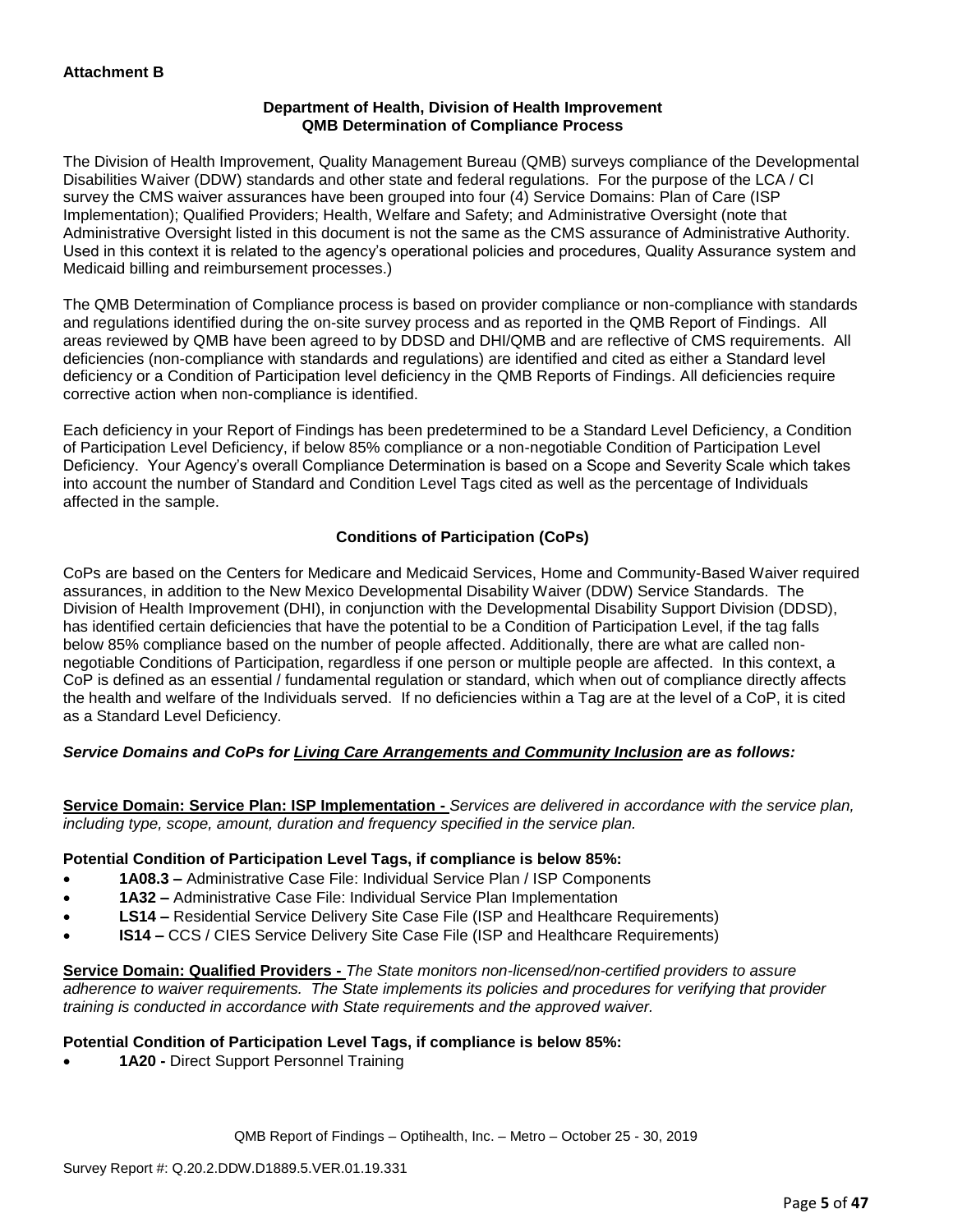**Attachment B**

**Department of Health, Division of Health Improvement**
**QMB Determination of Compliance Process**

The Division of Health Improvement, Quality Management Bureau (QMB) surveys compliance of the Developmental Disabilities Waiver (DDW) standards and other state and federal regulations. For the purpose of the LCA / CI survey the CMS waiver assurances have been grouped into four (4) Service Domains: Plan of Care (ISP Implementation); Qualified Providers; Health, Welfare and Safety; and Administrative Oversight (note that Administrative Oversight listed in this document is not the same as the CMS assurance of Administrative Authority. Used in this context it is related to the agency's operational policies and procedures, Quality Assurance system and Medicaid billing and reimbursement processes.)

The QMB Determination of Compliance process is based on provider compliance or non-compliance with standards and regulations identified during the on-site survey process and as reported in the QMB Report of Findings. All areas reviewed by QMB have been agreed to by DDSD and DHI/QMB and are reflective of CMS requirements. All deficiencies (non-compliance with standards and regulations) are identified and cited as either a Standard level deficiency or a Condition of Participation level deficiency in the QMB Reports of Findings. All deficiencies require corrective action when non-compliance is identified.

Each deficiency in your Report of Findings has been predetermined to be a Standard Level Deficiency, a Condition of Participation Level Deficiency, if below 85% compliance or a non-negotiable Condition of Participation Level Deficiency. Your Agency's overall Compliance Determination is based on a Scope and Severity Scale which takes into account the number of Standard and Condition Level Tags cited as well as the percentage of Individuals affected in the sample.

**Conditions of Participation (CoPs)**

CoPs are based on the Centers for Medicare and Medicaid Services, Home and Community-Based Waiver required assurances, in addition to the New Mexico Developmental Disability Waiver (DDW) Service Standards. The Division of Health Improvement (DHI), in conjunction with the Developmental Disability Support Division (DDSD), has identified certain deficiencies that have the potential to be a Condition of Participation Level, if the tag falls below 85% compliance based on the number of people affected. Additionally, there are what are called non-negotiable Conditions of Participation, regardless if one person or multiple people are affected. In this context, a CoP is defined as an essential / fundamental regulation or standard, which when out of compliance directly affects the health and welfare of the Individuals served. If no deficiencies within a Tag are at the level of a CoP, it is cited as a Standard Level Deficiency.

***Service Domains and CoPs for Living Care Arrangements and Community Inclusion are as follows:***

**Service Domain: Service Plan: ISP Implementation -** *Services are delivered in accordance with the service plan, including type, scope, amount, duration and frequency specified in the service plan.*

**Potential Condition of Participation Level Tags, if compliance is below 85%:**

- **1A08.3 –** Administrative Case File: Individual Service Plan / ISP Components
- **1A32 –** Administrative Case File: Individual Service Plan Implementation
- **LS14 –** Residential Service Delivery Site Case File (ISP and Healthcare Requirements)
- **IS14 –** CCS / CIES Service Delivery Site Case File (ISP and Healthcare Requirements)

**Service Domain: Qualified Providers -** *The State monitors non-licensed/non-certified providers to assure adherence to waiver requirements. The State implements its policies and procedures for verifying that provider training is conducted in accordance with State requirements and the approved waiver.*

**Potential Condition of Participation Level Tags, if compliance is below 85%:**

- **1A20 -** Direct Support Personnel Training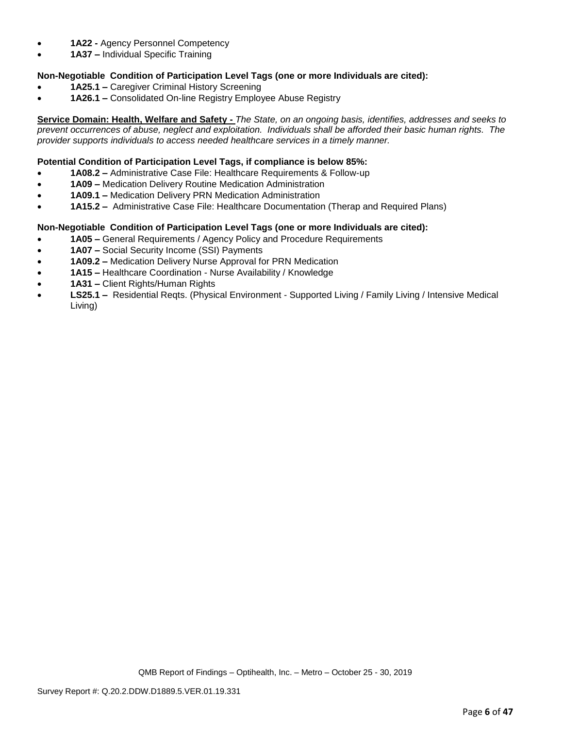- **1A22 -** Agency Personnel Competency
- **1A37 –** Individual Specific Training

**Non-Negotiable Condition of Participation Level Tags (one or more Individuals are cited):**

- **1A25.1 –** Caregiver Criminal History Screening
- **1A26.1 –** Consolidated On-line Registry Employee Abuse Registry

**Service Domain: Health, Welfare and Safety -** *The State, on an ongoing basis, identifies, addresses and seeks to prevent occurrences of abuse, neglect and exploitation. Individuals shall be afforded their basic human rights. The provider supports individuals to access needed healthcare services in a timely manner.*

**Potential Condition of Participation Level Tags, if compliance is below 85%:**

- **1A08.2 –** Administrative Case File: Healthcare Requirements & Follow-up
- **1A09 –** Medication Delivery Routine Medication Administration
- **1A09.1 –** Medication Delivery PRN Medication Administration
- **1A15.2 –** Administrative Case File: Healthcare Documentation (Therap and Required Plans)

**Non-Negotiable Condition of Participation Level Tags (one or more Individuals are cited):**

- **1A05 –** General Requirements / Agency Policy and Procedure Requirements
- **1A07 –** Social Security Income (SSI) Payments
- **1A09.2 –** Medication Delivery Nurse Approval for PRN Medication
- **1A15 –** Healthcare Coordination - Nurse Availability / Knowledge
- **1A31 –** Client Rights/Human Rights
- **LS25.1 –** Residential Reqts. (Physical Environment - Supported Living / Family Living / Intensive Medical Living)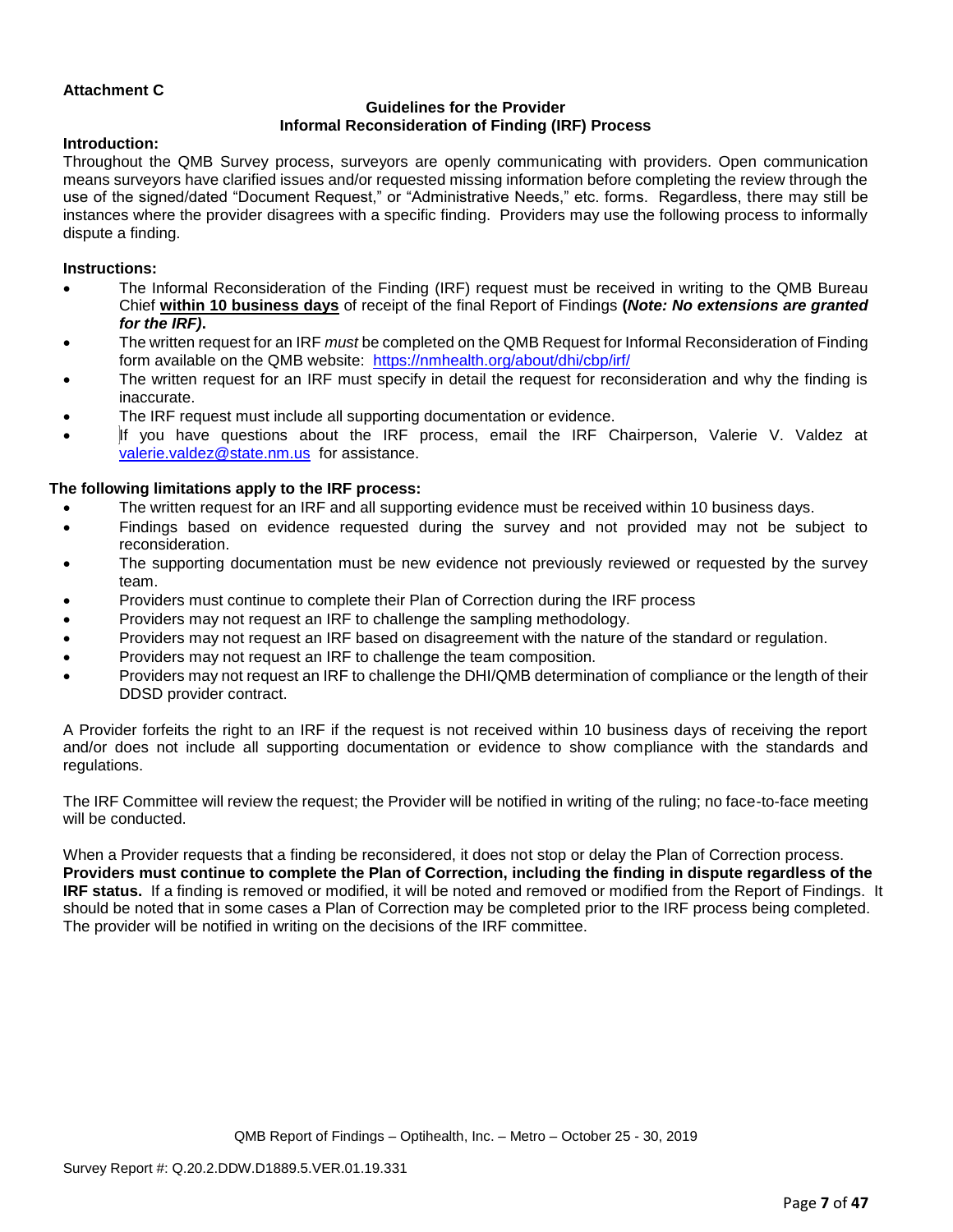**Attachment C**

**Guidelines for the Provider**
**Informal Reconsideration of Finding (IRF) Process**

**Introduction:**
Throughout the QMB Survey process, surveyors are openly communicating with providers. Open communication means surveyors have clarified issues and/or requested missing information before completing the review through the use of the signed/dated "Document Request," or "Administrative Needs," etc. forms. Regardless, there may still be instances where the provider disagrees with a specific finding. Providers may use the following process to informally dispute a finding.

**Instructions:**

- The Informal Reconsideration of the Finding (IRF) request must be received in writing to the QMB Bureau Chief **within 10 business days** of receipt of the final Report of Findings **(*Note: No extensions are granted for the IRF)*.**
- The written request for an IRF *must* be completed on the QMB Request for Informal Reconsideration of Finding form available on the QMB website: https://nmhealth.org/about/dhi/cbp/irf/
- The written request for an IRF must specify in detail the request for reconsideration and why the finding is inaccurate.
- The IRF request must include all supporting documentation or evidence.
- If you have questions about the IRF process, email the IRF Chairperson, Valerie V. Valdez at valerie.valdez@state.nm.us for assistance.

**The following limitations apply to the IRF process:**

- The written request for an IRF and all supporting evidence must be received within 10 business days.
- Findings based on evidence requested during the survey and not provided may not be subject to reconsideration.
- The supporting documentation must be new evidence not previously reviewed or requested by the survey team.
- Providers must continue to complete their Plan of Correction during the IRF process
- Providers may not request an IRF to challenge the sampling methodology.
- Providers may not request an IRF based on disagreement with the nature of the standard or regulation.
- Providers may not request an IRF to challenge the team composition.
- Providers may not request an IRF to challenge the DHI/QMB determination of compliance or the length of their DDSD provider contract.

A Provider forfeits the right to an IRF if the request is not received within 10 business days of receiving the report and/or does not include all supporting documentation or evidence to show compliance with the standards and regulations.

The IRF Committee will review the request; the Provider will be notified in writing of the ruling; no face-to-face meeting will be conducted.

When a Provider requests that a finding be reconsidered, it does not stop or delay the Plan of Correction process. **Providers must continue to complete the Plan of Correction, including the finding in dispute regardless of the IRF status.** If a finding is removed or modified, it will be noted and removed or modified from the Report of Findings. It should be noted that in some cases a Plan of Correction may be completed prior to the IRF process being completed. The provider will be notified in writing on the decisions of the IRF committee.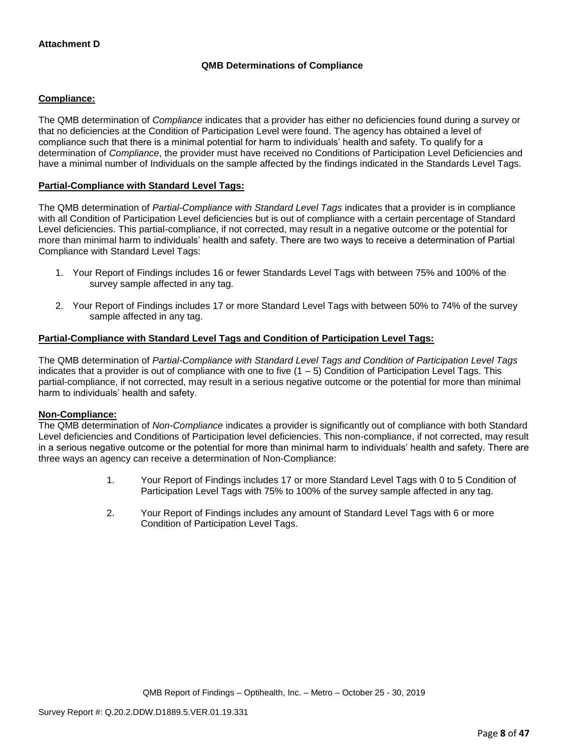**Attachment D**

**QMB Determinations of Compliance**

**Compliance:**

The QMB determination of *Compliance* indicates that a provider has either no deficiencies found during a survey or that no deficiencies at the Condition of Participation Level were found. The agency has obtained a level of compliance such that there is a minimal potential for harm to individuals' health and safety. To qualify for a determination of *Compliance*, the provider must have received no Conditions of Participation Level Deficiencies and have a minimal number of Individuals on the sample affected by the findings indicated in the Standards Level Tags.

**Partial-Compliance with Standard Level Tags:**

The QMB determination of *Partial-Compliance with Standard Level Tags* indicates that a provider is in compliance with all Condition of Participation Level deficiencies but is out of compliance with a certain percentage of Standard Level deficiencies. This partial-compliance, if not corrected, may result in a negative outcome or the potential for more than minimal harm to individuals' health and safety. There are two ways to receive a determination of Partial Compliance with Standard Level Tags:

1. Your Report of Findings includes 16 or fewer Standards Level Tags with between 75% and 100% of the survey sample affected in any tag.
2. Your Report of Findings includes 17 or more Standard Level Tags with between 50% to 74% of the survey sample affected in any tag.

**Partial-Compliance with Standard Level Tags and Condition of Participation Level Tags:**

The QMB determination of *Partial-Compliance with Standard Level Tags and Condition of Participation Level Tags* indicates that a provider is out of compliance with one to five (1 – 5) Condition of Participation Level Tags. This partial-compliance, if not corrected, may result in a serious negative outcome or the potential for more than minimal harm to individuals' health and safety.

**Non-Compliance:**

The QMB determination of *Non-Compliance* indicates a provider is significantly out of compliance with both Standard Level deficiencies and Conditions of Participation level deficiencies. This non-compliance, if not corrected, may result in a serious negative outcome or the potential for more than minimal harm to individuals' health and safety. There are three ways an agency can receive a determination of Non-Compliance:

1. Your Report of Findings includes 17 or more Standard Level Tags with 0 to 5 Condition of Participation Level Tags with 75% to 100% of the survey sample affected in any tag.
2. Your Report of Findings includes any amount of Standard Level Tags with 6 or more Condition of Participation Level Tags.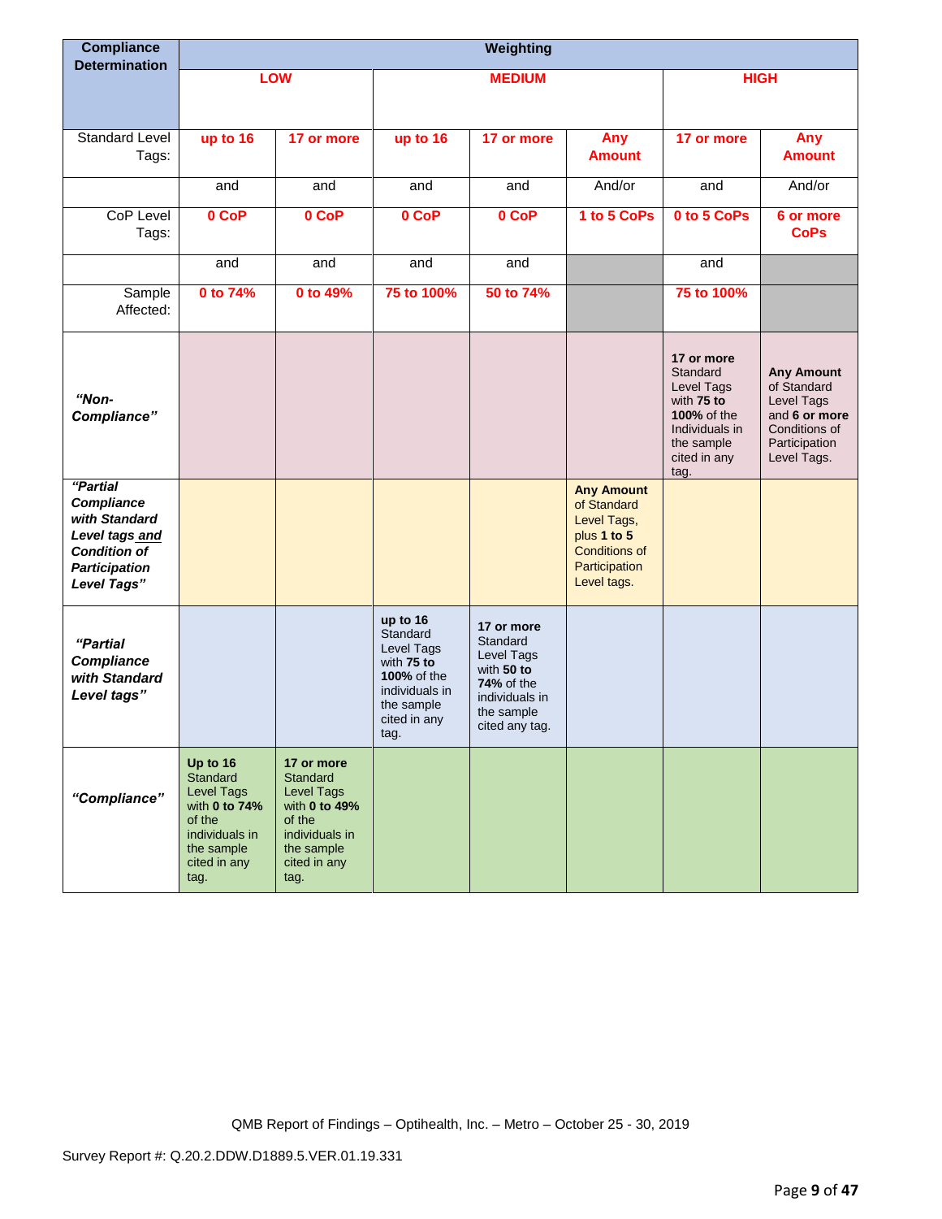| Compliance Determination | Weighting | | | | | | |
|---|---|---|---|---|---|---|---|
| | LOW | | MEDIUM | | | HIGH | |
| Standard Level Tags: | up to 16 | 17 or more | up to 16 | 17 or more | Any Amount | 17 or more | Any Amount |
| | and | and | and | and | And/or | and | And/or |
| CoP Level Tags: | 0 CoP | 0 CoP | 0 CoP | 0 CoP | 1 to 5 CoPs | 0 to 5 CoPs | 6 or more CoPs |
| | and | and | and | and | | and | |
| Sample Affected: | 0 to 74% | 0 to 49% | 75 to 100% | 50 to 74% | | 75 to 100% | |
| ***"Non-Compliance"*** | | | | | | **17 or more** Standard Level Tags with **75 to 100%** of the Individuals in the sample cited in any tag. | **Any Amount** of Standard Level Tags and **6 or more** Conditions of Participation Level Tags. |
| ***"Partial Compliance with Standard Level tags and Condition of Participation Level Tags"*** | | | | | **Any Amount** of Standard Level Tags, plus **1 to 5** Conditions of Participation Level tags. | | |
| ***"Partial Compliance with Standard Level tags"*** | | | **up to 16** Standard Level Tags with **75 to 100%** of the individuals in the sample cited in any tag. | **17 or more** Standard Level Tags with **50 to 74%** of the individuals in the sample cited any tag. | | | |
| ***"Compliance"*** | **Up to 16** Standard Level Tags with **0 to 74%** of the individuals in the sample cited in any tag. | **17 or more** Standard Level Tags with **0 to 49%** of the individuals in the sample cited in any tag. | | | | | |

QMB Report of Findings – Optihealth, Inc. – Metro – October 25 - 30, 2019

Survey Report #: Q.20.2.DDW.D1889.5.VER.01.19.331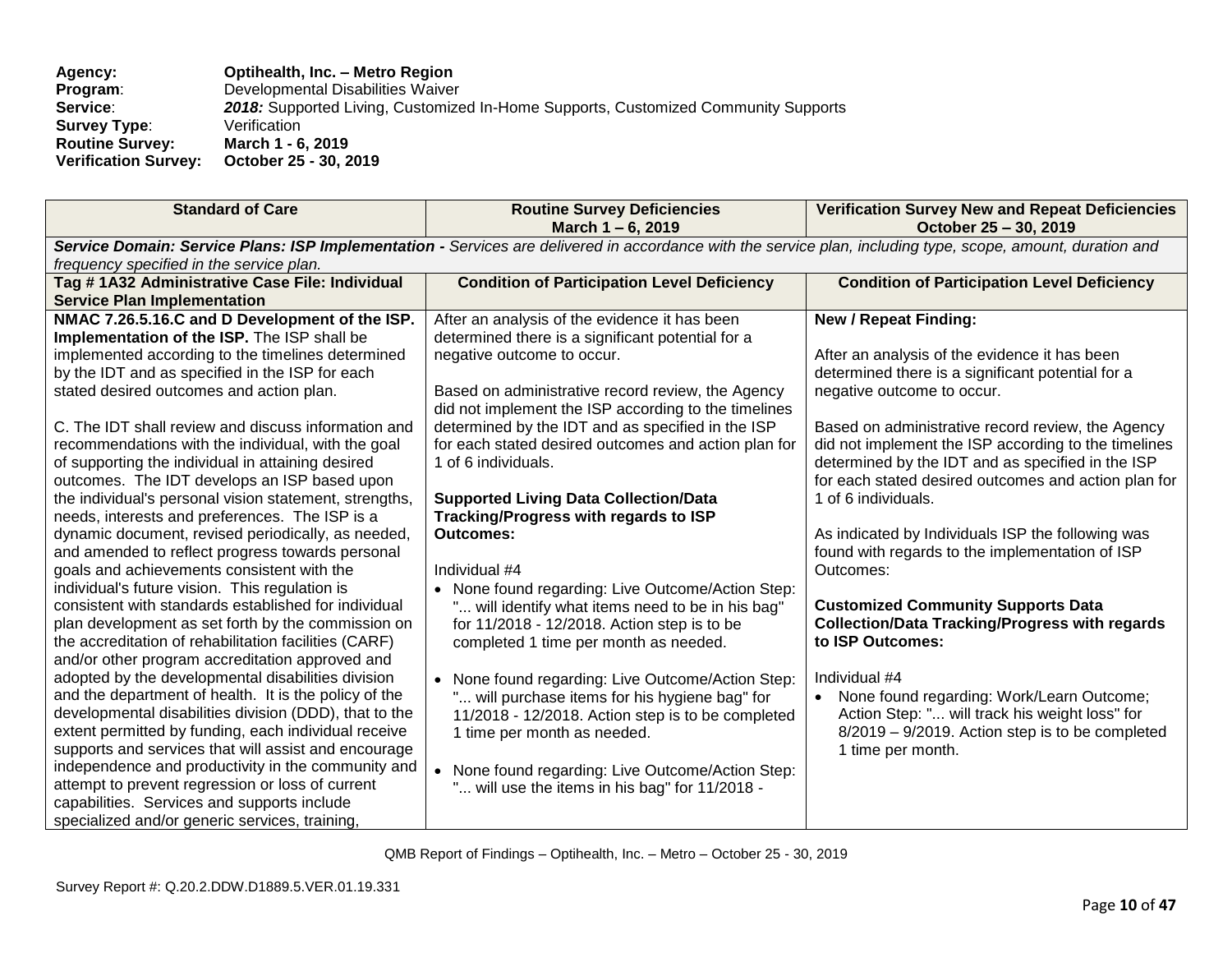| | |
|---|---|
| **Agency:** | **Optihealth, Inc. – Metro Region** |
| **Program**: | Developmental Disabilities Waiver |
| **Service**: | ***2018:*** Supported Living, Customized In-Home Supports, Customized Community Supports |
| **Survey Type**: | Verification |
| **Routine Survey:** | **March 1 - 6, 2019** |
| **Verification Survey:** | **October 25 - 30, 2019** |

| **Standard of Care** | **Routine Survey Deficiencies March 1 – 6, 2019** | **Verification Survey New and Repeat Deficiencies October 25 – 30, 2019** |
|---|---|---|
| ***Service Domain: Service Plans: ISP Implementation -*** *Services are delivered in accordance with the service plan, including type, scope, amount, duration and frequency specified in the service plan.* | | |
| **Tag # 1A32 Administrative Case File: Individual Service Plan Implementation** | **Condition of Participation Level Deficiency** | **Condition of Participation Level Deficiency** |
| **NMAC 7.26.5.16.C and D Development of the ISP. Implementation of the ISP.** The ISP shall be implemented according to the timelines determined by the IDT and as specified in the ISP for each stated desired outcomes and action plan.<br><br>C. The IDT shall review and discuss information and recommendations with the individual, with the goal of supporting the individual in attaining desired outcomes. The IDT develops an ISP based upon the individual's personal vision statement, strengths, needs, interests and preferences. The ISP is a dynamic document, revised periodically, as needed, and amended to reflect progress towards personal goals and achievements consistent with the individual's future vision. This regulation is consistent with standards established for individual plan development as set forth by the commission on the accreditation of rehabilitation facilities (CARF) and/or other program accreditation approved and adopted by the developmental disabilities division and the department of health. It is the policy of the developmental disabilities division (DDD), that to the extent permitted by funding, each individual receive supports and services that will assist and encourage independence and productivity in the community and attempt to prevent regression or loss of current capabilities. Services and supports include specialized and/or generic services, training, | After an analysis of the evidence it has been determined there is a significant potential for a negative outcome to occur.<br><br>Based on administrative record review, the Agency did not implement the ISP according to the timelines determined by the IDT and as specified in the ISP for each stated desired outcomes and action plan for 1 of 6 individuals.<br><br>**Supported Living Data Collection/Data Tracking/Progress with regards to ISP Outcomes:**<br><br>Individual #4<br>• None found regarding: Live Outcome/Action Step: "... will identify what items need to be in his bag" for 11/2018 - 12/2018. Action step is to be completed 1 time per month as needed.<br><br>• None found regarding: Live Outcome/Action Step: "... will purchase items for his hygiene bag" for 11/2018 - 12/2018. Action step is to be completed 1 time per month as needed.<br><br>• None found regarding: Live Outcome/Action Step: "... will use the items in his bag" for 11/2018 - | **New / Repeat Finding:**<br><br>After an analysis of the evidence it has been determined there is a significant potential for a negative outcome to occur.<br><br>Based on administrative record review, the Agency did not implement the ISP according to the timelines determined by the IDT and as specified in the ISP for each stated desired outcomes and action plan for 1 of 6 individuals.<br><br>As indicated by Individuals ISP the following was found with regards to the implementation of ISP Outcomes:<br><br>**Customized Community Supports Data Collection/Data Tracking/Progress with regards to ISP Outcomes:**<br><br>Individual #4<br>• None found regarding: Work/Learn Outcome; Action Step: "... will track his weight loss" for 8/2019 – 9/2019. Action step is to be completed 1 time per month. |

QMB Report of Findings – Optihealth, Inc. – Metro – October 25 - 30, 2019

Survey Report #: Q.20.2.DDW.D1889.5.VER.01.19.331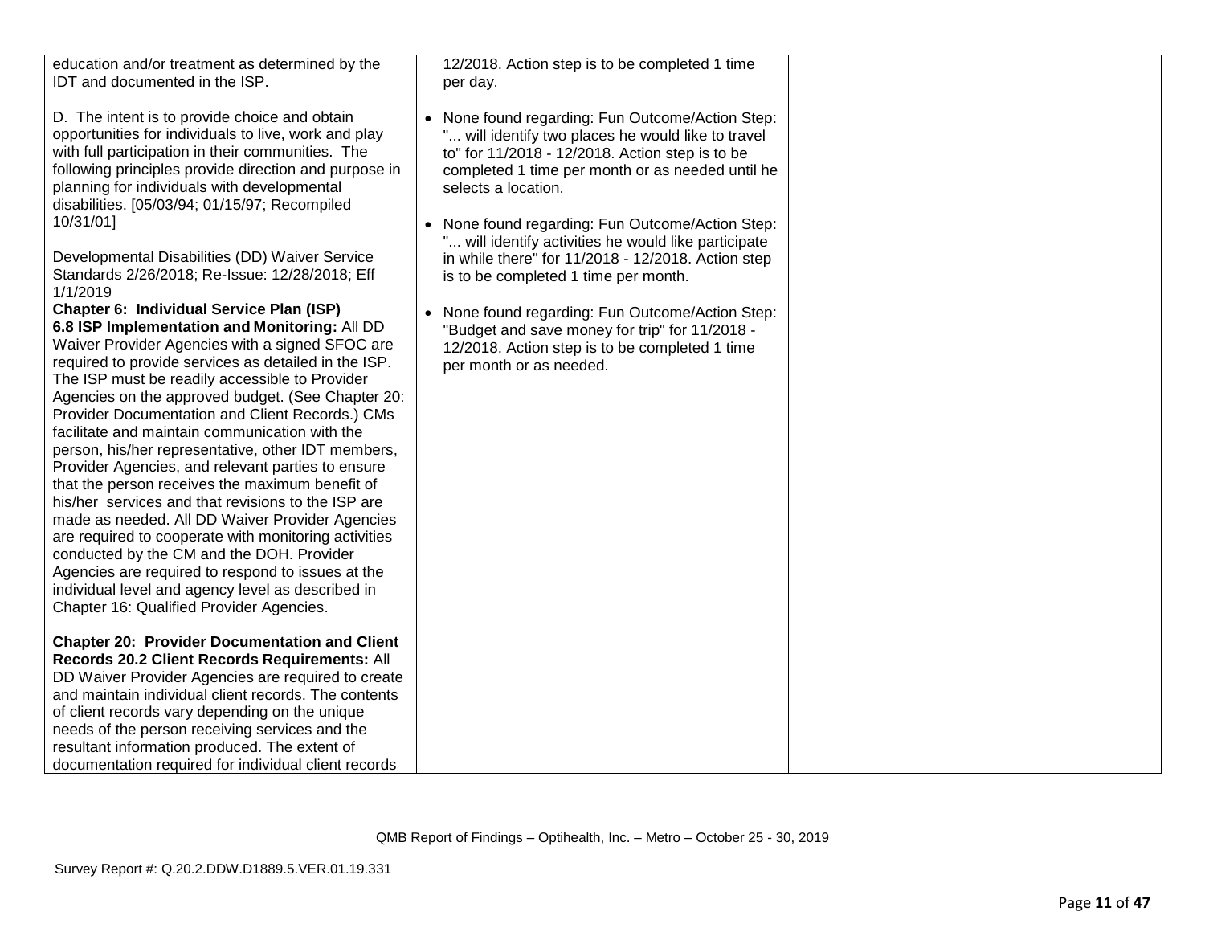| | | |
|---|---|---|
| education and/or treatment as determined by the IDT and documented in the ISP.<br><br>D. The intent is to provide choice and obtain opportunities for individuals to live, work and play with full participation in their communities. The following principles provide direction and purpose in planning for individuals with developmental disabilities. [05/03/94; 01/15/97; Recompiled 10/31/01]<br><br>Developmental Disabilities (DD) Waiver Service Standards 2/26/2018; Re-Issue: 12/28/2018; Eff 1/1/2019<br>**Chapter 6: Individual Service Plan (ISP) 6.8 ISP Implementation and Monitoring:** All DD Waiver Provider Agencies with a signed SFOC are required to provide services as detailed in the ISP. The ISP must be readily accessible to Provider Agencies on the approved budget. (See Chapter 20: Provider Documentation and Client Records.) CMs facilitate and maintain communication with the person, his/her representative, other IDT members, Provider Agencies, and relevant parties to ensure that the person receives the maximum benefit of his/her services and that revisions to the ISP are made as needed. All DD Waiver Provider Agencies are required to cooperate with monitoring activities conducted by the CM and the DOH. Provider Agencies are required to respond to issues at the individual level and agency level as described in Chapter 16: Qualified Provider Agencies.<br><br>**Chapter 20: Provider Documentation and Client Records 20.2 Client Records Requirements:** All DD Waiver Provider Agencies are required to create and maintain individual client records. The contents of client records vary depending on the unique needs of the person receiving services and the resultant information produced. The extent of documentation required for individual client records | 12/2018. Action step is to be completed 1 time per day.<br><br>• None found regarding: Fun Outcome/Action Step: "... will identify two places he would like to travel to" for 11/2018 - 12/2018. Action step is to be completed 1 time per month or as needed until he selects a location.<br><br>• None found regarding: Fun Outcome/Action Step: "... will identify activities he would like participate in while there" for 11/2018 - 12/2018. Action step is to be completed 1 time per month.<br><br>• None found regarding: Fun Outcome/Action Step: "Budget and save money for trip" for 11/2018 - 12/2018. Action step is to be completed 1 time per month or as needed. | |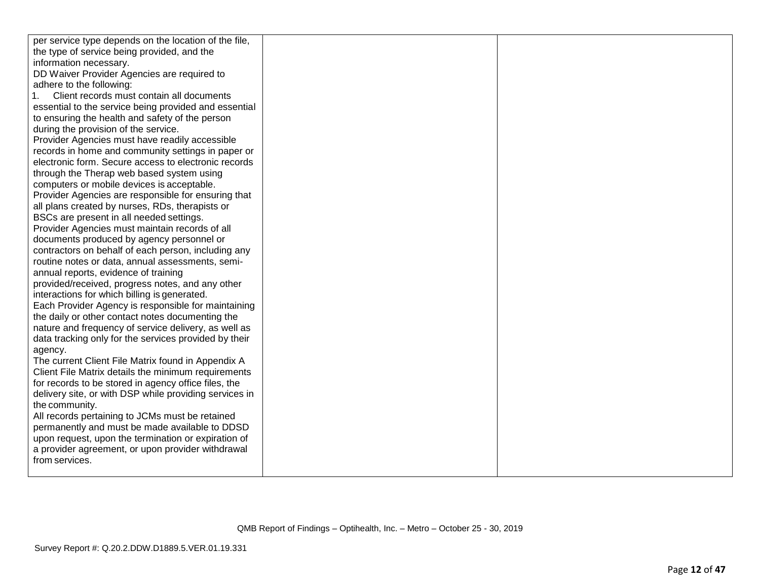| | | |
|---|---|---|
| per service type depends on the location of the file, the type of service being provided, and the information necessary.<br>DD Waiver Provider Agencies are required to adhere to the following:<br>1. Client records must contain all documents essential to the service being provided and essential to ensuring the health and safety of the person during the provision of the service.<br>Provider Agencies must have readily accessible records in home and community settings in paper or electronic form. Secure access to electronic records through the Therap web based system using computers or mobile devices is acceptable.<br>Provider Agencies are responsible for ensuring that all plans created by nurses, RDs, therapists or BSCs are present in all needed settings.<br>Provider Agencies must maintain records of all documents produced by agency personnel or contractors on behalf of each person, including any routine notes or data, annual assessments, semi-annual reports, evidence of training provided/received, progress notes, and any other interactions for which billing is generated.<br>Each Provider Agency is responsible for maintaining the daily or other contact notes documenting the nature and frequency of service delivery, as well as data tracking only for the services provided by their agency.<br>The current Client File Matrix found in Appendix A Client File Matrix details the minimum requirements for records to be stored in agency office files, the delivery site, or with DSP while providing services in the community.<br>All records pertaining to JCMs must be retained permanently and must be made available to DDSD upon request, upon the termination or expiration of a provider agreement, or upon provider withdrawal from services. | | |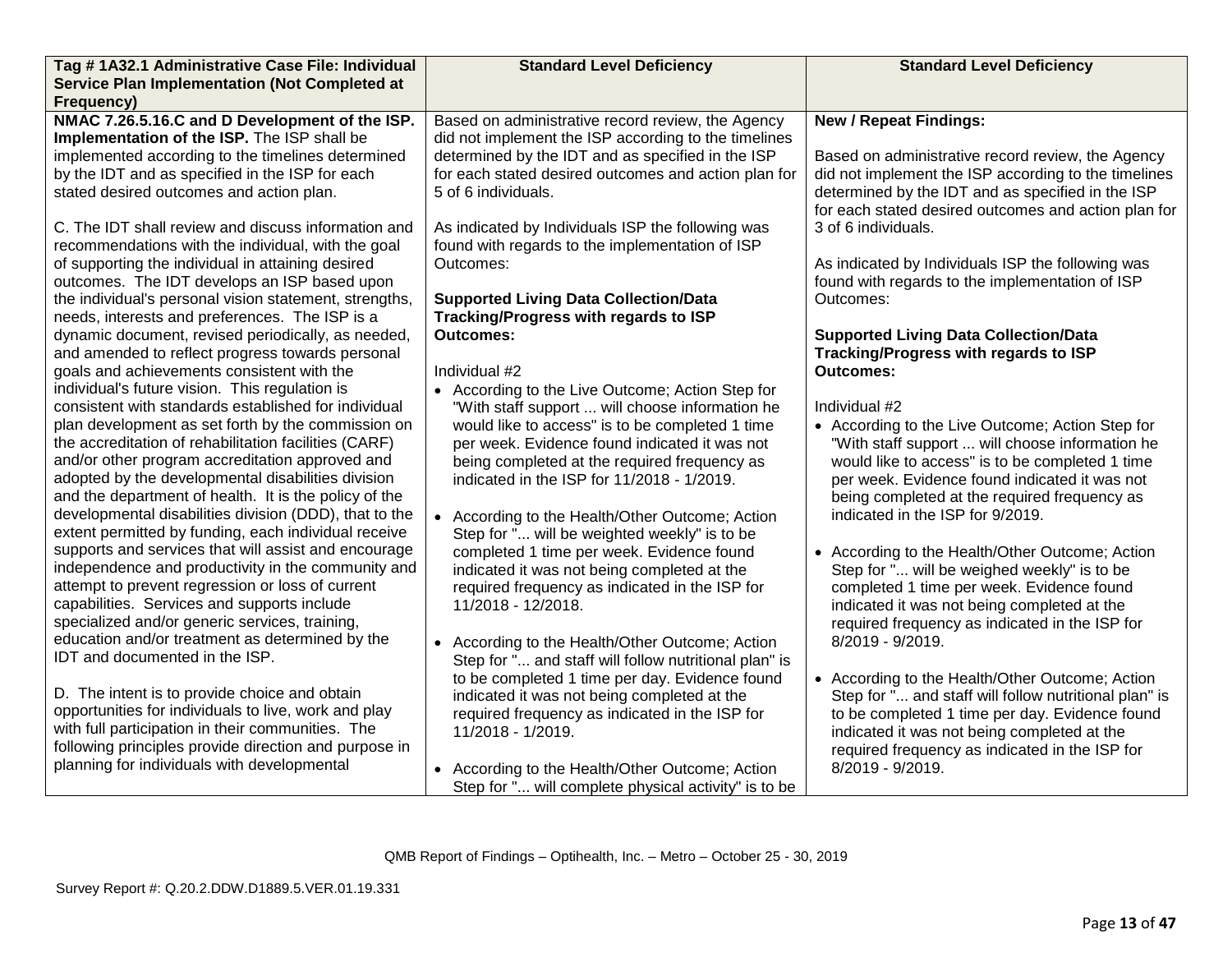| Tag # 1A32.1 Administrative Case File: Individual Service Plan Implementation (Not Completed at Frequency) | Standard Level Deficiency | Standard Level Deficiency |
|---|---|---|
| **NMAC 7.26.5.16.C and D Development of the ISP. Implementation of the ISP.** The ISP shall be implemented according to the timelines determined by the IDT and as specified in the ISP for each stated desired outcomes and action plan.<br><br>C. The IDT shall review and discuss information and recommendations with the individual, with the goal of supporting the individual in attaining desired outcomes. The IDT develops an ISP based upon the individual's personal vision statement, strengths, needs, interests and preferences. The ISP is a dynamic document, revised periodically, as needed, and amended to reflect progress towards personal goals and achievements consistent with the individual's future vision. This regulation is consistent with standards established for individual plan development as set forth by the commission on the accreditation of rehabilitation facilities (CARF) and/or other program accreditation approved and adopted by the developmental disabilities division and the department of health. It is the policy of the developmental disabilities division (DDD), that to the extent permitted by funding, each individual receive supports and services that will assist and encourage independence and productivity in the community and attempt to prevent regression or loss of current capabilities. Services and supports include specialized and/or generic services, training, education and/or treatment as determined by the IDT and documented in the ISP.<br><br>D. The intent is to provide choice and obtain opportunities for individuals to live, work and play with full participation in their communities. The following principles provide direction and purpose in planning for individuals with developmental | Based on administrative record review, the Agency did not implement the ISP according to the timelines determined by the IDT and as specified in the ISP for each stated desired outcomes and action plan for 5 of 6 individuals.<br><br>As indicated by Individuals ISP the following was found with regards to the implementation of ISP Outcomes:<br><br>**Supported Living Data Collection/Data Tracking/Progress with regards to ISP Outcomes:**<br><br>Individual #2<br>• According to the Live Outcome; Action Step for "With staff support ... will choose information he would like to access" is to be completed 1 time per week. Evidence found indicated it was not being completed at the required frequency as indicated in the ISP for 11/2018 - 1/2019.<br><br>• According to the Health/Other Outcome; Action Step for "... will be weighted weekly" is to be completed 1 time per week. Evidence found indicated it was not being completed at the required frequency as indicated in the ISP for 11/2018 - 12/2018.<br><br>• According to the Health/Other Outcome; Action Step for "... and staff will follow nutritional plan" is to be completed 1 time per day. Evidence found indicated it was not being completed at the required frequency as indicated in the ISP for 11/2018 - 1/2019.<br><br>• According to the Health/Other Outcome; Action Step for "... will complete physical activity" is to be | **New / Repeat Findings:**<br><br>Based on administrative record review, the Agency did not implement the ISP according to the timelines determined by the IDT and as specified in the ISP for each stated desired outcomes and action plan for 3 of 6 individuals.<br><br>As indicated by Individuals ISP the following was found with regards to the implementation of ISP Outcomes:<br><br>**Supported Living Data Collection/Data Tracking/Progress with regards to ISP Outcomes:**<br><br>Individual #2<br>• According to the Live Outcome; Action Step for "With staff support ... will choose information he would like to access" is to be completed 1 time per week. Evidence found indicated it was not being completed at the required frequency as indicated in the ISP for 9/2019.<br><br>• According to the Health/Other Outcome; Action Step for "... will be weighed weekly" is to be completed 1 time per week. Evidence found indicated it was not being completed at the required frequency as indicated in the ISP for 8/2019 - 9/2019.<br><br>• According to the Health/Other Outcome; Action Step for "... and staff will follow nutritional plan" is to be completed 1 time per day. Evidence found indicated it was not being completed at the required frequency as indicated in the ISP for 8/2019 - 9/2019. |

QMB Report of Findings – Optihealth, Inc. – Metro – October 25 - 30, 2019

Survey Report #: Q.20.2.DDW.D1889.5.VER.01.19.331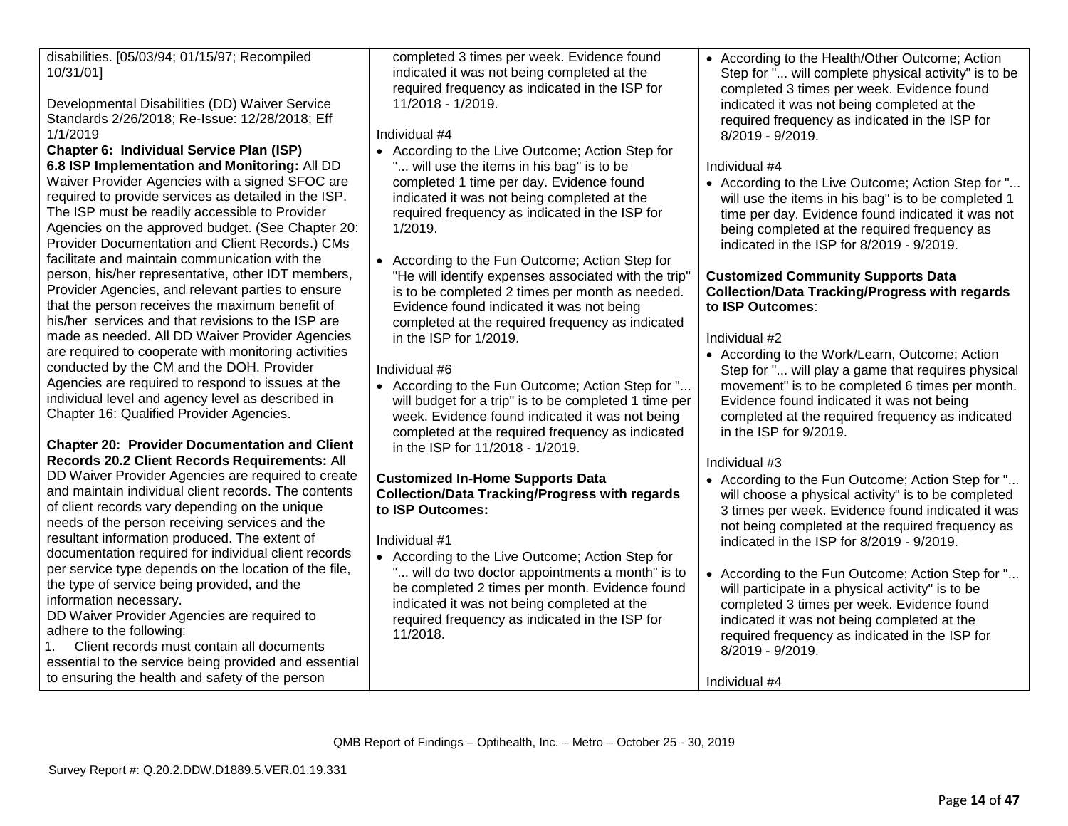| | | |
|---|---|---|
| disabilities. [05/03/94; 01/15/97; Recompiled 10/31/01]<br><br>Developmental Disabilities (DD) Waiver Service Standards 2/26/2018; Re-Issue: 12/28/2018; Eff 1/1/2019<br>**Chapter 6: Individual Service Plan (ISP) 6.8 ISP Implementation and Monitoring:** All DD Waiver Provider Agencies with a signed SFOC are required to provide services as detailed in the ISP. The ISP must be readily accessible to Provider Agencies on the approved budget. (See Chapter 20: Provider Documentation and Client Records.) CMs facilitate and maintain communication with the person, his/her representative, other IDT members, Provider Agencies, and relevant parties to ensure that the person receives the maximum benefit of his/her services and that revisions to the ISP are made as needed. All DD Waiver Provider Agencies are required to cooperate with monitoring activities conducted by the CM and the DOH. Provider Agencies are required to respond to issues at the individual level and agency level as described in Chapter 16: Qualified Provider Agencies.<br><br>**Chapter 20: Provider Documentation and Client Records 20.2 Client Records Requirements:** All DD Waiver Provider Agencies are required to create and maintain individual client records. The contents of client records vary depending on the unique needs of the person receiving services and the resultant information produced. The extent of documentation required for individual client records per service type depends on the location of the file, the type of service being provided, and the information necessary.<br>DD Waiver Provider Agencies are required to adhere to the following:<br>1. Client records must contain all documents essential to the service being provided and essential to ensuring the health and safety of the person | completed 3 times per week. Evidence found indicated it was not being completed at the required frequency as indicated in the ISP for 11/2018 - 1/2019.<br><br>Individual #4<br>• According to the Live Outcome; Action Step for "... will use the items in his bag" is to be completed 1 time per day. Evidence found indicated it was not being completed at the required frequency as indicated in the ISP for 1/2019.<br><br>• According to the Fun Outcome; Action Step for "He will identify expenses associated with the trip" is to be completed 2 times per month as needed. Evidence found indicated it was not being completed at the required frequency as indicated in the ISP for 1/2019.<br><br>Individual #6<br>• According to the Fun Outcome; Action Step for "... will budget for a trip" is to be completed 1 time per week. Evidence found indicated it was not being completed at the required frequency as indicated in the ISP for 11/2018 - 1/2019.<br><br>**Customized In-Home Supports Data Collection/Data Tracking/Progress with regards to ISP Outcomes:**<br><br>Individual #1<br>• According to the Live Outcome; Action Step for "... will do two doctor appointments a month" is to be completed 2 times per month. Evidence found indicated it was not being completed at the required frequency as indicated in the ISP for 11/2018. | • According to the Health/Other Outcome; Action Step for "... will complete physical activity" is to be completed 3 times per week. Evidence found indicated it was not being completed at the required frequency as indicated in the ISP for 8/2019 - 9/2019.<br><br>Individual #4<br>• According to the Live Outcome; Action Step for "... will use the items in his bag" is to be completed 1 time per day. Evidence found indicated it was not being completed at the required frequency as indicated in the ISP for 8/2019 - 9/2019.<br><br>**Customized Community Supports Data Collection/Data Tracking/Progress with regards to ISP Outcomes**:<br><br>Individual #2<br>• According to the Work/Learn, Outcome; Action Step for "... will play a game that requires physical movement" is to be completed 6 times per month. Evidence found indicated it was not being completed at the required frequency as indicated in the ISP for 9/2019.<br><br>Individual #3<br>• According to the Fun Outcome; Action Step for "... will choose a physical activity" is to be completed 3 times per week. Evidence found indicated it was not being completed at the required frequency as indicated in the ISP for 8/2019 - 9/2019.<br><br>• According to the Fun Outcome; Action Step for "... will participate in a physical activity" is to be completed 3 times per week. Evidence found indicated it was not being completed at the required frequency as indicated in the ISP for 8/2019 - 9/2019.<br><br>Individual #4 |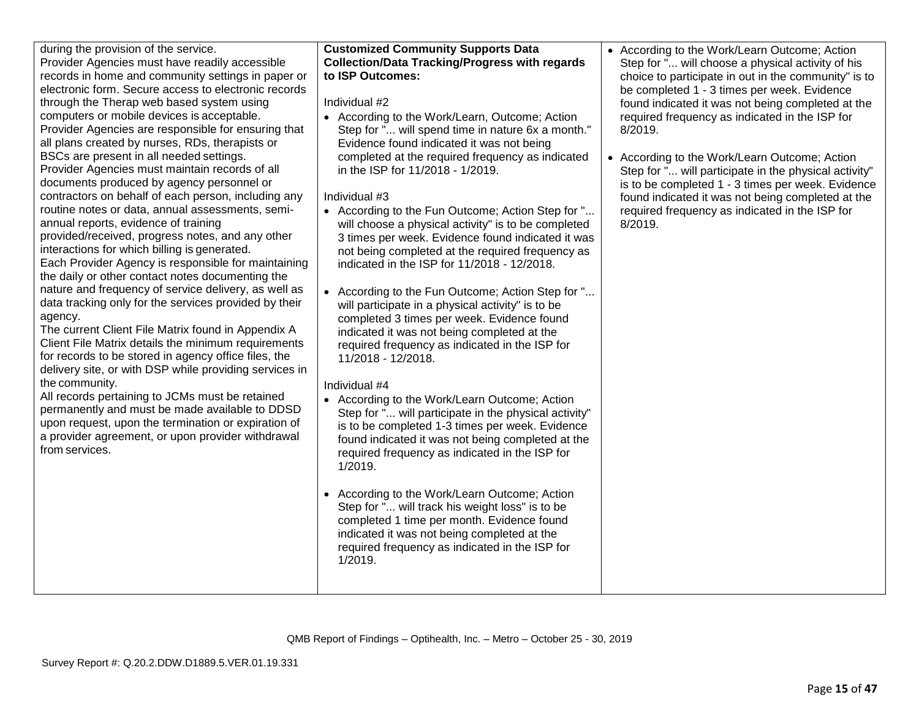| | | |
|---|---|---|
| during the provision of the service.<br>Provider Agencies must have readily accessible records in home and community settings in paper or electronic form. Secure access to electronic records through the Therap web based system using computers or mobile devices is acceptable.<br>Provider Agencies are responsible for ensuring that all plans created by nurses, RDs, therapists or BSCs are present in all needed settings.<br>Provider Agencies must maintain records of all documents produced by agency personnel or contractors on behalf of each person, including any routine notes or data, annual assessments, semi-annual reports, evidence of training provided/received, progress notes, and any other interactions for which billing is generated.<br>Each Provider Agency is responsible for maintaining the daily or other contact notes documenting the nature and frequency of service delivery, as well as data tracking only for the services provided by their agency.<br>The current Client File Matrix found in Appendix A Client File Matrix details the minimum requirements for records to be stored in agency office files, the delivery site, or with DSP while providing services in the community.<br>All records pertaining to JCMs must be retained permanently and must be made available to DDSD upon request, upon the termination or expiration of a provider agreement, or upon provider withdrawal from services. | **Customized Community Supports Data Collection/Data Tracking/Progress with regards to ISP Outcomes:**<br><br>Individual #2<br>• According to the Work/Learn, Outcome; Action Step for "... will spend time in nature 6x a month." Evidence found indicated it was not being completed at the required frequency as indicated in the ISP for 11/2018 - 1/2019.<br><br>Individual #3<br>• According to the Fun Outcome; Action Step for "... will choose a physical activity" is to be completed 3 times per week. Evidence found indicated it was not being completed at the required frequency as indicated in the ISP for 11/2018 - 12/2018.<br><br>• According to the Fun Outcome; Action Step for "... will participate in a physical activity" is to be completed 3 times per week. Evidence found indicated it was not being completed at the required frequency as indicated in the ISP for 11/2018 - 12/2018.<br><br>Individual #4<br>• According to the Work/Learn Outcome; Action Step for "... will participate in the physical activity" is to be completed 1-3 times per week. Evidence found indicated it was not being completed at the required frequency as indicated in the ISP for 1/2019.<br><br>• According to the Work/Learn Outcome; Action Step for "... will track his weight loss" is to be completed 1 time per month. Evidence found indicated it was not being completed at the required frequency as indicated in the ISP for 1/2019. | • According to the Work/Learn Outcome; Action Step for "... will choose a physical activity of his choice to participate in out in the community" is to be completed 1 - 3 times per week. Evidence found indicated it was not being completed at the required frequency as indicated in the ISP for 8/2019.<br><br>• According to the Work/Learn Outcome; Action Step for "... will participate in the physical activity" is to be completed 1 - 3 times per week. Evidence found indicated it was not being completed at the required frequency as indicated in the ISP for 8/2019. |

QMB Report of Findings – Optihealth, Inc. – Metro – October 25 - 30, 2019

Survey Report #: Q.20.2.DDW.D1889.5.VER.01.19.331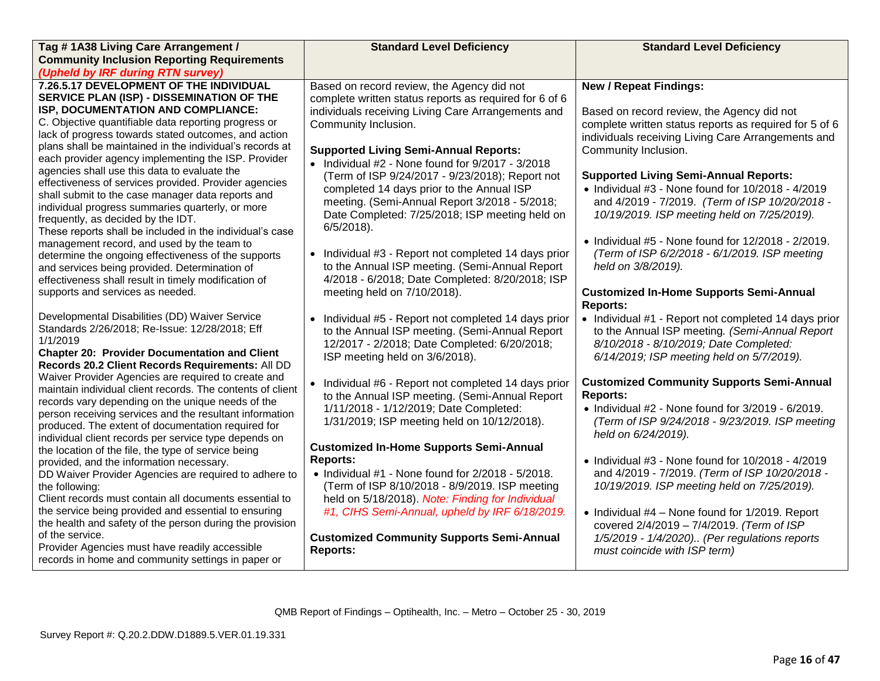| **Tag # 1A38 Living Care Arrangement / Community Inclusion Reporting Requirements** ***(Upheld by IRF during RTN survey)*** | **Standard Level Deficiency** | **Standard Level Deficiency** |
|---|---|---|
| **7.26.5.17 DEVELOPMENT OF THE INDIVIDUAL SERVICE PLAN (ISP) - DISSEMINATION OF THE ISP, DOCUMENTATION AND COMPLIANCE:**<br>C. Objective quantifiable data reporting progress or lack of progress towards stated outcomes, and action plans shall be maintained in the individual's records at each provider agency implementing the ISP. Provider agencies shall use this data to evaluate the effectiveness of services provided. Provider agencies shall submit to the case manager data reports and individual progress summaries quarterly, or more frequently, as decided by the IDT.<br>These reports shall be included in the individual's case management record, and used by the team to determine the ongoing effectiveness of the supports and services being provided. Determination of effectiveness shall result in timely modification of supports and services as needed.<br><br>Developmental Disabilities (DD) Waiver Service Standards 2/26/2018; Re-Issue: 12/28/2018; Eff 1/1/2019<br>**Chapter 20: Provider Documentation and Client Records 20.2 Client Records Requirements:** All DD Waiver Provider Agencies are required to create and maintain individual client records. The contents of client records vary depending on the unique needs of the person receiving services and the resultant information produced. The extent of documentation required for individual client records per service type depends on the location of the file, the type of service being provided, and the information necessary.<br>DD Waiver Provider Agencies are required to adhere to the following:<br>Client records must contain all documents essential to the service being provided and essential to ensuring the health and safety of the person during the provision of the service.<br>Provider Agencies must have readily accessible records in home and community settings in paper or | Based on record review, the Agency did not complete written status reports as required for 6 of 6 individuals receiving Living Care Arrangements and Community Inclusion.<br><br>**Supported Living Semi-Annual Reports:**<br>• Individual #2 - None found for 9/2017 - 3/2018 (Term of ISP 9/24/2017 - 9/23/2018); Report not completed 14 days prior to the Annual ISP meeting. (Semi-Annual Report 3/2018 - 5/2018; Date Completed: 7/25/2018; ISP meeting held on 6/5/2018).<br><br>• Individual #3 - Report not completed 14 days prior to the Annual ISP meeting. (Semi-Annual Report 4/2018 - 6/2018; Date Completed: 8/20/2018; ISP meeting held on 7/10/2018).<br><br>• Individual #5 - Report not completed 14 days prior to the Annual ISP meeting. (Semi-Annual Report 12/2017 - 2/2018; Date Completed: 6/20/2018; ISP meeting held on 3/6/2018).<br><br>• Individual #6 - Report not completed 14 days prior to the Annual ISP meeting. (Semi-Annual Report 1/11/2018 - 1/12/2019; Date Completed: 1/31/2019; ISP meeting held on 10/12/2018).<br><br>**Customized In-Home Supports Semi-Annual Reports:**<br>• Individual #1 - None found for 2/2018 - 5/2018. (Term of ISP 8/10/2018 - 8/9/2019. ISP meeting held on 5/18/2018). *Note: Finding for Individual #1, CIHS Semi-Annual, upheld by IRF 6/18/2019.*<br><br>**Customized Community Supports Semi-Annual Reports:** | **New / Repeat Findings:**<br><br>Based on record review, the Agency did not complete written status reports as required for 5 of 6 individuals receiving Living Care Arrangements and Community Inclusion.<br><br>**Supported Living Semi-Annual Reports:**<br>• Individual #3 - None found for 10/2018 - 4/2019 and 4/2019 - 7/2019. *(Term of ISP 10/20/2018 - 10/19/2019. ISP meeting held on 7/25/2019).*<br><br>• Individual #5 - None found for 12/2018 - 2/2019. *(Term of ISP 6/2/2018 - 6/1/2019. ISP meeting held on 3/8/2019).*<br><br>**Customized In-Home Supports Semi-Annual Reports:**<br>• Individual #1 - Report not completed 14 days prior to the Annual ISP meeting. *(Semi-Annual Report 8/10/2018 - 8/10/2019; Date Completed: 6/14/2019; ISP meeting held on 5/7/2019).*<br><br>**Customized Community Supports Semi-Annual Reports:**<br>• Individual #2 - None found for 3/2019 - 6/2019. *(Term of ISP 9/24/2018 - 9/23/2019. ISP meeting held on 6/24/2019).*<br><br>• Individual #3 - None found for 10/2018 - 4/2019 and 4/2019 - 7/2019. *(Term of ISP 10/20/2018 - 10/19/2019. ISP meeting held on 7/25/2019).*<br><br>• Individual #4 – None found for 1/2019. Report covered 2/4/2019 – 7/4/2019. *(Term of ISP 1/5/2019 - 1/4/2020).. (Per regulations reports must coincide with ISP term)* |

QMB Report of Findings – Optihealth, Inc. – Metro – October 25 - 30, 2019

Survey Report #: Q.20.2.DDW.D1889.5.VER.01.19.331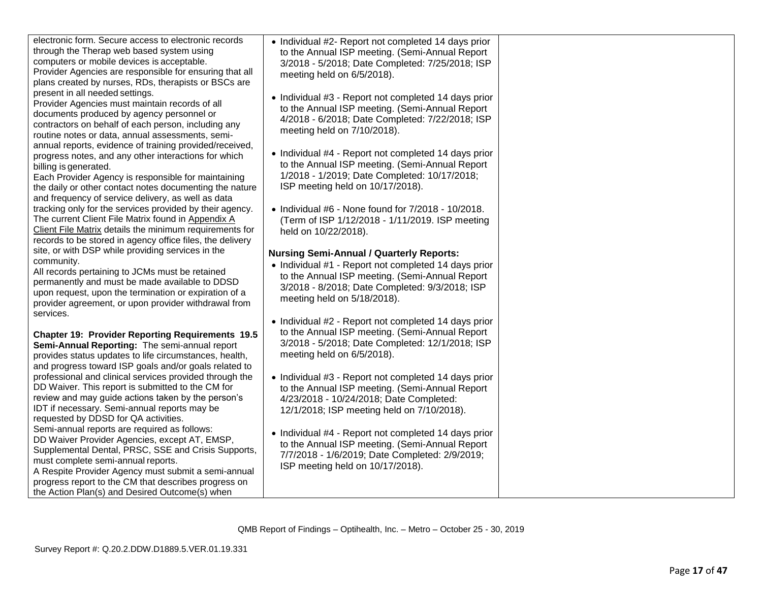| | | |
|---|---|---|
| electronic form. Secure access to electronic records through the Therap web based system using computers or mobile devices is acceptable.<br>Provider Agencies are responsible for ensuring that all plans created by nurses, RDs, therapists or BSCs are present in all needed settings.<br>Provider Agencies must maintain records of all documents produced by agency personnel or contractors on behalf of each person, including any routine notes or data, annual assessments, semi-annual reports, evidence of training provided/received, progress notes, and any other interactions for which billing is generated.<br>Each Provider Agency is responsible for maintaining the daily or other contact notes documenting the nature and frequency of service delivery, as well as data tracking only for the services provided by their agency.<br>The current Client File Matrix found in Appendix A Client File Matrix details the minimum requirements for records to be stored in agency office files, the delivery site, or with DSP while providing services in the community.<br>All records pertaining to JCMs must be retained permanently and must be made available to DDSD upon request, upon the termination or expiration of a provider agreement, or upon provider withdrawal from services.<br><br>**Chapter 19: Provider Reporting Requirements 19.5 Semi-Annual Reporting:** The semi-annual report provides status updates to life circumstances, health, and progress toward ISP goals and/or goals related to professional and clinical services provided through the DD Waiver. This report is submitted to the CM for review and may guide actions taken by the person's IDT if necessary. Semi-annual reports may be requested by DDSD for QA activities.<br>Semi-annual reports are required as follows:<br>DD Waiver Provider Agencies, except AT, EMSP, Supplemental Dental, PRSC, SSE and Crisis Supports, must complete semi-annual reports.<br>A Respite Provider Agency must submit a semi-annual progress report to the CM that describes progress on the Action Plan(s) and Desired Outcome(s) when | • Individual #2- Report not completed 14 days prior to the Annual ISP meeting. (Semi-Annual Report 3/2018 - 5/2018; Date Completed: 7/25/2018; ISP meeting held on 6/5/2018).<br><br>• Individual #3 - Report not completed 14 days prior to the Annual ISP meeting. (Semi-Annual Report 4/2018 - 6/2018; Date Completed: 7/22/2018; ISP meeting held on 7/10/2018).<br><br>• Individual #4 - Report not completed 14 days prior to the Annual ISP meeting. (Semi-Annual Report 1/2018 - 1/2019; Date Completed: 10/17/2018; ISP meeting held on 10/17/2018).<br><br>• Individual #6 - None found for 7/2018 - 10/2018. (Term of ISP 1/12/2018 - 1/11/2019. ISP meeting held on 10/22/2018).<br><br>**Nursing Semi-Annual / Quarterly Reports:**<br>• Individual #1 - Report not completed 14 days prior to the Annual ISP meeting. (Semi-Annual Report 3/2018 - 8/2018; Date Completed: 9/3/2018; ISP meeting held on 5/18/2018).<br><br>• Individual #2 - Report not completed 14 days prior to the Annual ISP meeting. (Semi-Annual Report 3/2018 - 5/2018; Date Completed: 12/1/2018; ISP meeting held on 6/5/2018).<br><br>• Individual #3 - Report not completed 14 days prior to the Annual ISP meeting. (Semi-Annual Report 4/23/2018 - 10/24/2018; Date Completed: 12/1/2018; ISP meeting held on 7/10/2018).<br><br>• Individual #4 - Report not completed 14 days prior to the Annual ISP meeting. (Semi-Annual Report 7/7/2018 - 1/6/2019; Date Completed: 2/9/2019; ISP meeting held on 10/17/2018). | |

QMB Report of Findings – Optihealth, Inc. – Metro – October 25 - 30, 2019

Survey Report #: Q.20.2.DDW.D1889.5.VER.01.19.331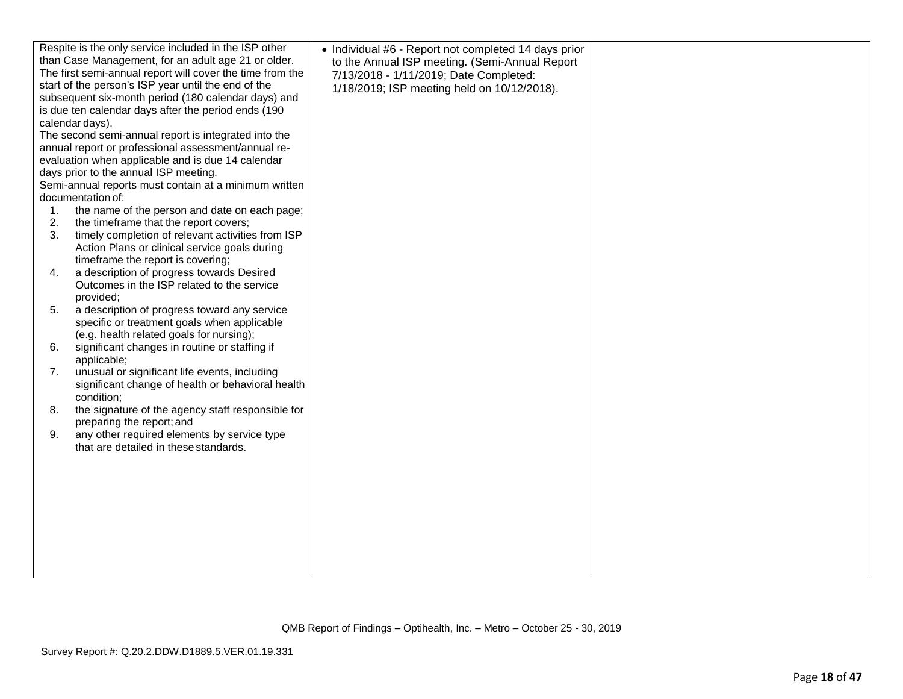| | | |
|---|---|---|
| Respite is the only service included in the ISP other than Case Management, for an adult age 21 or older.<br>The first semi-annual report will cover the time from the start of the person's ISP year until the end of the subsequent six-month period (180 calendar days) and is due ten calendar days after the period ends (190 calendar days).<br>The second semi-annual report is integrated into the annual report or professional assessment/annual re-evaluation when applicable and is due 14 calendar days prior to the annual ISP meeting.<br>Semi-annual reports must contain at a minimum written documentation of:<br>1. the name of the person and date on each page;<br>2. the timeframe that the report covers;<br>3. timely completion of relevant activities from ISP Action Plans or clinical service goals during timeframe the report is covering;<br>4. a description of progress towards Desired Outcomes in the ISP related to the service provided;<br>5. a description of progress toward any service specific or treatment goals when applicable (e.g. health related goals for nursing);<br>6. significant changes in routine or staffing if applicable;<br>7. unusual or significant life events, including significant change of health or behavioral health condition;<br>8. the signature of the agency staff responsible for preparing the report; and<br>9. any other required elements by service type that are detailed in these standards. | • Individual #6 - Report not completed 14 days prior to the Annual ISP meeting. (Semi-Annual Report 7/13/2018 - 1/11/2019; Date Completed: 1/18/2019; ISP meeting held on 10/12/2018). | |

QMB Report of Findings – Optihealth, Inc. – Metro – October 25 - 30, 2019

Survey Report #: Q.20.2.DDW.D1889.5.VER.01.19.331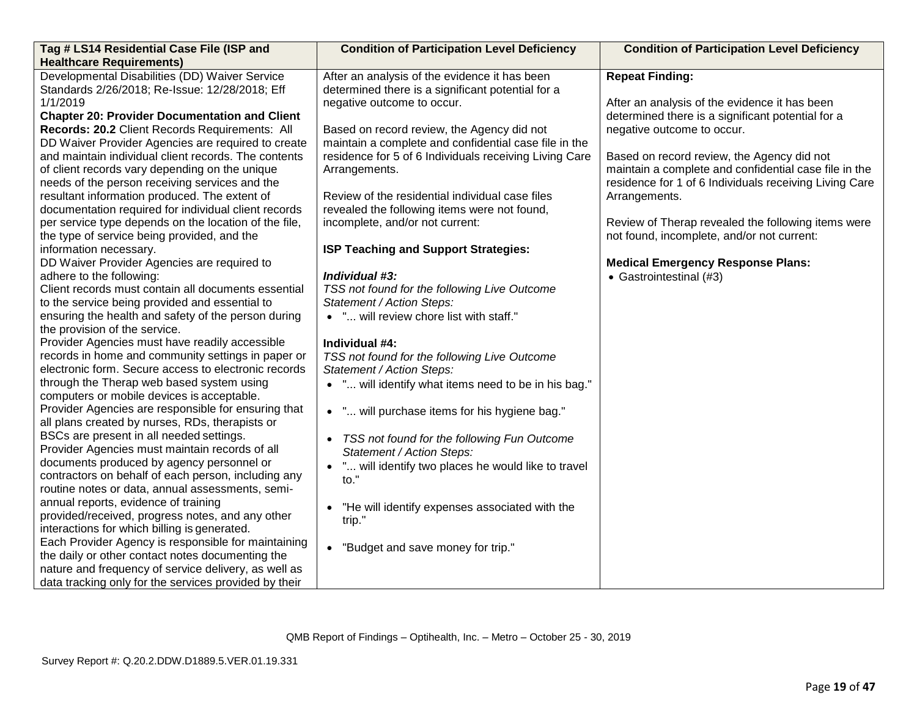| Tag # LS14 Residential Case File (ISP and Healthcare Requirements) | Condition of Participation Level Deficiency | Condition of Participation Level Deficiency |
|---|---|---|
| Developmental Disabilities (DD) Waiver Service Standards 2/26/2018; Re-Issue: 12/28/2018; Eff 1/1/2019<br>**Chapter 20: Provider Documentation and Client Records: 20.2** Client Records Requirements: All DD Waiver Provider Agencies are required to create and maintain individual client records. The contents of client records vary depending on the unique needs of the person receiving services and the resultant information produced. The extent of documentation required for individual client records per service type depends on the location of the file, the type of service being provided, and the information necessary.<br>DD Waiver Provider Agencies are required to adhere to the following:<br>Client records must contain all documents essential to the service being provided and essential to ensuring the health and safety of the person during the provision of the service.<br>Provider Agencies must have readily accessible records in home and community settings in paper or electronic form. Secure access to electronic records through the Therap web based system using computers or mobile devices is acceptable.<br>Provider Agencies are responsible for ensuring that all plans created by nurses, RDs, therapists or BSCs are present in all needed settings.<br>Provider Agencies must maintain records of all documents produced by agency personnel or contractors on behalf of each person, including any routine notes or data, annual assessments, semi-annual reports, evidence of training provided/received, progress notes, and any other interactions for which billing is generated.<br>Each Provider Agency is responsible for maintaining the daily or other contact notes documenting the nature and frequency of service delivery, as well as data tracking only for the services provided by their | After an analysis of the evidence it has been determined there is a significant potential for a negative outcome to occur.<br><br>Based on record review, the Agency did not maintain a complete and confidential case file in the residence for 5 of 6 Individuals receiving Living Care Arrangements.<br><br>Review of the residential individual case files revealed the following items were not found, incomplete, and/or not current:<br><br>**ISP Teaching and Support Strategies:**<br><br>***Individual #3:***<br>*TSS not found for the following Live Outcome Statement / Action Steps:*<br>• "... will review chore list with staff."<br><br>**Individual #4:**<br>*TSS not found for the following Live Outcome Statement / Action Steps:*<br>• "... will identify what items need to be in his bag."<br><br>• "... will purchase items for his hygiene bag."<br><br>• *TSS not found for the following Fun Outcome Statement / Action Steps:*<br>• "... will identify two places he would like to travel to."<br><br>• "He will identify expenses associated with the trip."<br><br>• "Budget and save money for trip." | **Repeat Finding:**<br><br>After an analysis of the evidence it has been determined there is a significant potential for a negative outcome to occur.<br><br>Based on record review, the Agency did not maintain a complete and confidential case file in the residence for 1 of 6 Individuals receiving Living Care Arrangements.<br><br>Review of Therap revealed the following items were not found, incomplete, and/or not current:<br><br>**Medical Emergency Response Plans:**<br>• Gastrointestinal (#3) |

QMB Report of Findings – Optihealth, Inc. – Metro – October 25 - 30, 2019

Survey Report #: Q.20.2.DDW.D1889.5.VER.01.19.331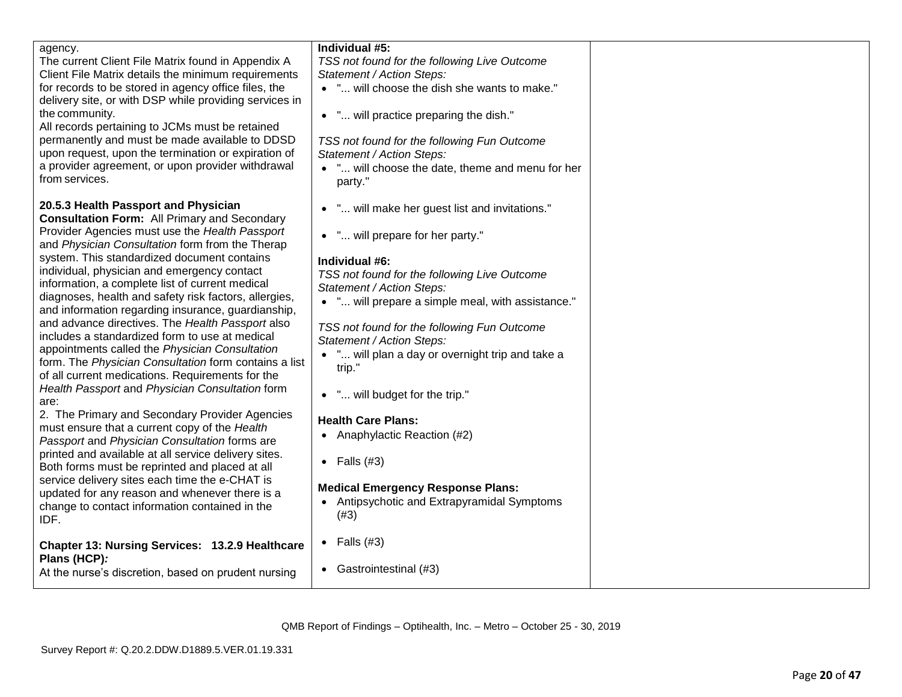| | | |
|---|---|---|
| agency.<br>The current Client File Matrix found in Appendix A Client File Matrix details the minimum requirements for records to be stored in agency office files, the delivery site, or with DSP while providing services in the community.<br>All records pertaining to JCMs must be retained permanently and must be made available to DDSD upon request, upon the termination or expiration of a provider agreement, or upon provider withdrawal from services.<br><br>**20.5.3 Health Passport and Physician Consultation Form:** All Primary and Secondary Provider Agencies must use the *Health Passport* and *Physician Consultation* form from the Therap system. This standardized document contains individual, physician and emergency contact information, a complete list of current medical diagnoses, health and safety risk factors, allergies, and information regarding insurance, guardianship, and advance directives. The *Health Passport* also includes a standardized form to use at medical appointments called the *Physician Consultation* form. The *Physician Consultation* form contains a list of all current medications. Requirements for the *Health Passport* and *Physician Consultation* form are:<br>2. The Primary and Secondary Provider Agencies must ensure that a current copy of the *Health Passport* and *Physician Consultation* forms are printed and available at all service delivery sites. Both forms must be reprinted and placed at all service delivery sites each time the e-CHAT is updated for any reason and whenever there is a change to contact information contained in the IDF.<br><br>**Chapter 13: Nursing Services: 13.2.9 Healthcare Plans (HCP)*:***<br>At the nurse's discretion, based on prudent nursing | **Individual #5:**<br>*TSS not found for the following Live Outcome Statement / Action Steps:*<br>• "... will choose the dish she wants to make."<br>• "... will practice preparing the dish."<br><br>*TSS not found for the following Fun Outcome Statement / Action Steps:*<br>• "... will choose the date, theme and menu for her party."<br>• "... will make her guest list and invitations."<br>• "... will prepare for her party."<br><br>**Individual #6:**<br>*TSS not found for the following Live Outcome Statement / Action Steps:*<br>• "... will prepare a simple meal, with assistance."<br><br>*TSS not found for the following Fun Outcome Statement / Action Steps:*<br>• "... will plan a day or overnight trip and take a trip."<br>• "... will budget for the trip."<br><br>**Health Care Plans:**<br>• Anaphylactic Reaction (#2)<br>• Falls (#3)<br><br>**Medical Emergency Response Plans:**<br>• Antipsychotic and Extrapyramidal Symptoms (#3)<br>• Falls (#3)<br>• Gastrointestinal (#3) | |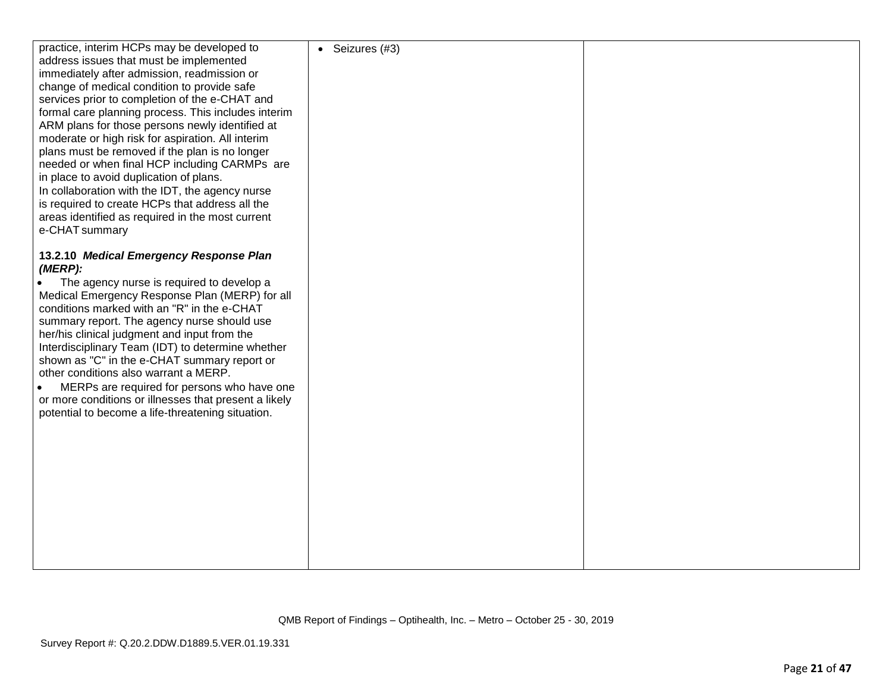| | | |
|---|---|---|
| practice, interim HCPs may be developed to address issues that must be implemented immediately after admission, readmission or change of medical condition to provide safe services prior to completion of the e-CHAT and formal care planning process. This includes interim ARM plans for those persons newly identified at moderate or high risk for aspiration. All interim plans must be removed if the plan is no longer needed or when final HCP including CARMPs are in place to avoid duplication of plans.<br>In collaboration with the IDT, the agency nurse is required to create HCPs that address all the areas identified as required in the most current e-CHAT summary<br><br>**13.2.10** ***Medical Emergency Response Plan (MERP):***<br>• The agency nurse is required to develop a Medical Emergency Response Plan (MERP) for all conditions marked with an "R" in the e-CHAT summary report. The agency nurse should use her/his clinical judgment and input from the Interdisciplinary Team (IDT) to determine whether shown as "C" in the e-CHAT summary report or other conditions also warrant a MERP.<br>• MERPs are required for persons who have one or more conditions or illnesses that present a likely potential to become a life-threatening situation. | • Seizures (#3) | |

QMB Report of Findings – Optihealth, Inc. – Metro – October 25 - 30, 2019

Survey Report #: Q.20.2.DDW.D1889.5.VER.01.19.331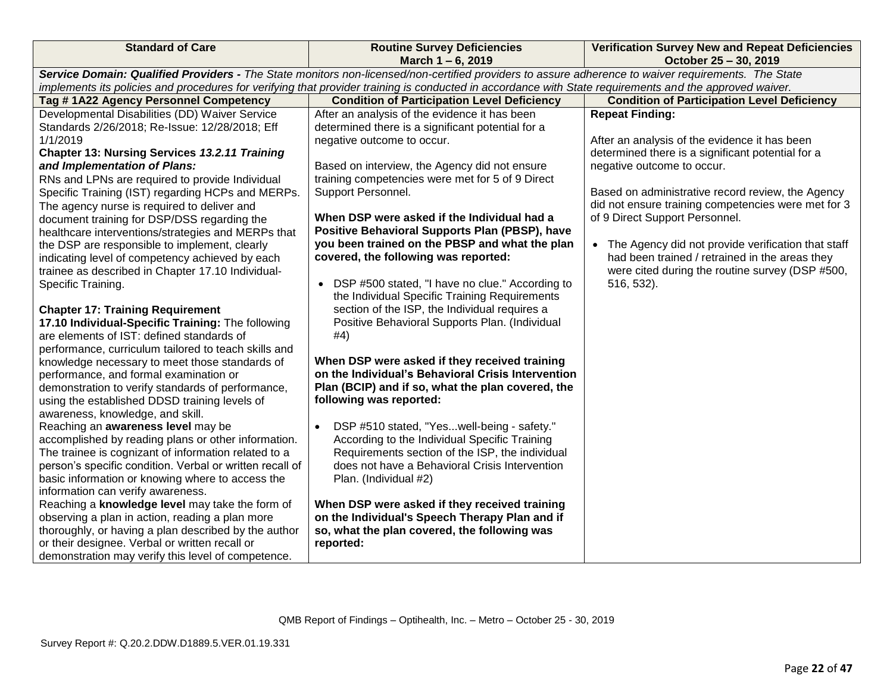| Standard of Care | Routine Survey Deficiencies March 1 – 6, 2019 | Verification Survey New and Repeat Deficiencies October 25 – 30, 2019 |
|---|---|---|
| ***Service Domain: Qualified Providers -*** *The State monitors non-licensed/non-certified providers to assure adherence to waiver requirements. The State implements its policies and procedures for verifying that provider training is conducted in accordance with State requirements and the approved waiver.* | | |
| **Tag # 1A22 Agency Personnel Competency** | **Condition of Participation Level Deficiency** | **Condition of Participation Level Deficiency** |
| Developmental Disabilities (DD) Waiver Service Standards 2/26/2018; Re-Issue: 12/28/2018; Eff 1/1/2019<br>**Chapter 13: Nursing Services *13.2.11 Training and Implementation of Plans:***<br>RNs and LPNs are required to provide Individual Specific Training (IST) regarding HCPs and MERPs. The agency nurse is required to deliver and document training for DSP/DSS regarding the healthcare interventions/strategies and MERPs that the DSP are responsible to implement, clearly indicating level of competency achieved by each trainee as described in Chapter 17.10 Individual-Specific Training.<br><br>**Chapter 17: Training Requirement**<br>**17.10 Individual-Specific Training:** The following are elements of IST: defined standards of performance, curriculum tailored to teach skills and knowledge necessary to meet those standards of performance, and formal examination or demonstration to verify standards of performance, using the established DDSD training levels of awareness, knowledge, and skill.<br>Reaching an **awareness level** may be accomplished by reading plans or other information. The trainee is cognizant of information related to a person's specific condition. Verbal or written recall of basic information or knowing where to access the information can verify awareness.<br>Reaching a **knowledge level** may take the form of observing a plan in action, reading a plan more thoroughly, or having a plan described by the author or their designee. Verbal or written recall or demonstration may verify this level of competence. | After an analysis of the evidence it has been determined there is a significant potential for a negative outcome to occur.<br><br>Based on interview, the Agency did not ensure training competencies were met for 5 of 9 Direct Support Personnel.<br><br>**When DSP were asked if the Individual had a Positive Behavioral Supports Plan (PBSP), have you been trained on the PBSP and what the plan covered, the following was reported:**<br><br>• DSP #500 stated, "I have no clue." According to the Individual Specific Training Requirements section of the ISP, the Individual requires a Positive Behavioral Supports Plan. (Individual #4)<br><br>**When DSP were asked if they received training on the Individual's Behavioral Crisis Intervention Plan (BCIP) and if so, what the plan covered, the following was reported:**<br><br>• DSP #510 stated, "Yes...well-being - safety." According to the Individual Specific Training Requirements section of the ISP, the individual does not have a Behavioral Crisis Intervention Plan. (Individual #2)<br><br>**When DSP were asked if they received training on the Individual's Speech Therapy Plan and if so, what the plan covered, the following was reported:** | **Repeat Finding:**<br><br>After an analysis of the evidence it has been determined there is a significant potential for a negative outcome to occur.<br><br>Based on administrative record review, the Agency did not ensure training competencies were met for 3 of 9 Direct Support Personnel.<br><br>• The Agency did not provide verification that staff had been trained / retrained in the areas they were cited during the routine survey (DSP #500, 516, 532). |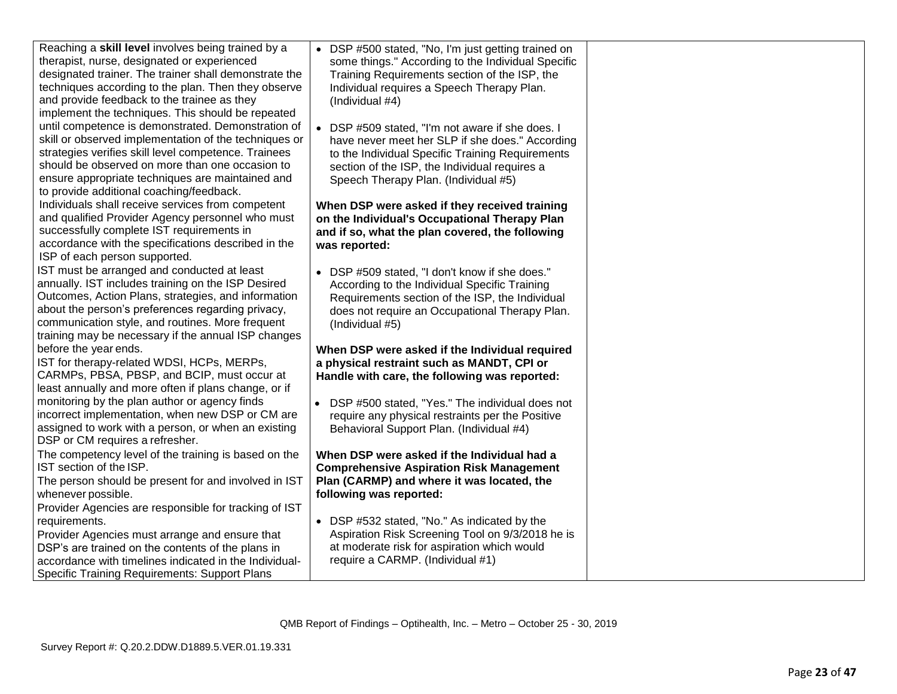| | | |
|---|---|---|
| Reaching a **skill level** involves being trained by a therapist, nurse, designated or experienced designated trainer. The trainer shall demonstrate the techniques according to the plan. Then they observe and provide feedback to the trainee as they implement the techniques. This should be repeated until competence is demonstrated. Demonstration of skill or observed implementation of the techniques or strategies verifies skill level competence. Trainees should be observed on more than one occasion to ensure appropriate techniques are maintained and to provide additional coaching/feedback.<br>Individuals shall receive services from competent and qualified Provider Agency personnel who must successfully complete IST requirements in accordance with the specifications described in the ISP of each person supported.<br>IST must be arranged and conducted at least annually. IST includes training on the ISP Desired Outcomes, Action Plans, strategies, and information about the person's preferences regarding privacy, communication style, and routines. More frequent training may be necessary if the annual ISP changes before the year ends.<br>IST for therapy-related WDSI, HCPs, MERPs, CARMPs, PBSA, PBSP, and BCIP, must occur at least annually and more often if plans change, or if monitoring by the plan author or agency finds incorrect implementation, when new DSP or CM are assigned to work with a person, or when an existing DSP or CM requires a refresher.<br>The competency level of the training is based on the IST section of the ISP.<br>The person should be present for and involved in IST whenever possible.<br>Provider Agencies are responsible for tracking of IST requirements.<br>Provider Agencies must arrange and ensure that DSP's are trained on the contents of the plans in accordance with timelines indicated in the Individual-Specific Training Requirements: Support Plans | • DSP #500 stated, "No, I'm just getting trained on some things." According to the Individual Specific Training Requirements section of the ISP, the Individual requires a Speech Therapy Plan. (Individual #4)<br><br>• DSP #509 stated, "I'm not aware if she does. I have never meet her SLP if she does." According to the Individual Specific Training Requirements section of the ISP, the Individual requires a Speech Therapy Plan. (Individual #5)<br><br>**When DSP were asked if they received training on the Individual's Occupational Therapy Plan and if so, what the plan covered, the following was reported:**<br><br>• DSP #509 stated, "I don't know if she does." According to the Individual Specific Training Requirements section of the ISP, the Individual does not require an Occupational Therapy Plan. (Individual #5)<br><br>**When DSP were asked if the Individual required a physical restraint such as MANDT, CPI or Handle with care, the following was reported:**<br><br>• DSP #500 stated, "Yes." The individual does not require any physical restraints per the Positive Behavioral Support Plan. (Individual #4)<br><br>**When DSP were asked if the Individual had a Comprehensive Aspiration Risk Management Plan (CARMP) and where it was located, the following was reported:**<br><br>• DSP #532 stated, "No." As indicated by the Aspiration Risk Screening Tool on 9/3/2018 he is at moderate risk for aspiration which would require a CARMP. (Individual #1) | |

QMB Report of Findings – Optihealth, Inc. – Metro – October 25 - 30, 2019

Survey Report #: Q.20.2.DDW.D1889.5.VER.01.19.331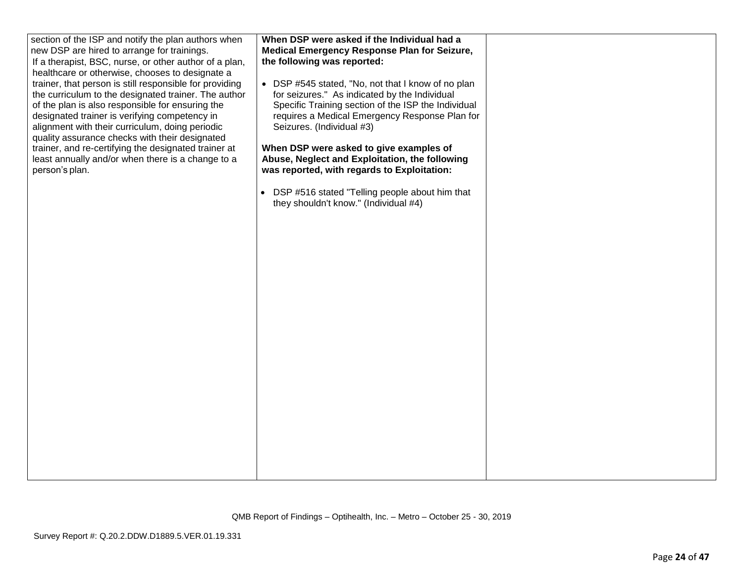| | | |
|---|---|---|
| section of the ISP and notify the plan authors when new DSP are hired to arrange for trainings.<br>If a therapist, BSC, nurse, or other author of a plan, healthcare or otherwise, chooses to designate a trainer, that person is still responsible for providing the curriculum to the designated trainer. The author of the plan is also responsible for ensuring the designated trainer is verifying competency in alignment with their curriculum, doing periodic quality assurance checks with their designated trainer, and re-certifying the designated trainer at least annually and/or when there is a change to a person's plan. | **When DSP were asked if the Individual had a Medical Emergency Response Plan for Seizure, the following was reported:**<br><br>• DSP #545 stated, "No, not that I know of no plan for seizures." As indicated by the Individual Specific Training section of the ISP the Individual requires a Medical Emergency Response Plan for Seizures. (Individual #3)<br><br>**When DSP were asked to give examples of Abuse, Neglect and Exploitation, the following was reported, with regards to Exploitation:**<br><br>• DSP #516 stated "Telling people about him that they shouldn't know." (Individual #4) | |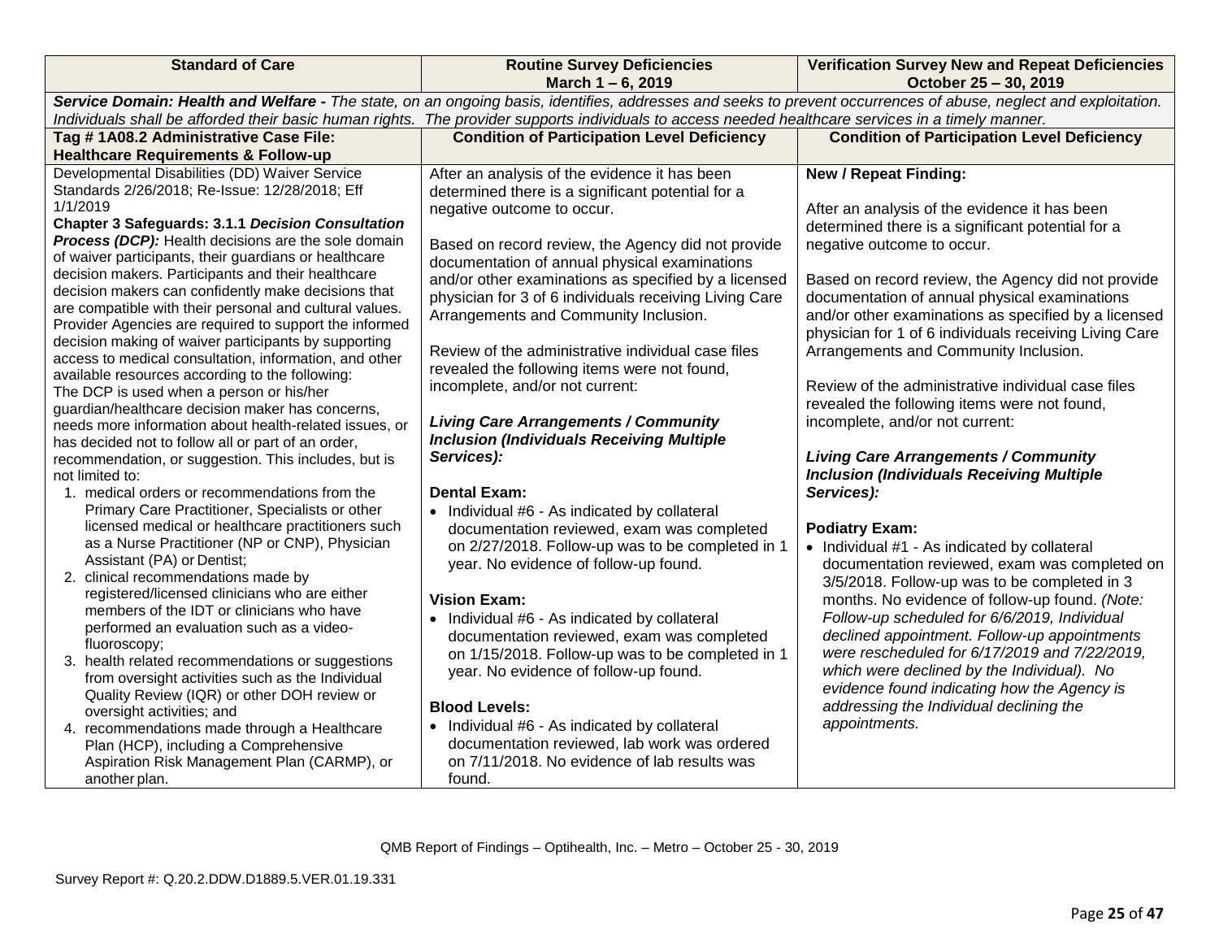| Standard of Care | Routine Survey Deficiencies March 1 – 6, 2019 | Verification Survey New and Repeat Deficiencies October 25 – 30, 2019 |
|---|---|---|
| ***Service Domain: Health and Welfare -** The state, on an ongoing basis, identifies, addresses and seeks to prevent occurrences of abuse, neglect and exploitation. Individuals shall be afforded their basic human rights. The provider supports individuals to access needed healthcare services in a timely manner.* | | |
| **Tag # 1A08.2 Administrative Case File: Healthcare Requirements & Follow-up** | **Condition of Participation Level Deficiency** | **Condition of Participation Level Deficiency** |
| Developmental Disabilities (DD) Waiver Service Standards 2/26/2018; Re-Issue: 12/28/2018; Eff 1/1/2019<br>**Chapter 3 Safeguards: 3.1.1 *Decision Consultation Process (DCP):*** Health decisions are the sole domain of waiver participants, their guardians or healthcare decision makers. Participants and their healthcare decision makers can confidently make decisions that are compatible with their personal and cultural values. Provider Agencies are required to support the informed decision making of waiver participants by supporting access to medical consultation, information, and other available resources according to the following:<br>The DCP is used when a person or his/her guardian/healthcare decision maker has concerns, needs more information about health-related issues, or has decided not to follow all or part of an order, recommendation, or suggestion. This includes, but is not limited to:<br>1. medical orders or recommendations from the Primary Care Practitioner, Specialists or other licensed medical or healthcare practitioners such as a Nurse Practitioner (NP or CNP), Physician Assistant (PA) or Dentist;<br>2. clinical recommendations made by registered/licensed clinicians who are either members of the IDT or clinicians who have performed an evaluation such as a video-fluoroscopy;<br>3. health related recommendations or suggestions from oversight activities such as the Individual Quality Review (IQR) or other DOH review or oversight activities; and<br>4. recommendations made through a Healthcare Plan (HCP), including a Comprehensive Aspiration Risk Management Plan (CARMP), or another plan. | After an analysis of the evidence it has been determined there is a significant potential for a negative outcome to occur.<br><br>Based on record review, the Agency did not provide documentation of annual physical examinations and/or other examinations as specified by a licensed physician for 3 of 6 individuals receiving Living Care Arrangements and Community Inclusion.<br><br>Review of the administrative individual case files revealed the following items were not found, incomplete, and/or not current:<br><br>***Living Care Arrangements / Community Inclusion (Individuals Receiving Multiple Services):***<br><br>**Dental Exam:**<br>• Individual #6 - As indicated by collateral documentation reviewed, exam was completed on 2/27/2018. Follow-up was to be completed in 1 year. No evidence of follow-up found.<br><br>**Vision Exam:**<br>• Individual #6 - As indicated by collateral documentation reviewed, exam was completed on 1/15/2018. Follow-up was to be completed in 1 year. No evidence of follow-up found.<br><br>**Blood Levels:**<br>• Individual #6 - As indicated by collateral documentation reviewed, lab work was ordered on 7/11/2018. No evidence of lab results was found. | **New / Repeat Finding:**<br><br>After an analysis of the evidence it has been determined there is a significant potential for a negative outcome to occur.<br><br>Based on record review, the Agency did not provide documentation of annual physical examinations and/or other examinations as specified by a licensed physician for 1 of 6 individuals receiving Living Care Arrangements and Community Inclusion.<br><br>Review of the administrative individual case files revealed the following items were not found, incomplete, and/or not current:<br><br>***Living Care Arrangements / Community Inclusion (Individuals Receiving Multiple Services):***<br><br>**Podiatry Exam:**<br>• Individual #1 - As indicated by collateral documentation reviewed, exam was completed on 3/5/2018. Follow-up was to be completed in 3 months. No evidence of follow-up found. *(Note: Follow-up scheduled for 6/6/2019, Individual declined appointment. Follow-up appointments were rescheduled for 6/17/2019 and 7/22/2019, which were declined by the Individual). No evidence found indicating how the Agency is addressing the Individual declining the appointments.* |

QMB Report of Findings – Optihealth, Inc. – Metro – October 25 - 30, 2019

Survey Report #: Q.20.2.DDW.D1889.5.VER.01.19.331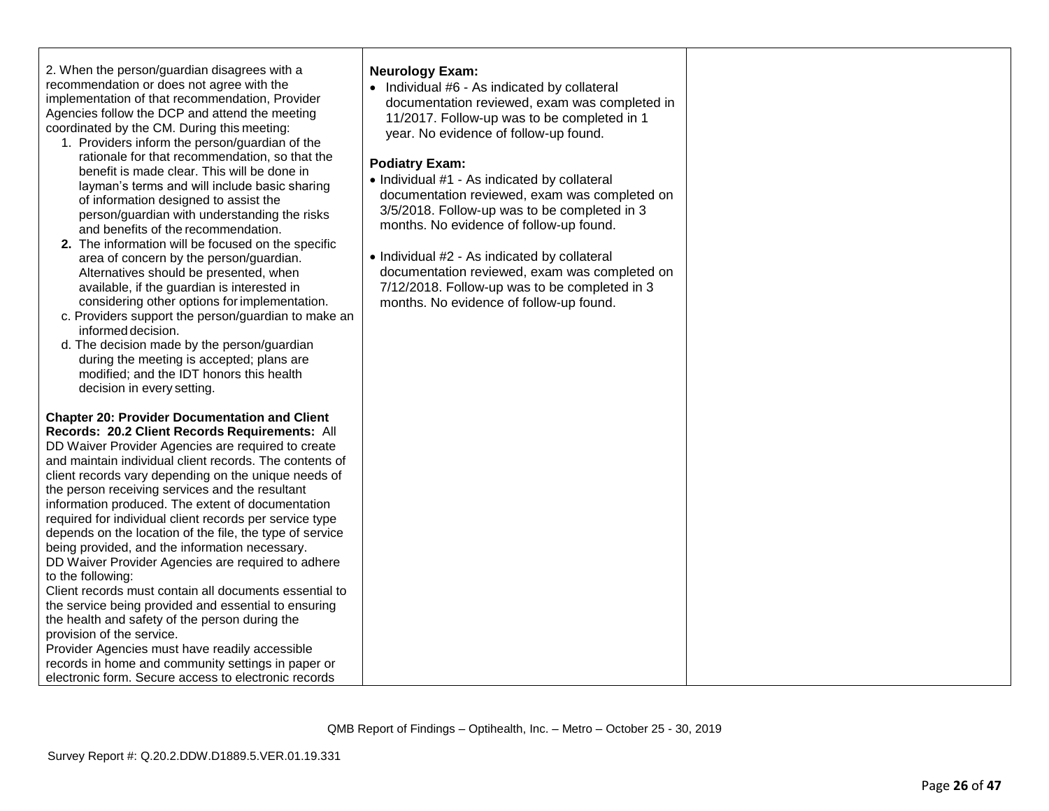| | | |
|---|---|---|
| 2. When the person/guardian disagrees with a recommendation or does not agree with the implementation of that recommendation, Provider Agencies follow the DCP and attend the meeting coordinated by the CM. During this meeting:<br>1. Providers inform the person/guardian of the rationale for that recommendation, so that the benefit is made clear. This will be done in layman's terms and will include basic sharing of information designed to assist the person/guardian with understanding the risks and benefits of the recommendation.<br>**2.** The information will be focused on the specific area of concern by the person/guardian. Alternatives should be presented, when available, if the guardian is interested in considering other options for implementation.<br>c. Providers support the person/guardian to make an informed decision.<br>d. The decision made by the person/guardian during the meeting is accepted; plans are modified; and the IDT honors this health decision in every setting.<br><br>**Chapter 20: Provider Documentation and Client Records: 20.2 Client Records Requirements:** All DD Waiver Provider Agencies are required to create and maintain individual client records. The contents of client records vary depending on the unique needs of the person receiving services and the resultant information produced. The extent of documentation required for individual client records per service type depends on the location of the file, the type of service being provided, and the information necessary.<br>DD Waiver Provider Agencies are required to adhere to the following:<br>Client records must contain all documents essential to the service being provided and essential to ensuring the health and safety of the person during the provision of the service.<br>Provider Agencies must have readily accessible records in home and community settings in paper or electronic form. Secure access to electronic records | **Neurology Exam:**<br>• Individual #6 - As indicated by collateral documentation reviewed, exam was completed in 11/2017. Follow-up was to be completed in 1 year. No evidence of follow-up found.<br><br>**Podiatry Exam:**<br>• Individual #1 - As indicated by collateral documentation reviewed, exam was completed on 3/5/2018. Follow-up was to be completed in 3 months. No evidence of follow-up found.<br><br>• Individual #2 - As indicated by collateral documentation reviewed, exam was completed on 7/12/2018. Follow-up was to be completed in 3 months. No evidence of follow-up found. | |

QMB Report of Findings – Optihealth, Inc. – Metro – October 25 - 30, 2019

Survey Report #: Q.20.2.DDW.D1889.5.VER.01.19.331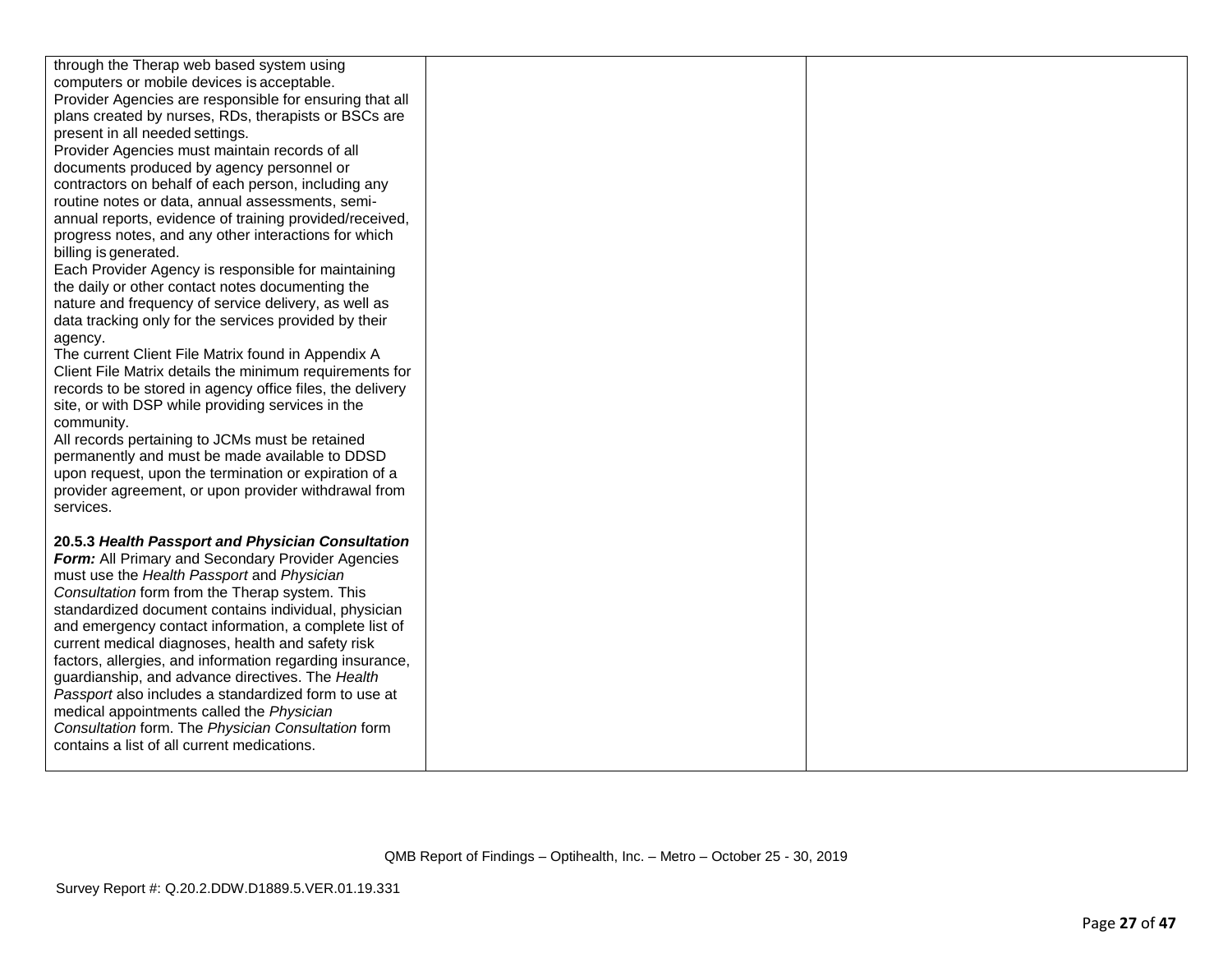| | | |
|---|---|---|
| through the Therap web based system using computers or mobile devices is acceptable.<br>Provider Agencies are responsible for ensuring that all plans created by nurses, RDs, therapists or BSCs are present in all needed settings.<br>Provider Agencies must maintain records of all documents produced by agency personnel or contractors on behalf of each person, including any routine notes or data, annual assessments, semi-annual reports, evidence of training provided/received, progress notes, and any other interactions for which billing is generated.<br>Each Provider Agency is responsible for maintaining the daily or other contact notes documenting the nature and frequency of service delivery, as well as data tracking only for the services provided by their agency.<br>The current Client File Matrix found in Appendix A Client File Matrix details the minimum requirements for records to be stored in agency office files, the delivery site, or with DSP while providing services in the community.<br>All records pertaining to JCMs must be retained permanently and must be made available to DDSD upon request, upon the termination or expiration of a provider agreement, or upon provider withdrawal from services.<br><br>**20.5.3 *Health Passport and Physician Consultation Form:*** All Primary and Secondary Provider Agencies must use the *Health Passport* and *Physician Consultation* form from the Therap system. This standardized document contains individual, physician and emergency contact information, a complete list of current medical diagnoses, health and safety risk factors, allergies, and information regarding insurance, guardianship, and advance directives. The *Health Passport* also includes a standardized form to use at medical appointments called the *Physician Consultation* form. The *Physician Consultation* form contains a list of all current medications. | | |

QMB Report of Findings – Optihealth, Inc. – Metro – October 25 - 30, 2019

Survey Report #: Q.20.2.DDW.D1889.5.VER.01.19.331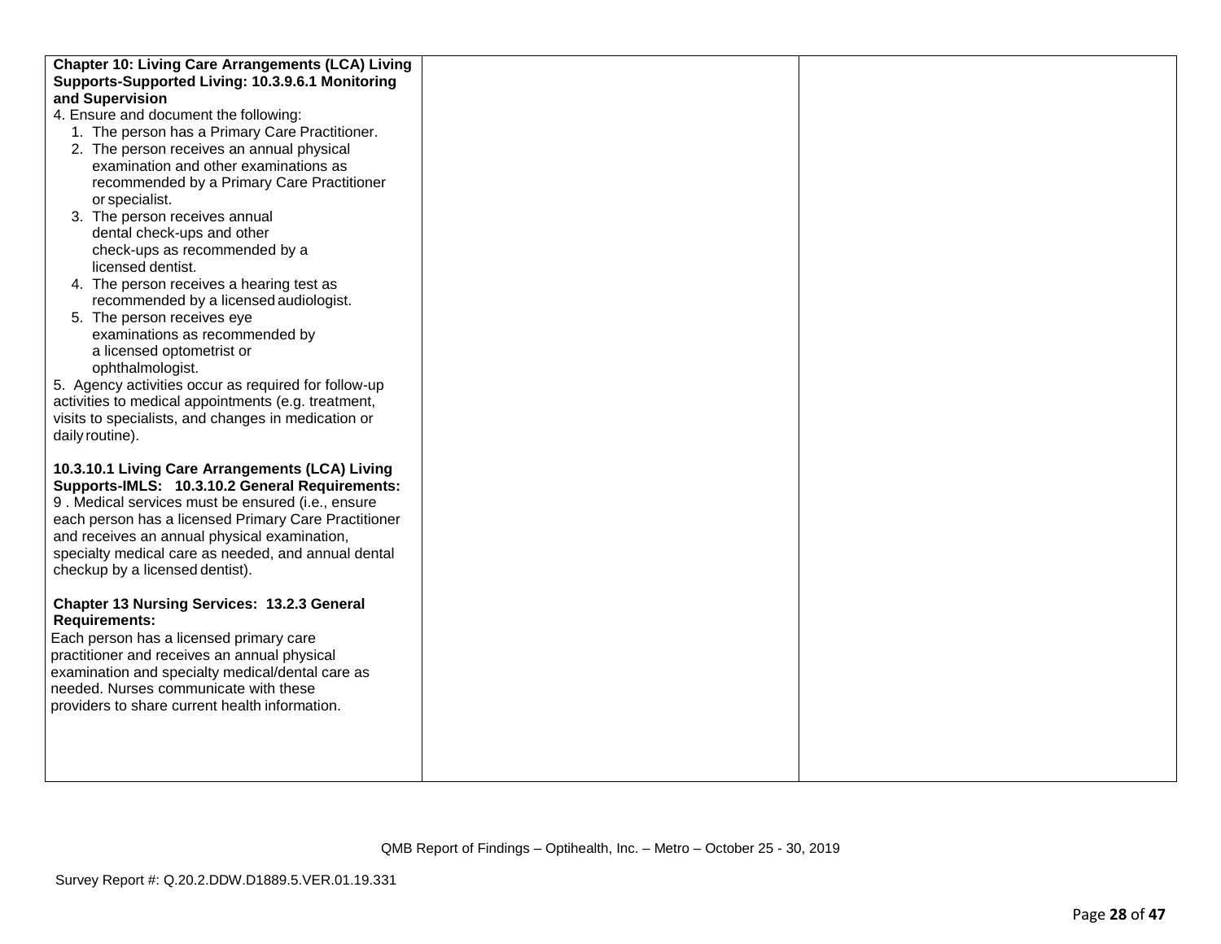| | | |
|---|---|---|
| **Chapter 10: Living Care Arrangements (LCA) Living Supports-Supported Living: 10.3.9.6.1 Monitoring and Supervision**<br>4. Ensure and document the following:<br>1. The person has a Primary Care Practitioner.<br>2. The person receives an annual physical examination and other examinations as recommended by a Primary Care Practitioner or specialist.<br>3. The person receives annual dental check-ups and other check-ups as recommended by a licensed dentist.<br>4. The person receives a hearing test as recommended by a licensed audiologist.<br>5. The person receives eye examinations as recommended by a licensed optometrist or ophthalmologist.<br>5. Agency activities occur as required for follow-up activities to medical appointments (e.g. treatment, visits to specialists, and changes in medication or daily routine).<br><br>**10.3.10.1 Living Care Arrangements (LCA) Living Supports-IMLS: 10.3.10.2 General Requirements:**<br>9 . Medical services must be ensured (i.e., ensure each person has a licensed Primary Care Practitioner and receives an annual physical examination, specialty medical care as needed, and annual dental checkup by a licensed dentist).<br><br>**Chapter 13 Nursing Services: 13.2.3 General Requirements:**<br>Each person has a licensed primary care practitioner and receives an annual physical examination and specialty medical/dental care as needed. Nurses communicate with these providers to share current health information. | | |

QMB Report of Findings – Optihealth, Inc. – Metro – October 25 - 30, 2019

Survey Report #: Q.20.2.DDW.D1889.5.VER.01.19.331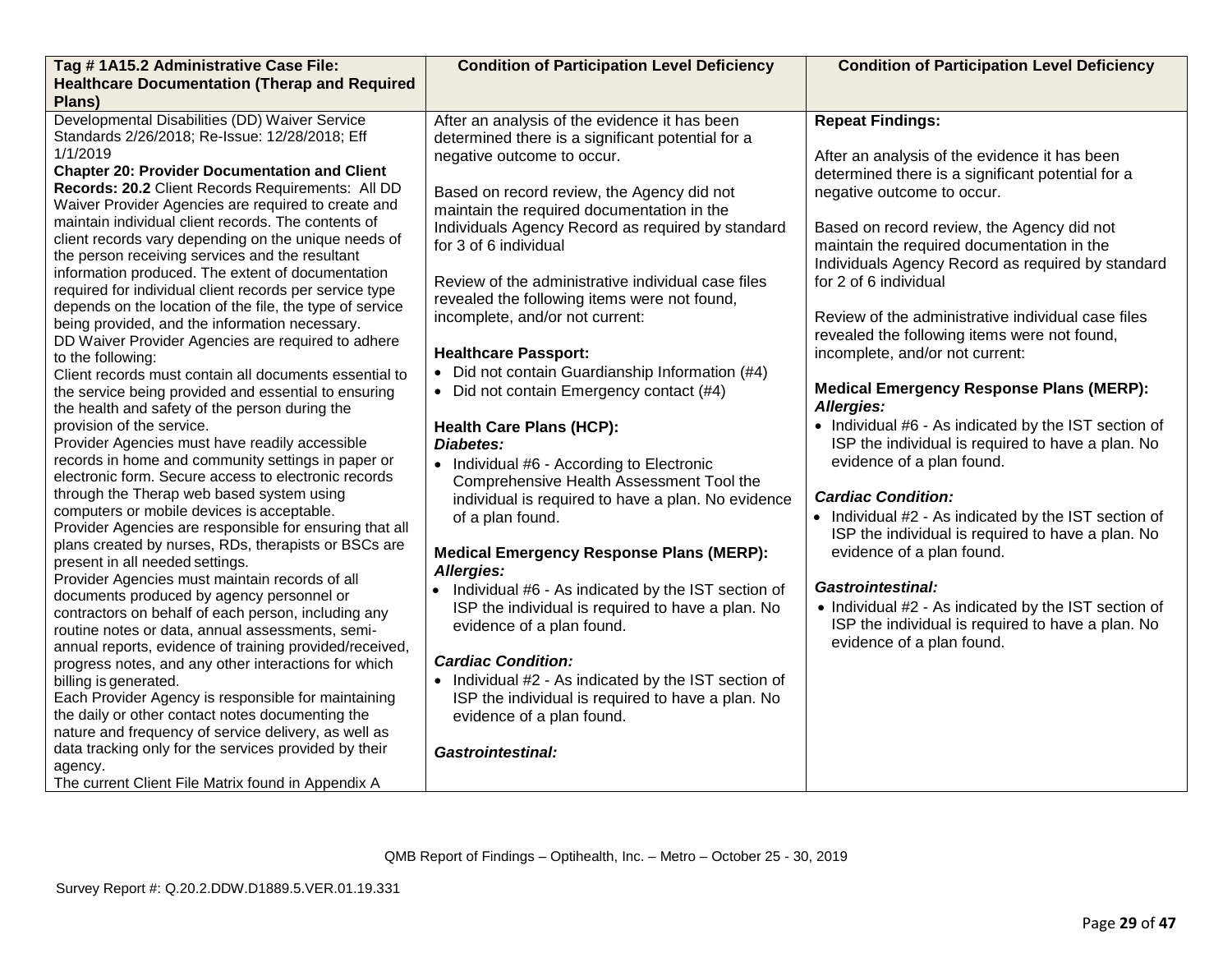| Tag # 1A15.2 Administrative Case File: Healthcare Documentation (Therap and Required Plans) | Condition of Participation Level Deficiency | Condition of Participation Level Deficiency |
|---|---|---|
| Developmental Disabilities (DD) Waiver Service Standards 2/26/2018; Re-Issue: 12/28/2018; Eff 1/1/2019<br>**Chapter 20: Provider Documentation and Client Records: 20.2** Client Records Requirements: All DD Waiver Provider Agencies are required to create and maintain individual client records. The contents of client records vary depending on the unique needs of the person receiving services and the resultant information produced. The extent of documentation required for individual client records per service type depends on the location of the file, the type of service being provided, and the information necessary.<br>DD Waiver Provider Agencies are required to adhere to the following:<br>Client records must contain all documents essential to the service being provided and essential to ensuring the health and safety of the person during the provision of the service.<br>Provider Agencies must have readily accessible records in home and community settings in paper or electronic form. Secure access to electronic records through the Therap web based system using computers or mobile devices is acceptable.<br>Provider Agencies are responsible for ensuring that all plans created by nurses, RDs, therapists or BSCs are present in all needed settings.<br>Provider Agencies must maintain records of all documents produced by agency personnel or contractors on behalf of each person, including any routine notes or data, annual assessments, semi-annual reports, evidence of training provided/received, progress notes, and any other interactions for which billing is generated.<br>Each Provider Agency is responsible for maintaining the daily or other contact notes documenting the nature and frequency of service delivery, as well as data tracking only for the services provided by their agency.<br>The current Client File Matrix found in Appendix A | After an analysis of the evidence it has been determined there is a significant potential for a negative outcome to occur.<br><br>Based on record review, the Agency did not maintain the required documentation in the Individuals Agency Record as required by standard for 3 of 6 individual<br><br>Review of the administrative individual case files revealed the following items were not found, incomplete, and/or not current:<br><br>**Healthcare Passport:**<br>• Did not contain Guardianship Information (#4)<br>• Did not contain Emergency contact (#4)<br><br>**Health Care Plans (HCP):**<br>***Diabetes:***<br>• Individual #6 - According to Electronic Comprehensive Health Assessment Tool the individual is required to have a plan. No evidence of a plan found.<br><br>**Medical Emergency Response Plans (MERP):**<br>***Allergies:***<br>• Individual #6 - As indicated by the IST section of ISP the individual is required to have a plan. No evidence of a plan found.<br><br>***Cardiac Condition:***<br>• Individual #2 - As indicated by the IST section of ISP the individual is required to have a plan. No evidence of a plan found.<br><br>***Gastrointestinal:*** | **Repeat Findings:**<br><br>After an analysis of the evidence it has been determined there is a significant potential for a negative outcome to occur.<br><br>Based on record review, the Agency did not maintain the required documentation in the Individuals Agency Record as required by standard for 2 of 6 individual<br><br>Review of the administrative individual case files revealed the following items were not found, incomplete, and/or not current:<br><br>**Medical Emergency Response Plans (MERP):**<br>***Allergies:***<br>• Individual #6 - As indicated by the IST section of ISP the individual is required to have a plan. No evidence of a plan found.<br><br>***Cardiac Condition:***<br>• Individual #2 - As indicated by the IST section of ISP the individual is required to have a plan. No evidence of a plan found.<br><br>***Gastrointestinal:***<br>• Individual #2 - As indicated by the IST section of ISP the individual is required to have a plan. No evidence of a plan found. |

QMB Report of Findings – Optihealth, Inc. – Metro – October 25 - 30, 2019

Survey Report #: Q.20.2.DDW.D1889.5.VER.01.19.331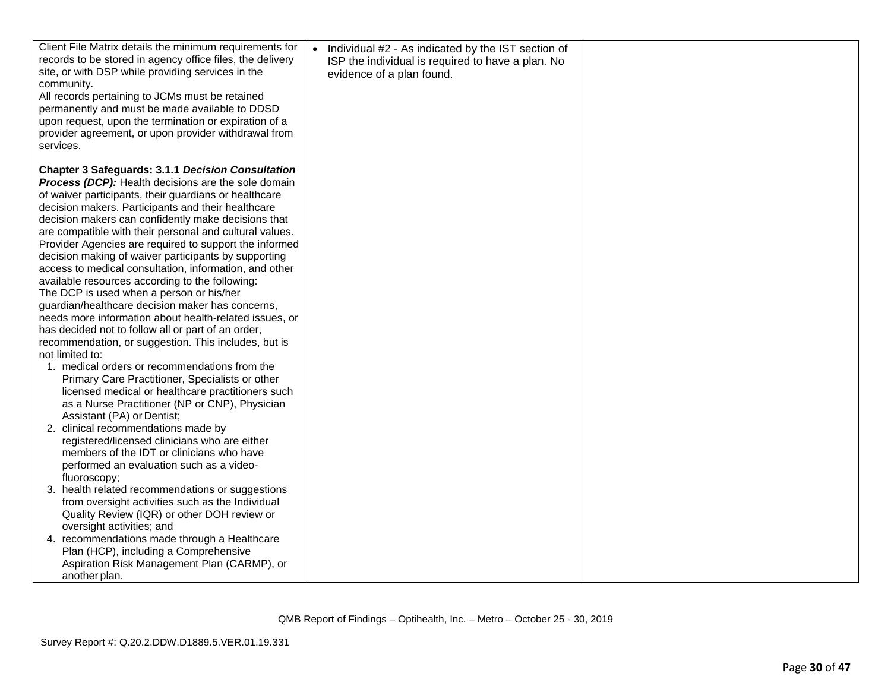| | | |
|---|---|---|
| Client File Matrix details the minimum requirements for records to be stored in agency office files, the delivery site, or with DSP while providing services in the community.<br>All records pertaining to JCMs must be retained permanently and must be made available to DDSD upon request, upon the termination or expiration of a provider agreement, or upon provider withdrawal from services.<br><br>**Chapter 3 Safeguards: 3.1.1 *Decision Consultation Process (DCP):*** Health decisions are the sole domain of waiver participants, their guardians or healthcare decision makers. Participants and their healthcare decision makers can confidently make decisions that are compatible with their personal and cultural values. Provider Agencies are required to support the informed decision making of waiver participants by supporting access to medical consultation, information, and other available resources according to the following:<br>The DCP is used when a person or his/her guardian/healthcare decision maker has concerns, needs more information about health-related issues, or has decided not to follow all or part of an order, recommendation, or suggestion. This includes, but is not limited to:<br>1. medical orders or recommendations from the Primary Care Practitioner, Specialists or other licensed medical or healthcare practitioners such as a Nurse Practitioner (NP or CNP), Physician Assistant (PA) or Dentist;<br>2. clinical recommendations made by registered/licensed clinicians who are either members of the IDT or clinicians who have performed an evaluation such as a video-fluoroscopy;<br>3. health related recommendations or suggestions from oversight activities such as the Individual Quality Review (IQR) or other DOH review or oversight activities; and<br>4. recommendations made through a Healthcare Plan (HCP), including a Comprehensive Aspiration Risk Management Plan (CARMP), or another plan. | • Individual #2 - As indicated by the IST section of ISP the individual is required to have a plan. No evidence of a plan found. | |

QMB Report of Findings – Optihealth, Inc. – Metro – October 25 - 30, 2019

Survey Report #: Q.20.2.DDW.D1889.5.VER.01.19.331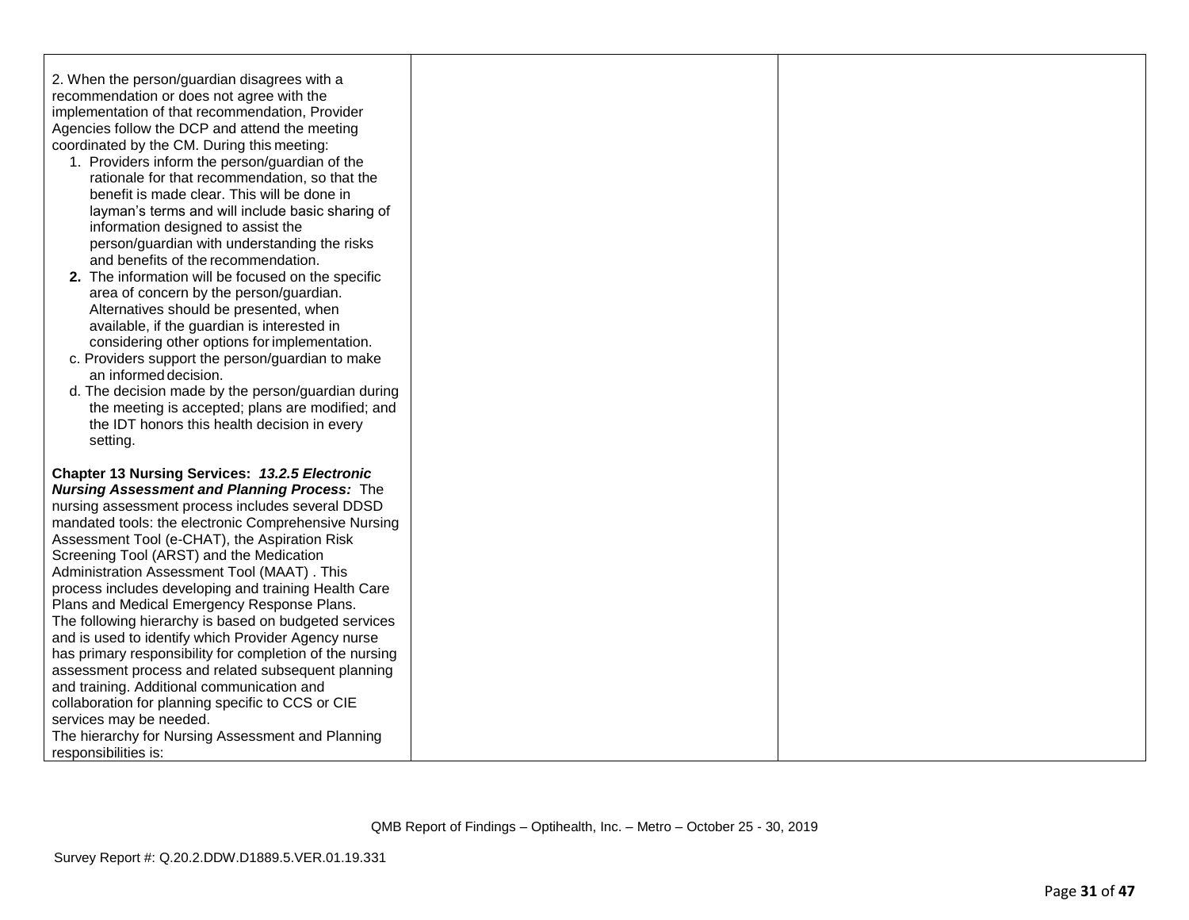| | | |
|---|---|---|
| 2. When the person/guardian disagrees with a recommendation or does not agree with the implementation of that recommendation, Provider Agencies follow the DCP and attend the meeting coordinated by the CM. During this meeting:<br>1. Providers inform the person/guardian of the rationale for that recommendation, so that the benefit is made clear. This will be done in layman's terms and will include basic sharing of information designed to assist the person/guardian with understanding the risks and benefits of the recommendation.<br>**2.** The information will be focused on the specific area of concern by the person/guardian. Alternatives should be presented, when available, if the guardian is interested in considering other options for implementation.<br>c. Providers support the person/guardian to make an informed decision.<br>d. The decision made by the person/guardian during the meeting is accepted; plans are modified; and the IDT honors this health decision in every setting.<br><br>**Chapter 13 Nursing Services: *13.2.5 Electronic Nursing Assessment and Planning Process:*** The nursing assessment process includes several DDSD mandated tools: the electronic Comprehensive Nursing Assessment Tool (e-CHAT), the Aspiration Risk Screening Tool (ARST) and the Medication Administration Assessment Tool (MAAT) . This process includes developing and training Health Care Plans and Medical Emergency Response Plans.<br>The following hierarchy is based on budgeted services and is used to identify which Provider Agency nurse has primary responsibility for completion of the nursing assessment process and related subsequent planning and training. Additional communication and collaboration for planning specific to CCS or CIE services may be needed.<br>The hierarchy for Nursing Assessment and Planning responsibilities is: | | |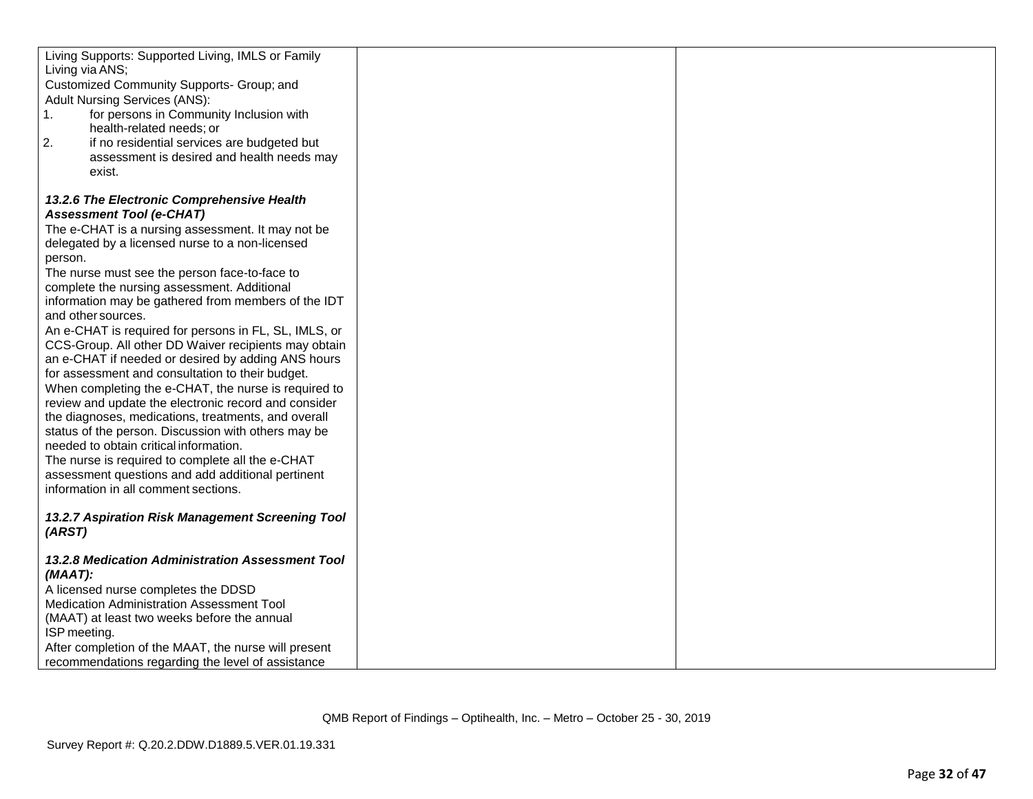| | | |
|---|---|---|
| Living Supports: Supported Living, IMLS or Family Living via ANS;<br>Customized Community Supports- Group; and<br>Adult Nursing Services (ANS):<br>1. for persons in Community Inclusion with health-related needs; or<br>2. if no residential services are budgeted but assessment is desired and health needs may exist.<br><br>***13.2.6 The Electronic Comprehensive Health Assessment Tool (e-CHAT)***<br>The e-CHAT is a nursing assessment. It may not be delegated by a licensed nurse to a non-licensed person.<br>The nurse must see the person face-to-face to complete the nursing assessment. Additional information may be gathered from members of the IDT and other sources.<br>An e-CHAT is required for persons in FL, SL, IMLS, or CCS-Group. All other DD Waiver recipients may obtain an e-CHAT if needed or desired by adding ANS hours for assessment and consultation to their budget.<br>When completing the e-CHAT, the nurse is required to review and update the electronic record and consider the diagnoses, medications, treatments, and overall status of the person. Discussion with others may be needed to obtain critical information.<br>The nurse is required to complete all the e-CHAT assessment questions and add additional pertinent information in all comment sections.<br><br>***13.2.7 Aspiration Risk Management Screening Tool (ARST)***<br><br>***13.2.8 Medication Administration Assessment Tool (MAAT):***<br>A licensed nurse completes the DDSD Medication Administration Assessment Tool (MAAT) at least two weeks before the annual ISP meeting.<br>After completion of the MAAT, the nurse will present recommendations regarding the level of assistance | | |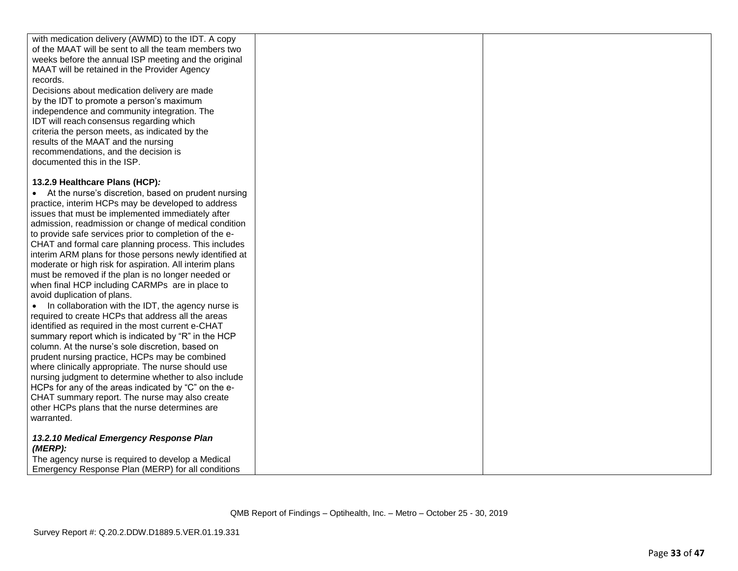| | | |
|---|---|---|
| with medication delivery (AWMD) to the IDT. A copy of the MAAT will be sent to all the team members two weeks before the annual ISP meeting and the original MAAT will be retained in the Provider Agency records.<br>Decisions about medication delivery are made by the IDT to promote a person's maximum independence and community integration. The IDT will reach consensus regarding which criteria the person meets, as indicated by the results of the MAAT and the nursing recommendations, and the decision is documented this in the ISP.<br><br>**13.2.9 Healthcare Plans (HCP)*:***<br>• At the nurse's discretion, based on prudent nursing practice, interim HCPs may be developed to address issues that must be implemented immediately after admission, readmission or change of medical condition to provide safe services prior to completion of the e-CHAT and formal care planning process. This includes interim ARM plans for those persons newly identified at moderate or high risk for aspiration. All interim plans must be removed if the plan is no longer needed or when final HCP including CARMPs are in place to avoid duplication of plans.<br>• In collaboration with the IDT, the agency nurse is required to create HCPs that address all the areas identified as required in the most current e-CHAT summary report which is indicated by "R" in the HCP column. At the nurse's sole discretion, based on prudent nursing practice, HCPs may be combined where clinically appropriate. The nurse should use nursing judgment to determine whether to also include HCPs for any of the areas indicated by "C" on the e-CHAT summary report. The nurse may also create other HCPs plans that the nurse determines are warranted.<br><br>***13.2.10 Medical Emergency Response Plan (MERP):***<br>The agency nurse is required to develop a Medical Emergency Response Plan (MERP) for all conditions | | |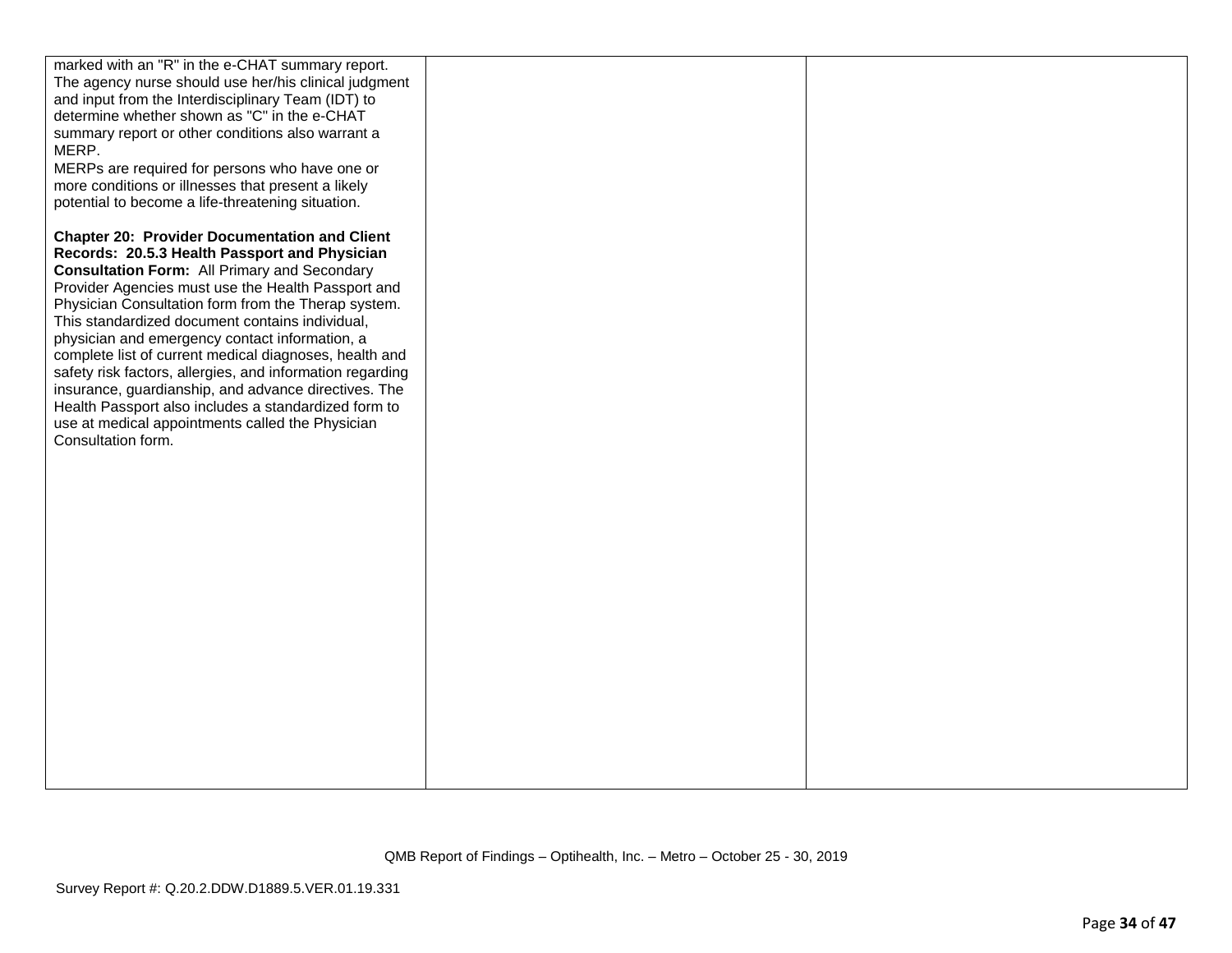| | | |
|---|---|---|
| marked with an "R" in the e-CHAT summary report. The agency nurse should use her/his clinical judgment and input from the Interdisciplinary Team (IDT) to determine whether shown as "C" in the e-CHAT summary report or other conditions also warrant a MERP.<br>MERPs are required for persons who have one or more conditions or illnesses that present a likely potential to become a life-threatening situation.<br><br>**Chapter 20: Provider Documentation and Client Records: 20.5.3 Health Passport and Physician Consultation Form:** All Primary and Secondary Provider Agencies must use the Health Passport and Physician Consultation form from the Therap system. This standardized document contains individual, physician and emergency contact information, a complete list of current medical diagnoses, health and safety risk factors, allergies, and information regarding insurance, guardianship, and advance directives. The Health Passport also includes a standardized form to use at medical appointments called the Physician Consultation form. | | |

QMB Report of Findings – Optihealth, Inc. – Metro – October 25 - 30, 2019

Survey Report #: Q.20.2.DDW.D1889.5.VER.01.19.331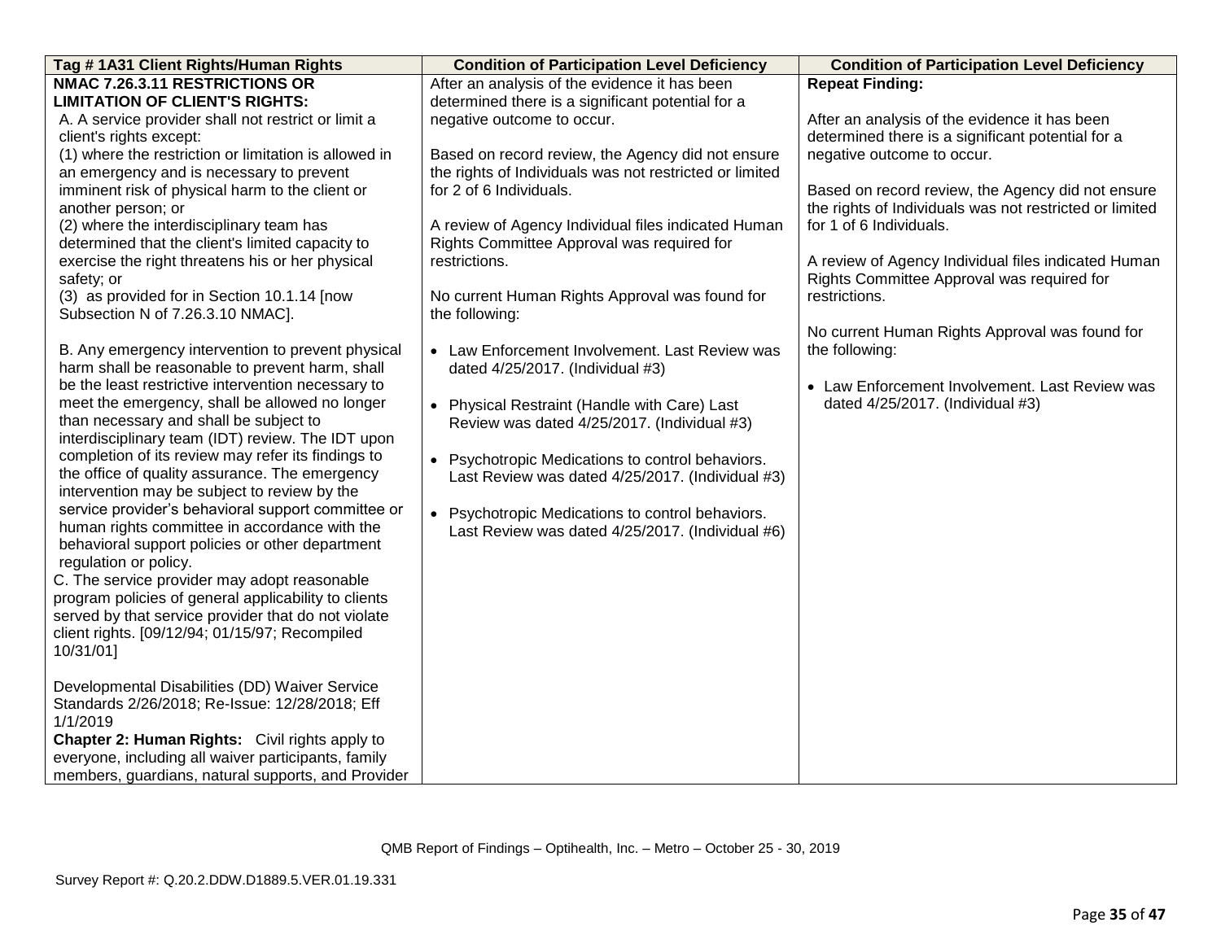| Tag # 1A31 Client Rights/Human Rights | Condition of Participation Level Deficiency | Condition of Participation Level Deficiency |
|---|---|---|
| **NMAC 7.26.3.11 RESTRICTIONS OR LIMITATION OF CLIENT'S RIGHTS:**<br>A. A service provider shall not restrict or limit a client's rights except:<br>(1) where the restriction or limitation is allowed in an emergency and is necessary to prevent imminent risk of physical harm to the client or another person; or<br>(2) where the interdisciplinary team has determined that the client's limited capacity to exercise the right threatens his or her physical safety; or<br>(3) as provided for in Section 10.1.14 [now Subsection N of 7.26.3.10 NMAC].<br><br>B. Any emergency intervention to prevent physical harm shall be reasonable to prevent harm, shall be the least restrictive intervention necessary to meet the emergency, shall be allowed no longer than necessary and shall be subject to interdisciplinary team (IDT) review. The IDT upon completion of its review may refer its findings to the office of quality assurance. The emergency intervention may be subject to review by the service provider's behavioral support committee or human rights committee in accordance with the behavioral support policies or other department regulation or policy.<br>C. The service provider may adopt reasonable program policies of general applicability to clients served by that service provider that do not violate client rights. [09/12/94; 01/15/97; Recompiled 10/31/01]<br><br>Developmental Disabilities (DD) Waiver Service Standards 2/26/2018; Re-Issue: 12/28/2018; Eff 1/1/2019<br>**Chapter 2: Human Rights:** Civil rights apply to everyone, including all waiver participants, family members, guardians, natural supports, and Provider | After an analysis of the evidence it has been determined there is a significant potential for a negative outcome to occur.<br><br>Based on record review, the Agency did not ensure the rights of Individuals was not restricted or limited for 2 of 6 Individuals.<br><br>A review of Agency Individual files indicated Human Rights Committee Approval was required for restrictions.<br><br>No current Human Rights Approval was found for the following:<br><br>• Law Enforcement Involvement. Last Review was dated 4/25/2017. (Individual #3)<br><br>• Physical Restraint (Handle with Care) Last Review was dated 4/25/2017. (Individual #3)<br><br>• Psychotropic Medications to control behaviors. Last Review was dated 4/25/2017. (Individual #3)<br><br>• Psychotropic Medications to control behaviors. Last Review was dated 4/25/2017. (Individual #6) | **Repeat Finding:**<br><br>After an analysis of the evidence it has been determined there is a significant potential for a negative outcome to occur.<br><br>Based on record review, the Agency did not ensure the rights of Individuals was not restricted or limited for 1 of 6 Individuals.<br><br>A review of Agency Individual files indicated Human Rights Committee Approval was required for restrictions.<br><br>No current Human Rights Approval was found for the following:<br><br>• Law Enforcement Involvement. Last Review was dated 4/25/2017. (Individual #3) |

QMB Report of Findings – Optihealth, Inc. – Metro – October 25 - 30, 2019

Survey Report #: Q.20.2.DDW.D1889.5.VER.01.19.331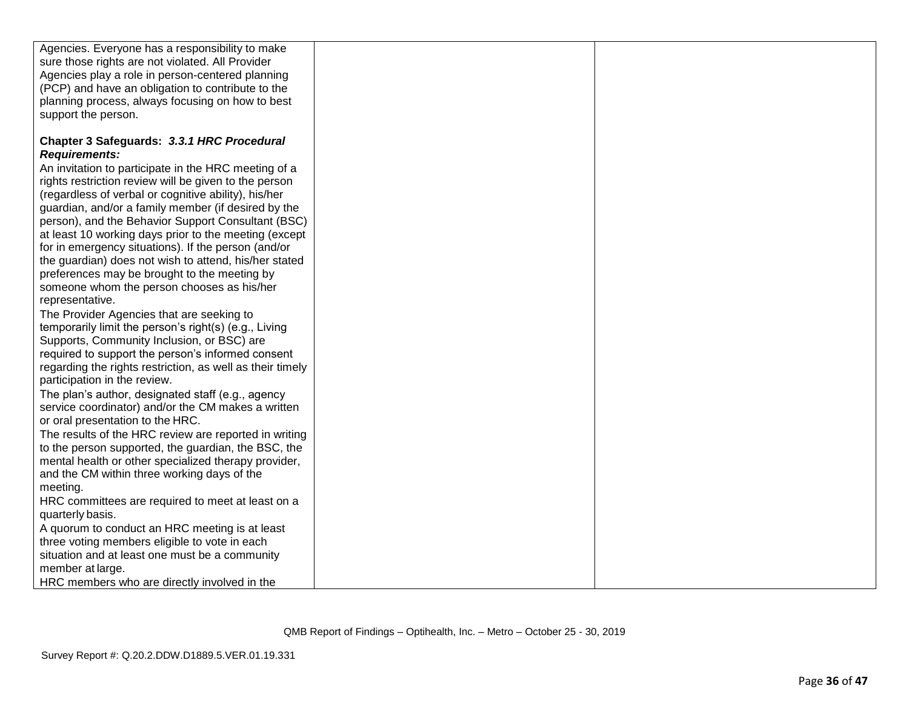| | | |
|---|---|---|
| Agencies. Everyone has a responsibility to make sure those rights are not violated. All Provider Agencies play a role in person-centered planning (PCP) and have an obligation to contribute to the planning process, always focusing on how to best support the person.<br><br>**Chapter 3 Safeguards:** ***3.3.1 HRC Procedural Requirements:***<br>An invitation to participate in the HRC meeting of a rights restriction review will be given to the person (regardless of verbal or cognitive ability), his/her guardian, and/or a family member (if desired by the person), and the Behavior Support Consultant (BSC) at least 10 working days prior to the meeting (except for in emergency situations). If the person (and/or the guardian) does not wish to attend, his/her stated preferences may be brought to the meeting by someone whom the person chooses as his/her representative.<br>The Provider Agencies that are seeking to temporarily limit the person's right(s) (e.g., Living Supports, Community Inclusion, or BSC) are required to support the person's informed consent regarding the rights restriction, as well as their timely participation in the review.<br>The plan's author, designated staff (e.g., agency service coordinator) and/or the CM makes a written or oral presentation to the HRC.<br>The results of the HRC review are reported in writing to the person supported, the guardian, the BSC, the mental health or other specialized therapy provider, and the CM within three working days of the meeting.<br>HRC committees are required to meet at least on a quarterly basis.<br>A quorum to conduct an HRC meeting is at least three voting members eligible to vote in each situation and at least one must be a community member at large.<br>HRC members who are directly involved in the | | |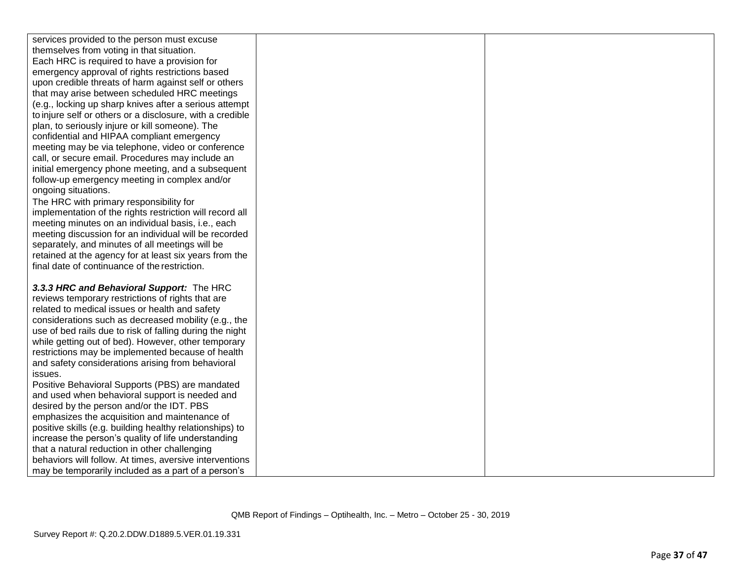| | | |
|---|---|---|
| services provided to the person must excuse themselves from voting in that situation.<br>Each HRC is required to have a provision for emergency approval of rights restrictions based upon credible threats of harm against self or others that may arise between scheduled HRC meetings (e.g., locking up sharp knives after a serious attempt to injure self or others or a disclosure, with a credible plan, to seriously injure or kill someone). The confidential and HIPAA compliant emergency meeting may be via telephone, video or conference call, or secure email. Procedures may include an initial emergency phone meeting, and a subsequent follow-up emergency meeting in complex and/or ongoing situations.<br>The HRC with primary responsibility for implementation of the rights restriction will record all meeting minutes on an individual basis, i.e., each meeting discussion for an individual will be recorded separately, and minutes of all meetings will be retained at the agency for at least six years from the final date of continuance of the restriction.<br><br>***3.3.3 HRC and Behavioral Support:*** The HRC reviews temporary restrictions of rights that are related to medical issues or health and safety considerations such as decreased mobility (e.g., the use of bed rails due to risk of falling during the night while getting out of bed). However, other temporary restrictions may be implemented because of health and safety considerations arising from behavioral issues.<br>Positive Behavioral Supports (PBS) are mandated and used when behavioral support is needed and desired by the person and/or the IDT. PBS emphasizes the acquisition and maintenance of positive skills (e.g. building healthy relationships) to increase the person's quality of life understanding that a natural reduction in other challenging behaviors will follow. At times, aversive interventions may be temporarily included as a part of a person's | | |

QMB Report of Findings – Optihealth, Inc. – Metro – October 25 - 30, 2019

Survey Report #: Q.20.2.DDW.D1889.5.VER.01.19.331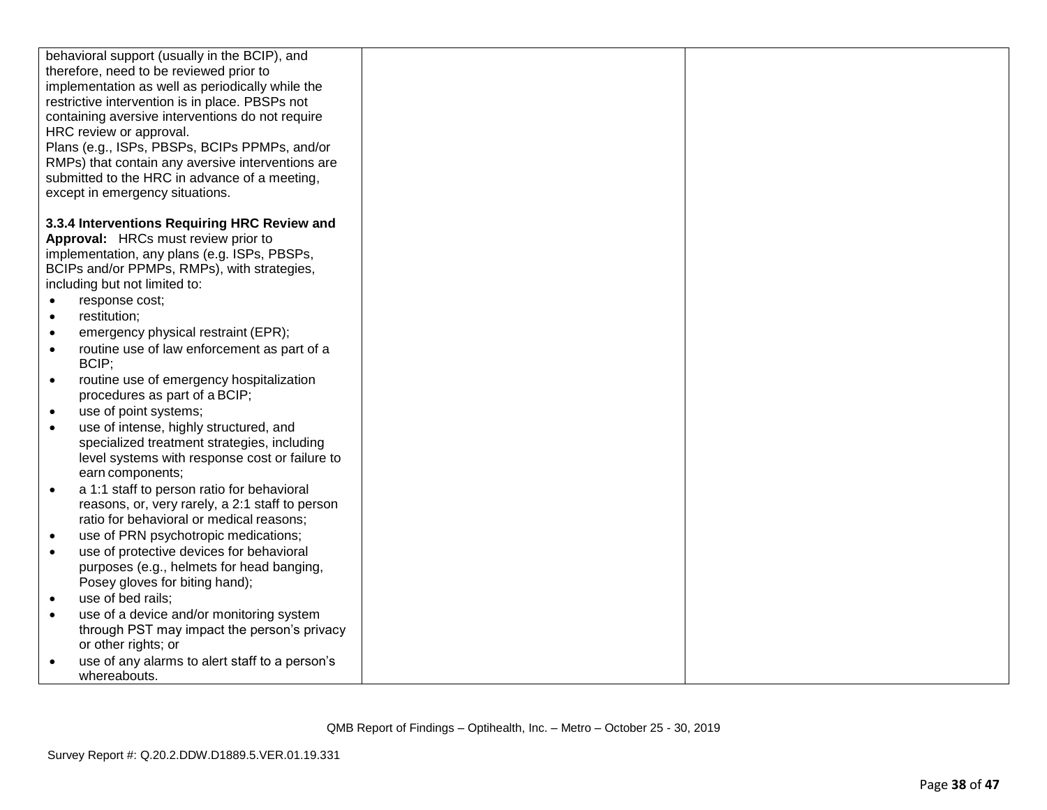| | | |
|---|---|---|
| behavioral support (usually in the BCIP), and therefore, need to be reviewed prior to implementation as well as periodically while the restrictive intervention is in place. PBSPs not containing aversive interventions do not require HRC review or approval.<br>Plans (e.g., ISPs, PBSPs, BCIPs PPMPs, and/or RMPs) that contain any aversive interventions are submitted to the HRC in advance of a meeting, except in emergency situations.<br><br>**3.3.4 Interventions Requiring HRC Review and Approval:** HRCs must review prior to implementation, any plans (e.g. ISPs, PBSPs, BCIPs and/or PPMPs, RMPs), with strategies, including but not limited to:<br>• response cost;<br>• restitution;<br>• emergency physical restraint (EPR);<br>• routine use of law enforcement as part of a BCIP;<br>• routine use of emergency hospitalization procedures as part of a BCIP;<br>• use of point systems;<br>• use of intense, highly structured, and specialized treatment strategies, including level systems with response cost or failure to earn components;<br>• a 1:1 staff to person ratio for behavioral reasons, or, very rarely, a 2:1 staff to person ratio for behavioral or medical reasons;<br>• use of PRN psychotropic medications;<br>• use of protective devices for behavioral purposes (e.g., helmets for head banging, Posey gloves for biting hand);<br>• use of bed rails;<br>• use of a device and/or monitoring system through PST may impact the person's privacy or other rights; or<br>• use of any alarms to alert staff to a person's whereabouts. | | |

QMB Report of Findings – Optihealth, Inc. – Metro – October 25 - 30, 2019

Survey Report #: Q.20.2.DDW.D1889.5.VER.01.19.331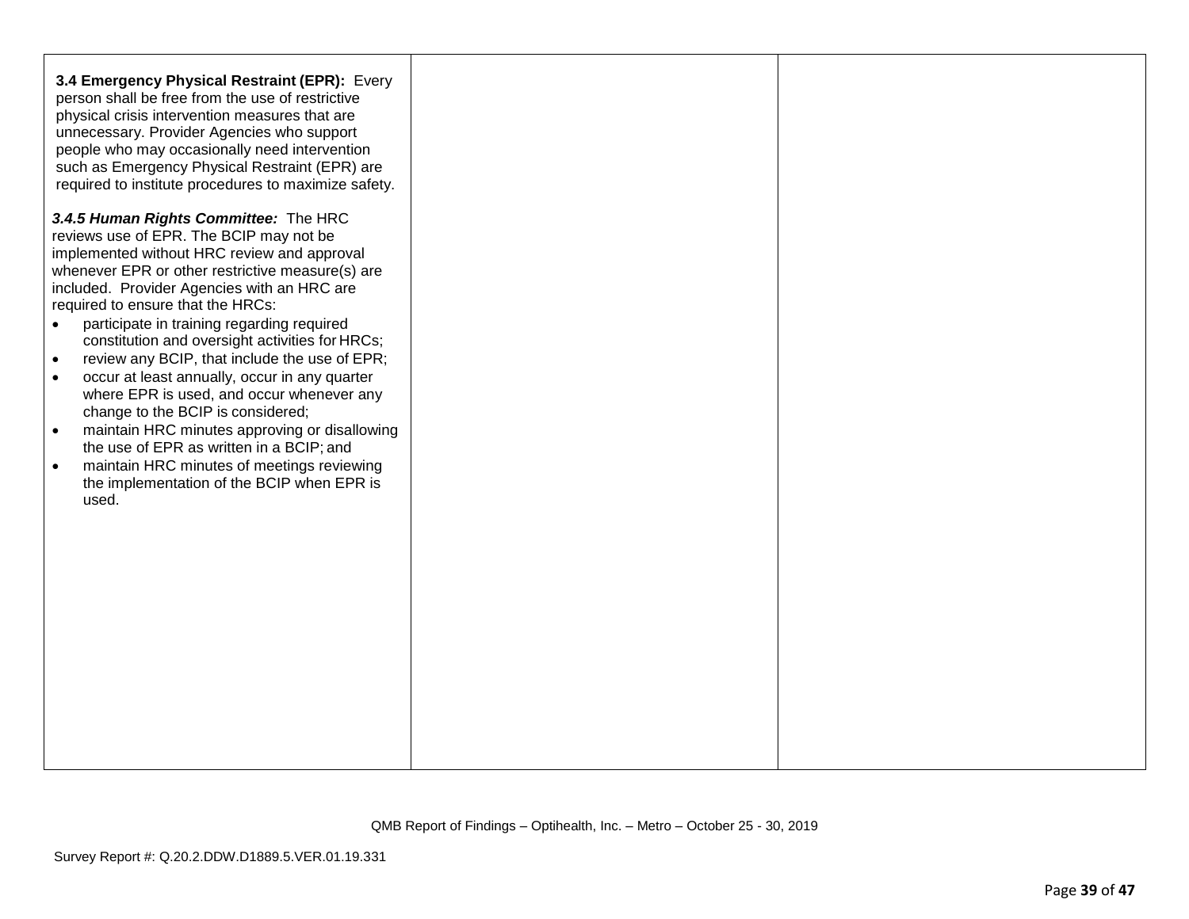| | | |
|---|---|---|
| **3.4 Emergency Physical Restraint (EPR):** Every person shall be free from the use of restrictive physical crisis intervention measures that are unnecessary. Provider Agencies who support people who may occasionally need intervention such as Emergency Physical Restraint (EPR) are required to institute procedures to maximize safety.<br><br>***3.4.5 Human Rights Committee:*** The HRC reviews use of EPR. The BCIP may not be implemented without HRC review and approval whenever EPR or other restrictive measure(s) are included. Provider Agencies with an HRC are required to ensure that the HRCs:<br>• participate in training regarding required constitution and oversight activities for HRCs;<br>• review any BCIP, that include the use of EPR;<br>• occur at least annually, occur in any quarter where EPR is used, and occur whenever any change to the BCIP is considered;<br>• maintain HRC minutes approving or disallowing the use of EPR as written in a BCIP; and<br>• maintain HRC minutes of meetings reviewing the implementation of the BCIP when EPR is used. | | |

QMB Report of Findings – Optihealth, Inc. – Metro – October 25 - 30, 2019

Survey Report #: Q.20.2.DDW.D1889.5.VER.01.19.331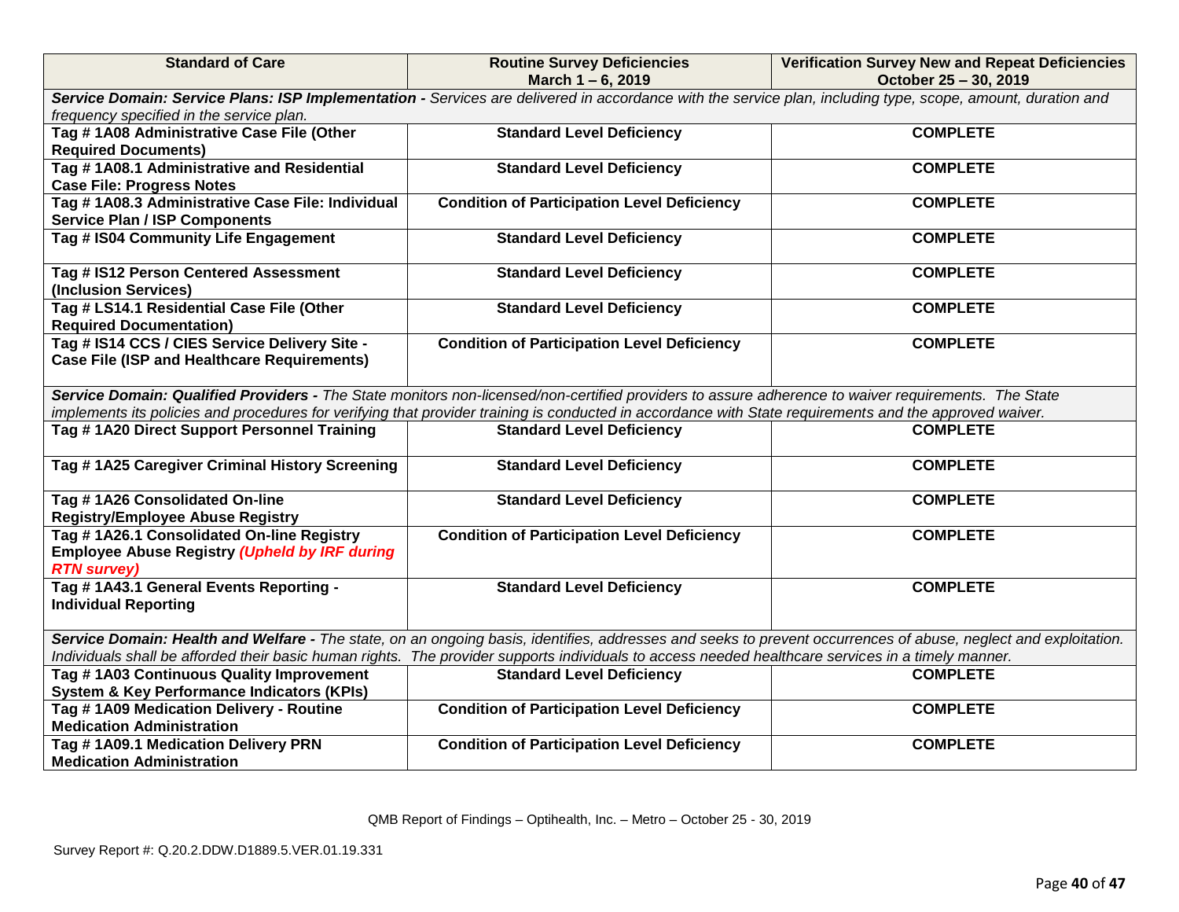| Standard of Care | Routine Survey Deficiencies March 1 – 6, 2019 | Verification Survey New and Repeat Deficiencies October 25 – 30, 2019 |
|---|---|---|
| ***Service Domain: Service Plans: ISP Implementation -*** *Services are delivered in accordance with the service plan, including type, scope, amount, duration and frequency specified in the service plan.* | | |
| **Tag # 1A08 Administrative Case File (Other Required Documents)** | **Standard Level Deficiency** | **COMPLETE** |
| **Tag # 1A08.1 Administrative and Residential Case File: Progress Notes** | **Standard Level Deficiency** | **COMPLETE** |
| **Tag # 1A08.3 Administrative Case File: Individual Service Plan / ISP Components** | **Condition of Participation Level Deficiency** | **COMPLETE** |
| **Tag # IS04 Community Life Engagement** | **Standard Level Deficiency** | **COMPLETE** |
| **Tag # IS12 Person Centered Assessment (Inclusion Services)** | **Standard Level Deficiency** | **COMPLETE** |
| **Tag # LS14.1 Residential Case File (Other Required Documentation)** | **Standard Level Deficiency** | **COMPLETE** |
| **Tag # IS14 CCS / CIES Service Delivery Site - Case File (ISP and Healthcare Requirements)** | **Condition of Participation Level Deficiency** | **COMPLETE** |
| ***Service Domain: Qualified Providers -*** *The State monitors non-licensed/non-certified providers to assure adherence to waiver requirements. The State implements its policies and procedures for verifying that provider training is conducted in accordance with State requirements and the approved waiver.* | | |
| **Tag # 1A20 Direct Support Personnel Training** | **Standard Level Deficiency** | **COMPLETE** |
| **Tag # 1A25 Caregiver Criminal History Screening** | **Standard Level Deficiency** | **COMPLETE** |
| **Tag # 1A26 Consolidated On-line Registry/Employee Abuse Registry** | **Standard Level Deficiency** | **COMPLETE** |
| **Tag # 1A26.1 Consolidated On-line Registry Employee Abuse Registry *(Upheld by IRF during RTN survey)*** | **Condition of Participation Level Deficiency** | **COMPLETE** |
| **Tag # 1A43.1 General Events Reporting - Individual Reporting** | **Standard Level Deficiency** | **COMPLETE** |
| ***Service Domain: Health and Welfare -*** *The state, on an ongoing basis, identifies, addresses and seeks to prevent occurrences of abuse, neglect and exploitation. Individuals shall be afforded their basic human rights. The provider supports individuals to access needed healthcare services in a timely manner.* | | |
| **Tag # 1A03 Continuous Quality Improvement System & Key Performance Indicators (KPIs)** | **Standard Level Deficiency** | **COMPLETE** |
| **Tag # 1A09 Medication Delivery - Routine Medication Administration** | **Condition of Participation Level Deficiency** | **COMPLETE** |
| **Tag # 1A09.1 Medication Delivery PRN Medication Administration** | **Condition of Participation Level Deficiency** | **COMPLETE** |

QMB Report of Findings – Optihealth, Inc. – Metro – October 25 - 30, 2019

Survey Report #: Q.20.2.DDW.D1889.5.VER.01.19.331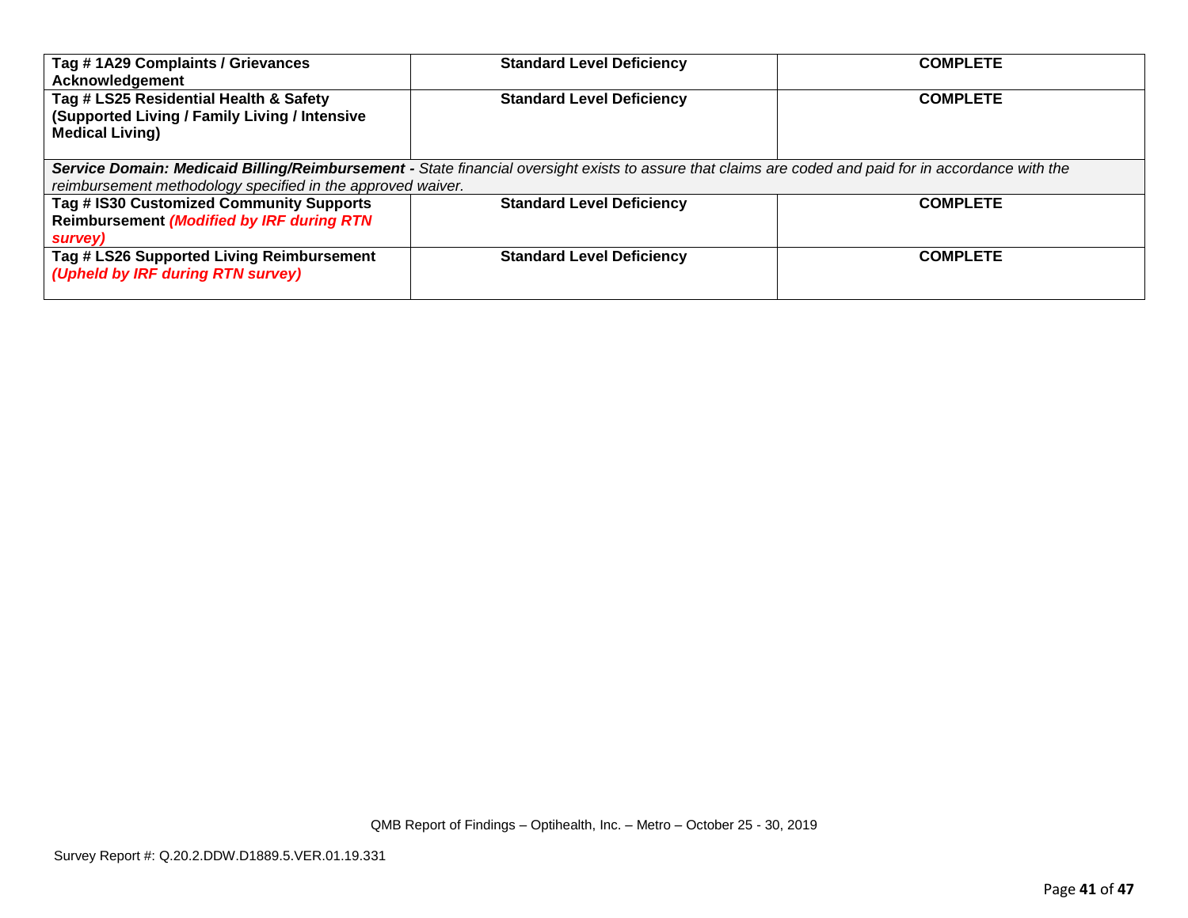| | | |
|---|---|---|
| **Tag # 1A29 Complaints / Grievances Acknowledgement** | **Standard Level Deficiency** | **COMPLETE** |
| **Tag # LS25 Residential Health & Safety (Supported Living / Family Living / Intensive Medical Living)** | **Standard Level Deficiency** | **COMPLETE** |
| ***Service Domain: Medicaid Billing/Reimbursement -*** *State financial oversight exists to assure that claims are coded and paid for in accordance with the reimbursement methodology specified in the approved waiver.* | | |
| **Tag # IS30 Customized Community Supports Reimbursement *(Modified by IRF during RTN survey)*** | **Standard Level Deficiency** | **COMPLETE** |
| **Tag # LS26 Supported Living Reimbursement *(Upheld by IRF during RTN survey)*** | **Standard Level Deficiency** | **COMPLETE** |

QMB Report of Findings – Optihealth, Inc. – Metro – October 25 - 30, 2019

Survey Report #: Q.20.2.DDW.D1889.5.VER.01.19.331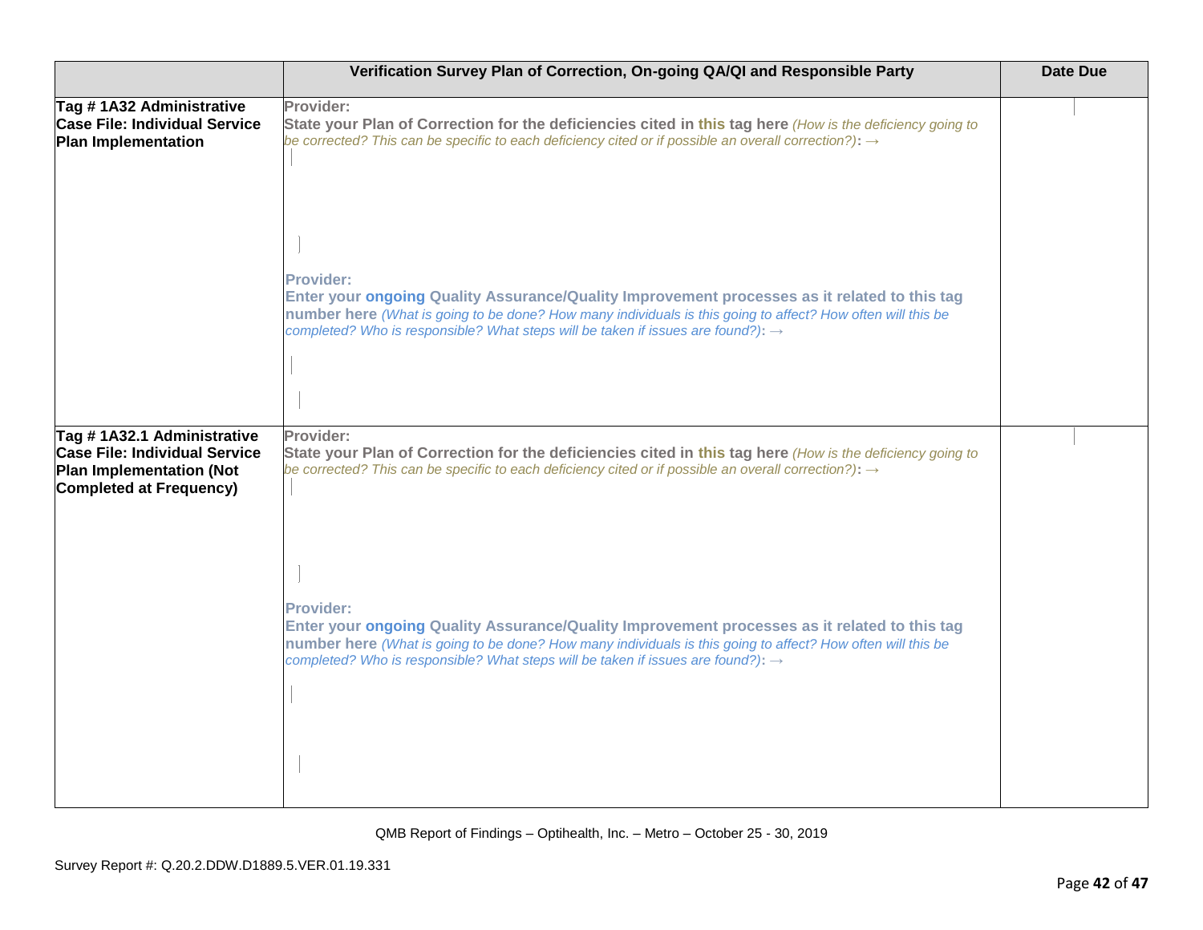| | Verification Survey Plan of Correction, On-going QA/QI and Responsible Party | Date Due |
|---|---|---|
| **Tag # 1A32 Administrative Case File: Individual Service Plan Implementation** | **Provider:**<br>**State your Plan of Correction for the deficiencies cited in this tag here** *(How is the deficiency going to be corrected? This can be specific to each deficiency cited or if possible an overall correction?)*: →<br><br>**Provider:**<br>**Enter your ongoing Quality Assurance/Quality Improvement processes as it related to this tag number here** *(What is going to be done? How many individuals is this going to affect? How often will this be completed? Who is responsible? What steps will be taken if issues are found?)*: → | |
| **Tag # 1A32.1 Administrative Case File: Individual Service Plan Implementation (Not Completed at Frequency)** | **Provider:**<br>**State your Plan of Correction for the deficiencies cited in this tag here** *(How is the deficiency going to be corrected? This can be specific to each deficiency cited or if possible an overall correction?)*: →<br><br>**Provider:**<br>**Enter your ongoing Quality Assurance/Quality Improvement processes as it related to this tag number here** *(What is going to be done? How many individuals is this going to affect? How often will this be completed? Who is responsible? What steps will be taken if issues are found?)*: → | |

QMB Report of Findings – Optihealth, Inc. – Metro – October 25 - 30, 2019

Survey Report #: Q.20.2.DDW.D1889.5.VER.01.19.331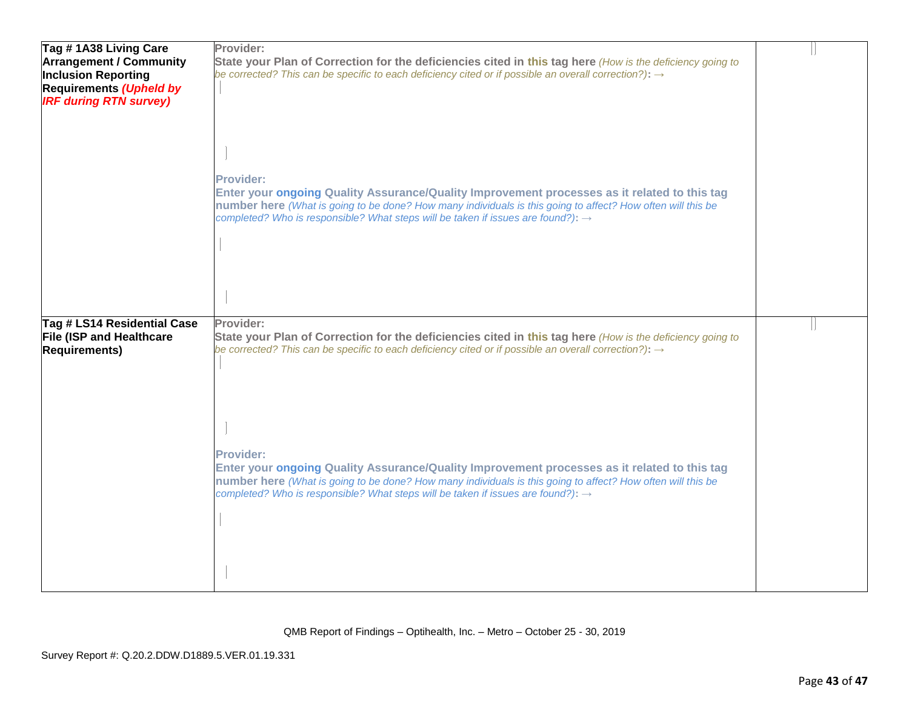| | | |
|---|---|---|
| **Tag # 1A38 Living Care Arrangement / Community Inclusion Reporting Requirements** ***(Upheld by IRF during RTN survey)*** | **Provider:**<br>**State your Plan of Correction for the deficiencies cited in this tag here** *(How is the deficiency going to be corrected? This can be specific to each deficiency cited or if possible an overall correction?)*: →<br><br><br><br>**Provider:**<br>**Enter your ongoing Quality Assurance/Quality Improvement processes as it related to this tag number here** *(What is going to be done? How many individuals is this going to affect? How often will this be completed? Who is responsible? What steps will be taken if issues are found?)*: → | |
| **Tag # LS14 Residential Case File (ISP and Healthcare Requirements)** | **Provider:**<br>**State your Plan of Correction for the deficiencies cited in this tag here** *(How is the deficiency going to be corrected? This can be specific to each deficiency cited or if possible an overall correction?)*: →<br><br><br><br>**Provider:**<br>**Enter your ongoing Quality Assurance/Quality Improvement processes as it related to this tag number here** *(What is going to be done? How many individuals is this going to affect? How often will this be completed? Who is responsible? What steps will be taken if issues are found?)*: → | |

QMB Report of Findings – Optihealth, Inc. – Metro – October 25 - 30, 2019

Survey Report #: Q.20.2.DDW.D1889.5.VER.01.19.331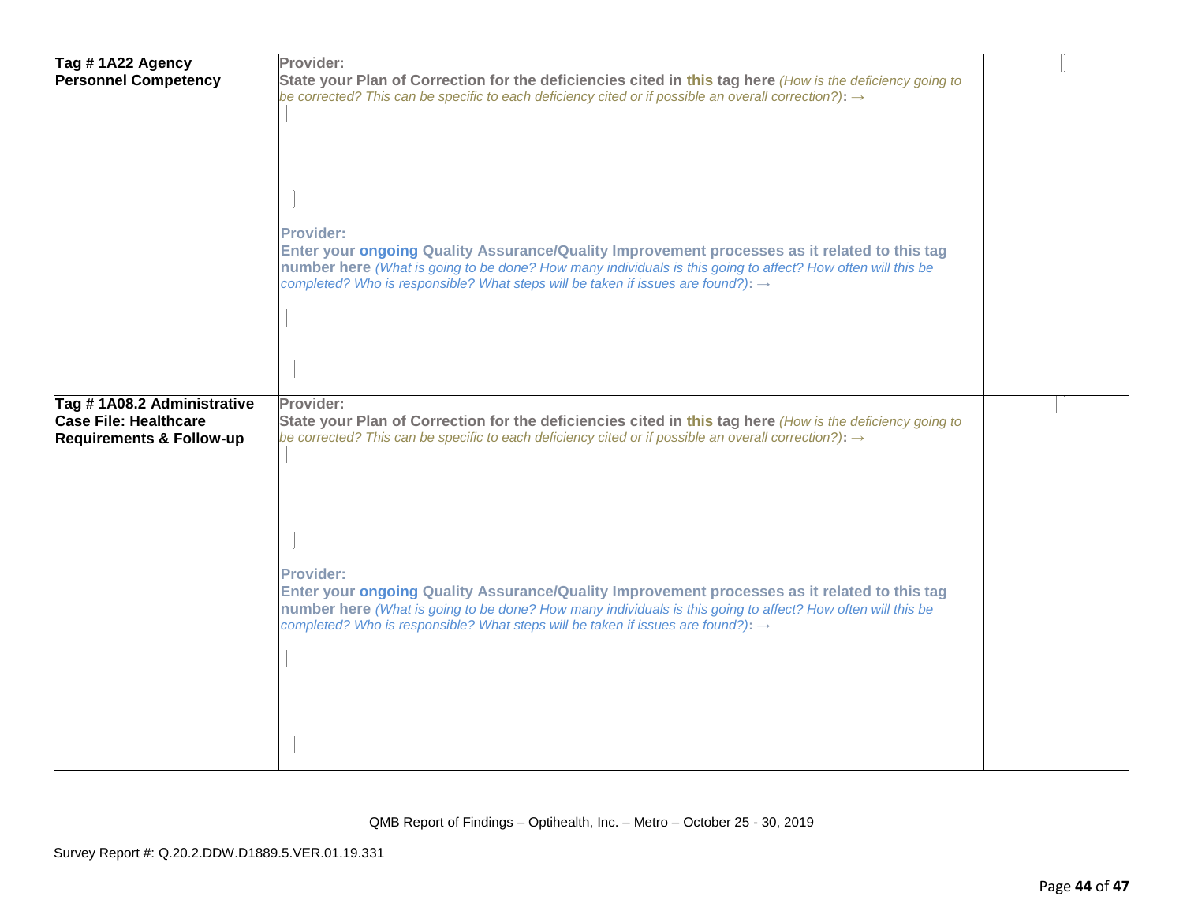| | | |
|---|---|---|
| **Tag # 1A22 Agency Personnel Competency** | **Provider:** **State your Plan of Correction for the deficiencies cited in this tag here** *(How is the deficiency going to be corrected? This can be specific to each deficiency cited or if possible an overall correction?)*: → <br><br> **Provider:** **Enter your ongoing Quality Assurance/Quality Improvement processes as it related to this tag number here** *(What is going to be done? How many individuals is this going to affect? How often will this be completed? Who is responsible? What steps will be taken if issues are found?)*: → | |
| **Tag # 1A08.2 Administrative Case File: Healthcare Requirements & Follow-up** | **Provider:** **State your Plan of Correction for the deficiencies cited in this tag here** *(How is the deficiency going to be corrected? This can be specific to each deficiency cited or if possible an overall correction?)*: → <br><br> **Provider:** **Enter your ongoing Quality Assurance/Quality Improvement processes as it related to this tag number here** *(What is going to be done? How many individuals is this going to affect? How often will this be completed? Who is responsible? What steps will be taken if issues are found?)*: → | |

QMB Report of Findings – Optihealth, Inc. – Metro – October 25 - 30, 2019

Survey Report #: Q.20.2.DDW.D1889.5.VER.01.19.331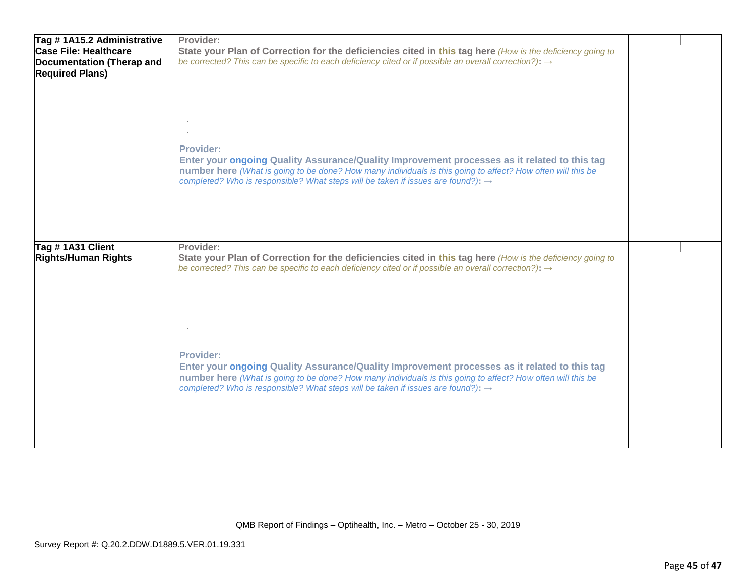| | | |
|---|---|---|
| **Tag # 1A15.2 Administrative Case File: Healthcare Documentation (Therap and Required Plans)** | **Provider:**<br>**State your Plan of Correction for the deficiencies cited in this tag here** *(How is the deficiency going to be corrected? This can be specific to each deficiency cited or if possible an overall correction?)*: →<br><br>**Provider:**<br>**Enter your ongoing Quality Assurance/Quality Improvement processes as it related to this tag number here** *(What is going to be done? How many individuals is this going to affect? How often will this be completed? Who is responsible? What steps will be taken if issues are found?)*: → | |
| **Tag # 1A31 Client Rights/Human Rights** | **Provider:**<br>**State your Plan of Correction for the deficiencies cited in this tag here** *(How is the deficiency going to be corrected? This can be specific to each deficiency cited or if possible an overall correction?)*: →<br><br>**Provider:**<br>**Enter your ongoing Quality Assurance/Quality Improvement processes as it related to this tag number here** *(What is going to be done? How many individuals is this going to affect? How often will this be completed? Who is responsible? What steps will be taken if issues are found?)*: → | |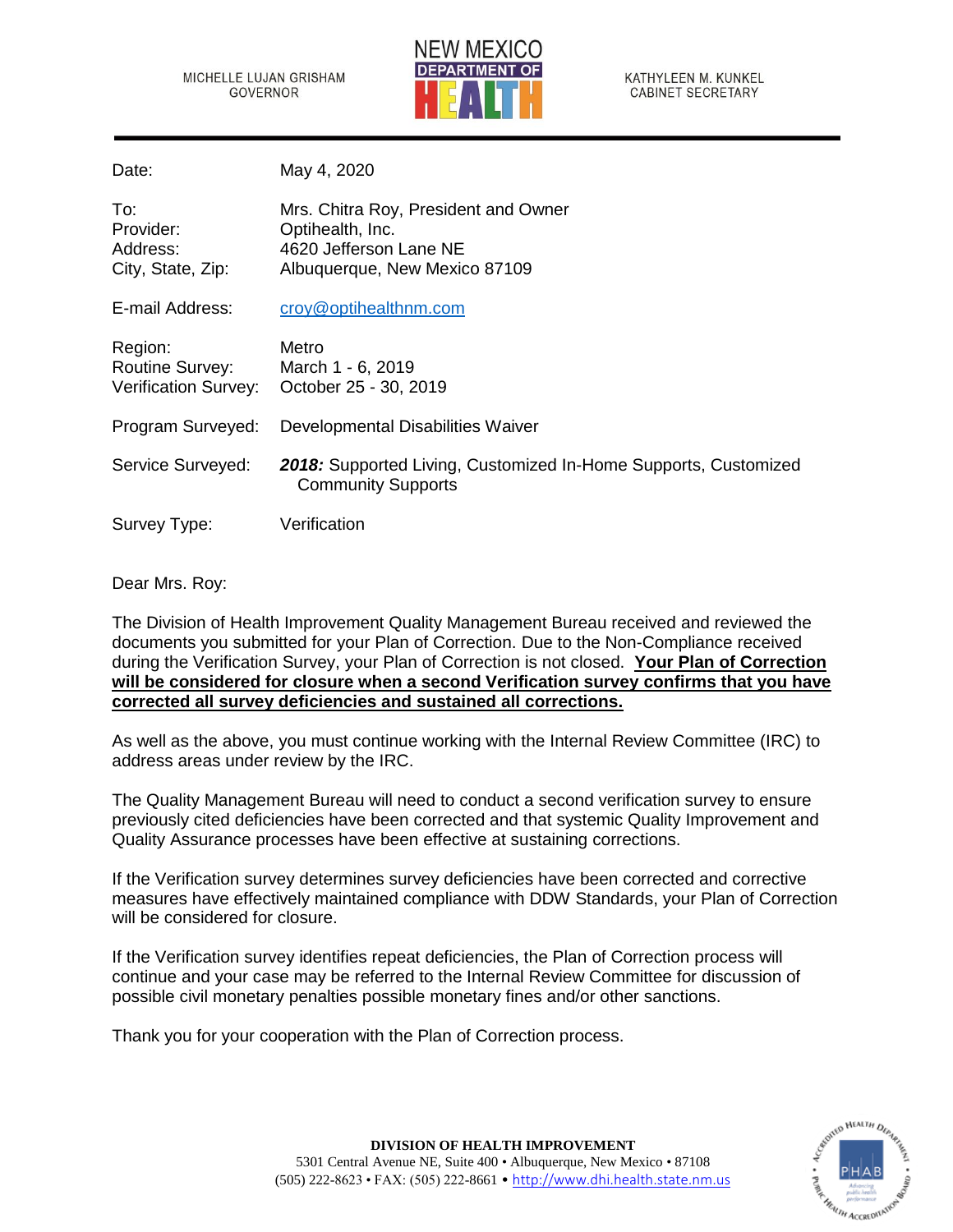MICHELLE LUJAN GRISHAM
GOVERNOR

NEW MEXICO
DEPARTMENT OF
HEALTH

KATHYLEEN M. KUNKEL
CABINET SECRETARY

| | |
|---|---|
| Date: | May 4, 2020 |
| To: | Mrs. Chitra Roy, President and Owner |
| Provider: | Optihealth, Inc. |
| Address: | 4620 Jefferson Lane NE |
| City, State, Zip: | Albuquerque, New Mexico 87109 |
| E-mail Address: | croy@optihealthnm.com |
| Region: | Metro |
| Routine Survey: | March 1 - 6, 2019 |
| Verification Survey: | October 25 - 30, 2019 |
| Program Surveyed: | Developmental Disabilities Waiver |
| Service Surveyed: | ***2018:*** Supported Living, Customized In-Home Supports, Customized Community Supports |
| Survey Type: | Verification |

Dear Mrs. Roy:

The Division of Health Improvement Quality Management Bureau received and reviewed the documents you submitted for your Plan of Correction. Due to the Non-Compliance received during the Verification Survey, your Plan of Correction is not closed. **Your Plan of Correction will be considered for closure when a second Verification survey confirms that you have corrected all survey deficiencies and sustained all corrections.**

As well as the above, you must continue working with the Internal Review Committee (IRC) to address areas under review by the IRC.

The Quality Management Bureau will need to conduct a second verification survey to ensure previously cited deficiencies have been corrected and that systemic Quality Improvement and Quality Assurance processes have been effective at sustaining corrections.

If the Verification survey determines survey deficiencies have been corrected and corrective measures have effectively maintained compliance with DDW Standards, your Plan of Correction will be considered for closure.

If the Verification survey identifies repeat deficiencies, the Plan of Correction process will continue and your case may be referred to the Internal Review Committee for discussion of possible civil monetary penalties possible monetary fines and/or other sanctions.

Thank you for your cooperation with the Plan of Correction process.

**DIVISION OF HEALTH IMPROVEMENT**
5301 Central Avenue NE, Suite 400 • Albuquerque, New Mexico • 87108
(505) 222-8623 • FAX: (505) 222-8661 • http://www.dhi.health.state.nm.us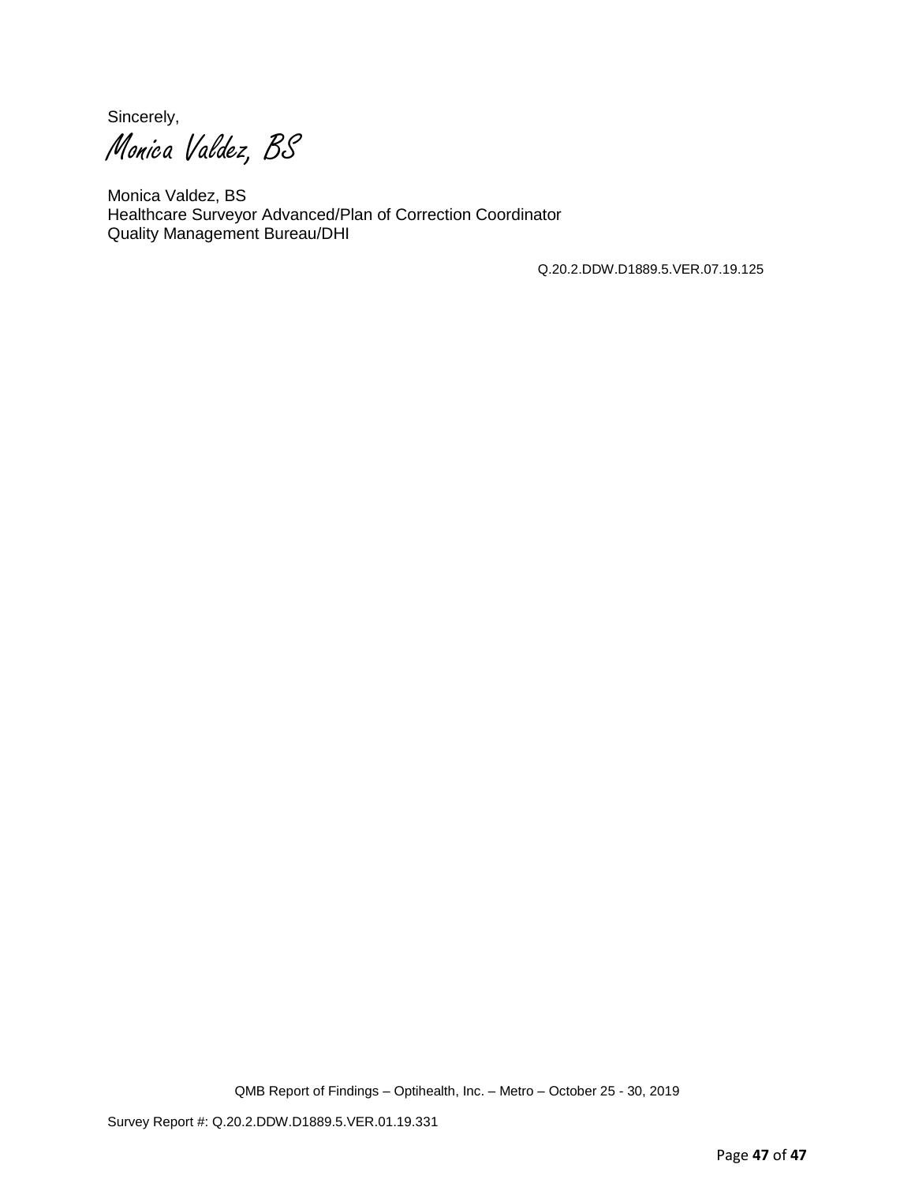Sincerely,

*Monica Valdez, BS*

Monica Valdez, BS
Healthcare Surveyor Advanced/Plan of Correction Coordinator
Quality Management Bureau/DHI

Q.20.2.DDW.D1889.5.VER.07.19.125